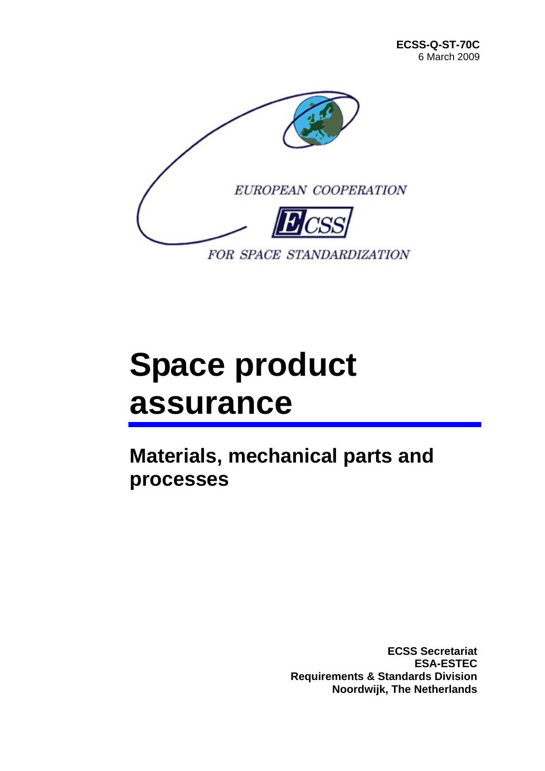**ECSS-Q-ST-70C**
6 March 2009

EUROPEAN COOPERATION

ECSS

FOR SPACE STANDARDIZATION

# Space product assurance

## Materials, mechanical parts and processes

**ECSS Secretariat**
**ESA-ESTEC**
**Requirements & Standards Division**
**Noordwijk, The Netherlands**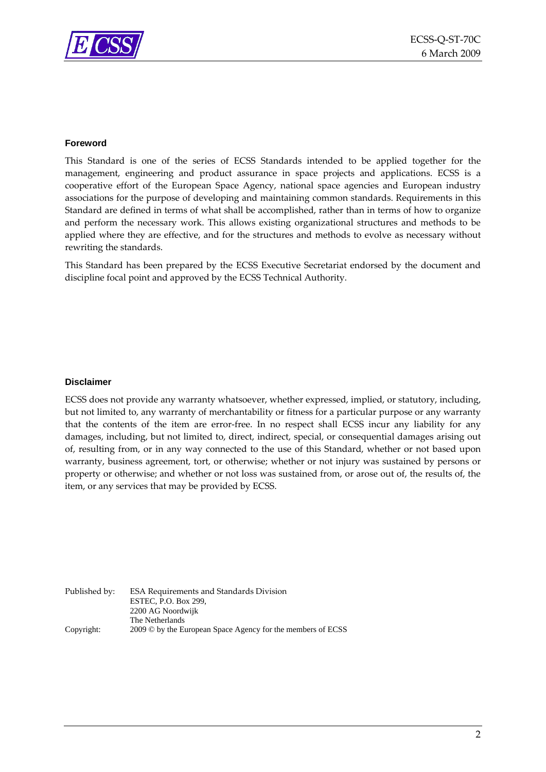## Foreword

This Standard is one of the series of ECSS Standards intended to be applied together for the management, engineering and product assurance in space projects and applications. ECSS is a cooperative effort of the European Space Agency, national space agencies and European industry associations for the purpose of developing and maintaining common standards. Requirements in this Standard are defined in terms of what shall be accomplished, rather than in terms of how to organize and perform the necessary work. This allows existing organizational structures and methods to be applied where they are effective, and for the structures and methods to evolve as necessary without rewriting the standards.

This Standard has been prepared by the ECSS Executive Secretariat endorsed by the document and discipline focal point and approved by the ECSS Technical Authority.

## Disclaimer

ECSS does not provide any warranty whatsoever, whether expressed, implied, or statutory, including, but not limited to, any warranty of merchantability or fitness for a particular purpose or any warranty that the contents of the item are error-free. In no respect shall ECSS incur any liability for any damages, including, but not limited to, direct, indirect, special, or consequential damages arising out of, resulting from, or in any way connected to the use of this Standard, whether or not based upon warranty, business agreement, tort, or otherwise; whether or not injury was sustained by persons or property or otherwise; and whether or not loss was sustained from, or arose out of, the results of, the item, or any services that may be provided by ECSS.

| | |
|---|---|
| Published by: | ESA Requirements and Standards Division<br>ESTEC, P.O. Box 299,<br>2200 AG Noordwijk<br>The Netherlands |
| Copyright: | 2009 © by the European Space Agency for the members of ECSS |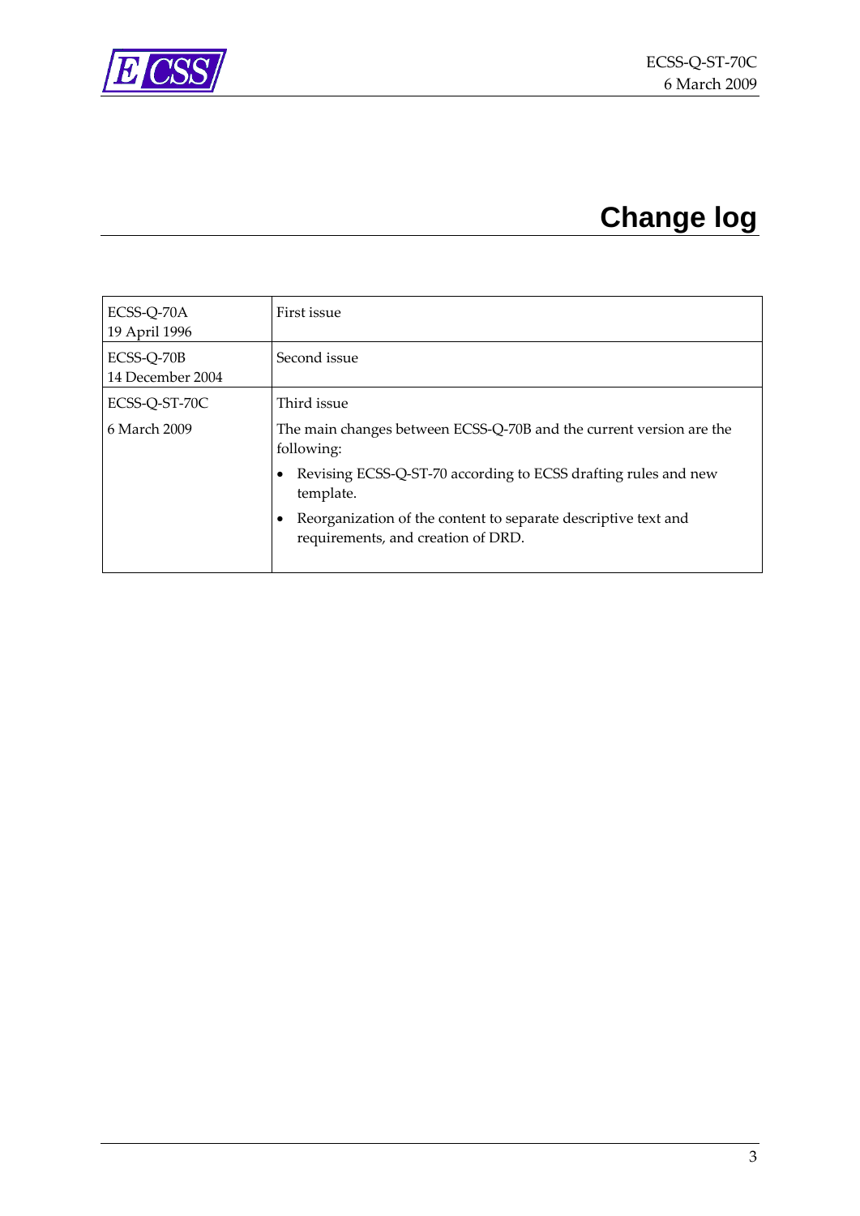# Change log

| | |
|---|---|
| ECSS-Q-70A<br>19 April 1996 | First issue |
| ECSS-Q-70B<br>14 December 2004 | Second issue |
| ECSS-Q-ST-70C<br>6 March 2009 | Third issue<br>The main changes between ECSS-Q-70B and the current version are the following:<br>• Revising ECSS-Q-ST-70 according to ECSS drafting rules and new template.<br>• Reorganization of the content to separate descriptive text and requirements, and creation of DRD. |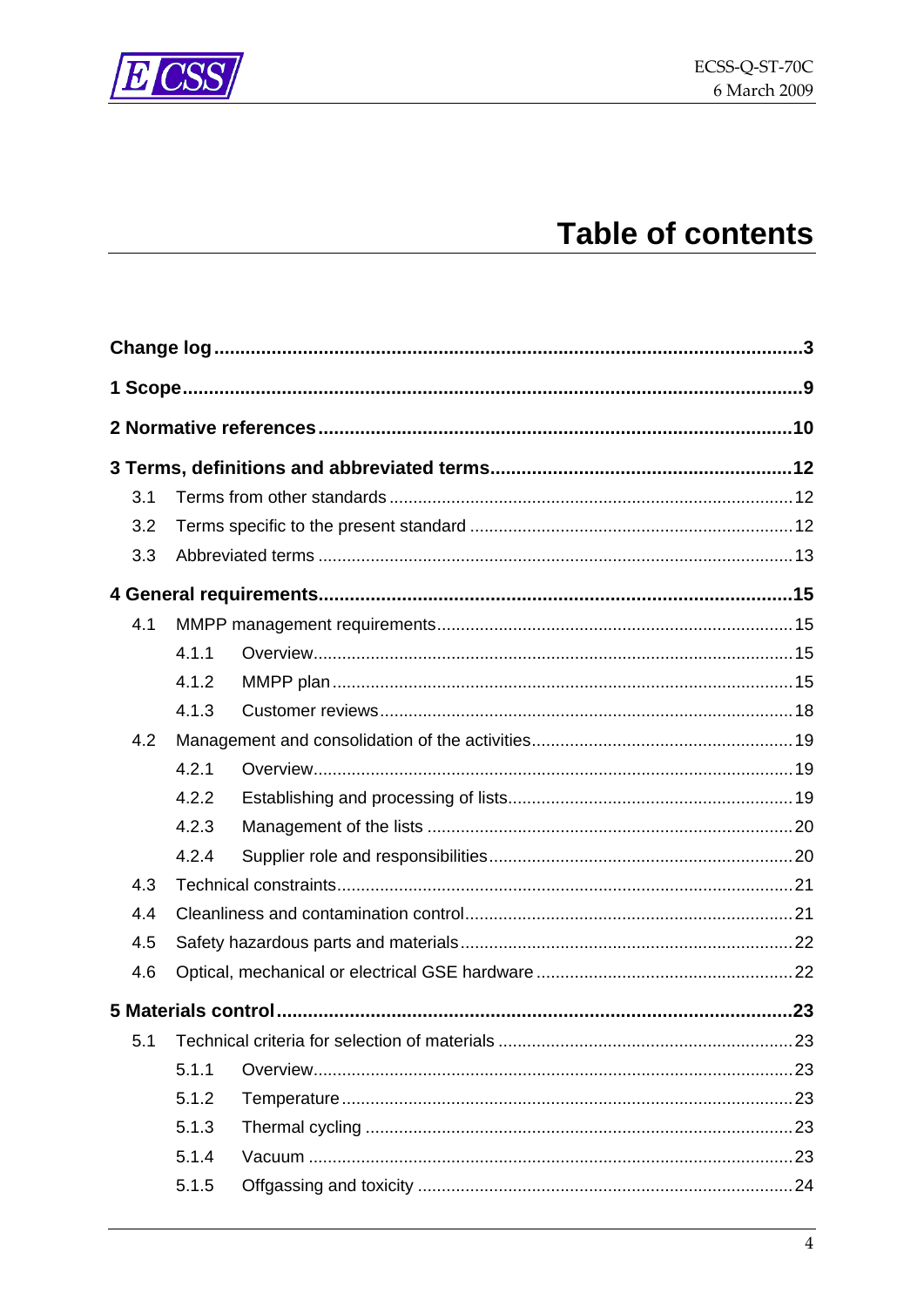# Table of contents

**Change log ........................................................................................................ 3**

**1 Scope ................................................................................................................ 9**

**2 Normative references ....................................................................................... 10**

**3 Terms, definitions and abbreviated terms ........................................................ 12**

3.1 Terms from other standards ........................................................................ 12

3.2 Terms specific to the present standard ........................................................ 12

3.3 Abbreviated terms ....................................................................................... 13

**4 General requirements ....................................................................................... 15**

4.1 MMPP management requirements ................................................................ 15

4.1.1 Overview ................................................................................................. 15

4.1.2 MMPP plan .............................................................................................. 15

4.1.3 Customer reviews .................................................................................... 18

4.2 Management and consolidation of the activities .......................................... 19

4.2.1 Overview ................................................................................................. 19

4.2.2 Establishing and processing of lists .......................................................... 19

4.2.3 Management of the lists ........................................................................... 20

4.2.4 Supplier role and responsibilities ............................................................. 20

4.3 Technical constraints .................................................................................. 21

4.4 Cleanliness and contamination control ....................................................... 21

4.5 Safety hazardous parts and materials .......................................................... 22

4.6 Optical, mechanical or electrical GSE hardware .......................................... 22

**5 Materials control .............................................................................................. 23**

5.1 Technical criteria for selection of materials ............................................... 23

5.1.1 Overview ................................................................................................. 23

5.1.2 Temperature ............................................................................................ 23

5.1.3 Thermal cycling ....................................................................................... 23

5.1.4 Vacuum ................................................................................................... 23

5.1.5 Offgassing and toxicity ............................................................................ 24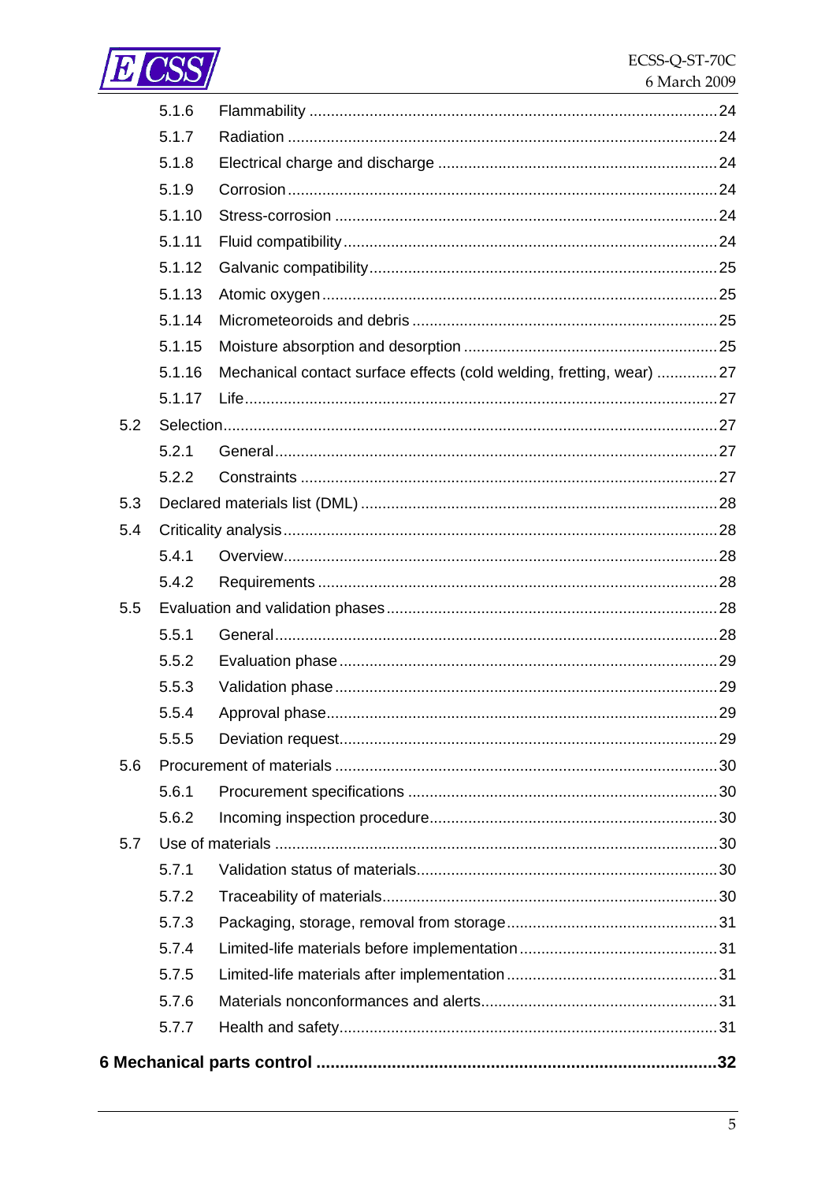5.1.6 Flammability ..........24
5.1.7 Radiation ..........24
5.1.8 Electrical charge and discharge ..........24
5.1.9 Corrosion ..........24
5.1.10 Stress-corrosion ..........24
5.1.11 Fluid compatibility ..........24
5.1.12 Galvanic compatibility ..........25
5.1.13 Atomic oxygen ..........25
5.1.14 Micrometeoroids and debris ..........25
5.1.15 Moisture absorption and desorption ..........25
5.1.16 Mechanical contact surface effects (cold welding, fretting, wear) ..........27
5.1.17 Life ..........27

5.2 Selection ..........27
5.2.1 General ..........27
5.2.2 Constraints ..........27

5.3 Declared materials list (DML) ..........28

5.4 Criticality analysis ..........28
5.4.1 Overview ..........28
5.4.2 Requirements ..........28

5.5 Evaluation and validation phases ..........28
5.5.1 General ..........28
5.5.2 Evaluation phase ..........29
5.5.3 Validation phase ..........29
5.5.4 Approval phase ..........29
5.5.5 Deviation request ..........29

5.6 Procurement of materials ..........30
5.6.1 Procurement specifications ..........30
5.6.2 Incoming inspection procedure ..........30

5.7 Use of materials ..........30
5.7.1 Validation status of materials ..........30
5.7.2 Traceability of materials ..........30
5.7.3 Packaging, storage, removal from storage ..........31
5.7.4 Limited-life materials before implementation ..........31
5.7.5 Limited-life materials after implementation ..........31
5.7.6 Materials nonconformances and alerts ..........31
5.7.7 Health and safety ..........31

**6 Mechanical parts control ..........32**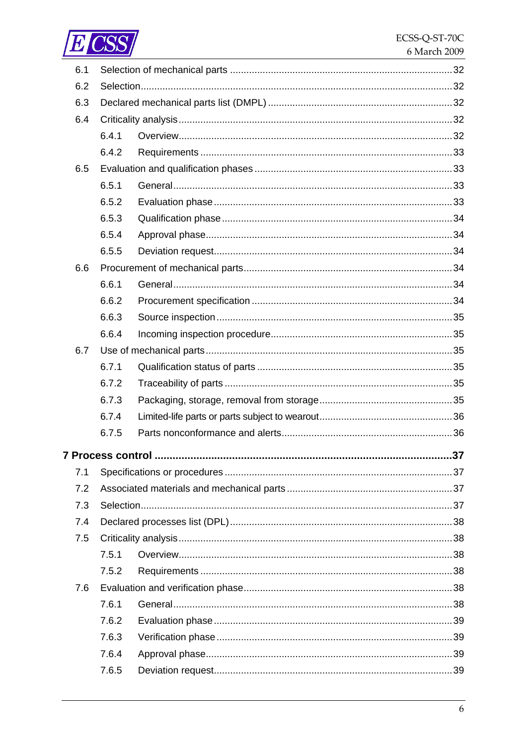6.1 Selection of mechanical parts ....................................................................................32

6.2 Selection....................................................................................................................32

6.3 Declared mechanical parts list (DMPL) .....................................................................32

6.4 Criticality analysis......................................................................................................32

6.4.1 Overview.....................................................................................................32

6.4.2 Requirements ..............................................................................................33

6.5 Evaluation and qualification phases ..........................................................................33

6.5.1 General........................................................................................................33

6.5.2 Evaluation phase .........................................................................................33

6.5.3 Qualification phase ......................................................................................34

6.5.4 Approval phase............................................................................................34

6.5.5 Deviation request.........................................................................................34

6.6 Procurement of mechanical parts..............................................................................34

6.6.1 General........................................................................................................34

6.6.2 Procurement specification ...........................................................................34

6.6.3 Source inspection ........................................................................................35

6.6.4 Incoming inspection procedure....................................................................35

6.7 Use of mechanical parts............................................................................................35

6.7.1 Qualification status of parts .........................................................................35

6.7.2 Traceability of parts .....................................................................................35

6.7.3 Packaging, storage, removal from storage..................................................35

6.7.4 Limited-life parts or parts subject to wearout................................................36

6.7.5 Parts nonconformance and alerts................................................................36

**7 Process control ......................................................................................................37**

7.1 Specifications or procedures ....................................................................................37

7.2 Associated materials and mechanical parts ..............................................................37

7.3 Selection...................................................................................................................37

7.4 Declared processes list (DPL) ...................................................................................38

7.5 Criticality analysis......................................................................................................38

7.5.1 Overview.....................................................................................................38

7.5.2 Requirements ..............................................................................................38

7.6 Evaluation and verification phase..............................................................................38

7.6.1 General........................................................................................................38

7.6.2 Evaluation phase .........................................................................................39

7.6.3 Verification phase ........................................................................................39

7.6.4 Approval phase............................................................................................39

7.6.5 Deviation request.........................................................................................39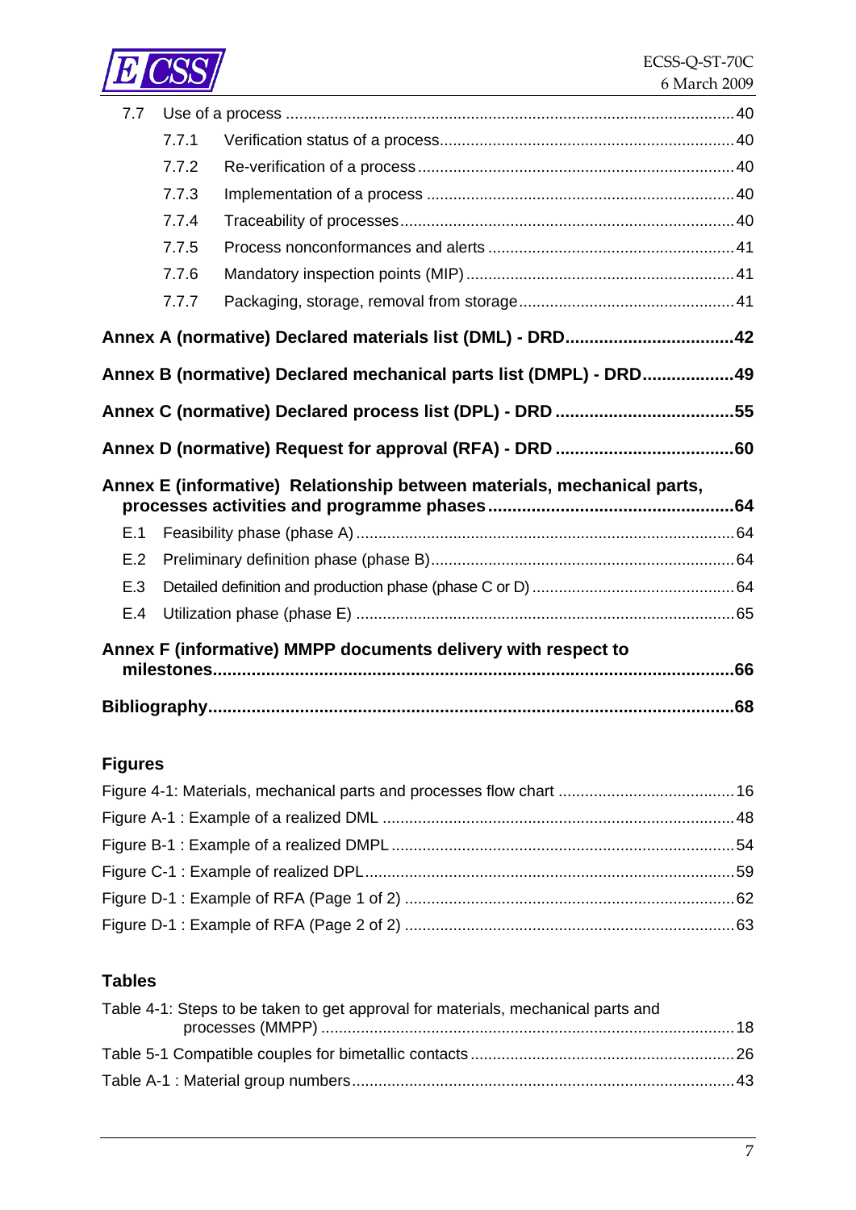7.7 Use of a process ........................................................................................ 40

7.7.1 Verification status of a process ................................................................ 40

7.7.2 Re-verification of a process ...................................................................... 40

7.7.3 Implementation of a process ..................................................................... 40

7.7.4 Traceability of processes ........................................................................... 40

7.7.5 Process nonconformances and alerts ........................................................ 41

7.7.6 Mandatory inspection points (MIP) ............................................................ 41

7.7.7 Packaging, storage, removal from storage ................................................ 41

**Annex A (normative) Declared materials list (DML) - DRD ..................................42**

**Annex B (normative) Declared mechanical parts list (DMPL) - DRD ..................49**

**Annex C (normative) Declared process list (DPL) - DRD ....................................55**

**Annex D (normative) Request for approval (RFA) - DRD ....................................60**

**Annex E (informative) Relationship between materials, mechanical parts, processes activities and programme phases ..................................................64**

E.1 Feasibility phase (phase A) ........................................................................ 64

E.2 Preliminary definition phase (phase B) ....................................................... 64

E.3 Detailed definition and production phase (phase C or D) ........................... 64

E.4 Utilization phase (phase E) ........................................................................ 65

**Annex F (informative) MMPP documents delivery with respect to milestones ........................................................................................................66**

**Bibliography .............................................................................................................68**

## Figures

Figure 4-1: Materials, mechanical parts and processes flow chart ........................................16

Figure A-1 : Example of a realized DML ...............................................................................48

Figure B-1 : Example of a realized DMPL .............................................................................54

Figure C-1 : Example of realized DPL ...................................................................................59

Figure D-1 : Example of RFA (Page 1 of 2) ..........................................................................62

Figure D-1 : Example of RFA (Page 2 of 2) ..........................................................................63

## Tables

Table 4-1: Steps to be taken to get approval for materials, mechanical parts and processes (MMPP) .............................................................................................18

Table 5-1 Compatible couples for bimetallic contacts ...........................................................26

Table A-1 : Material group numbers ......................................................................................43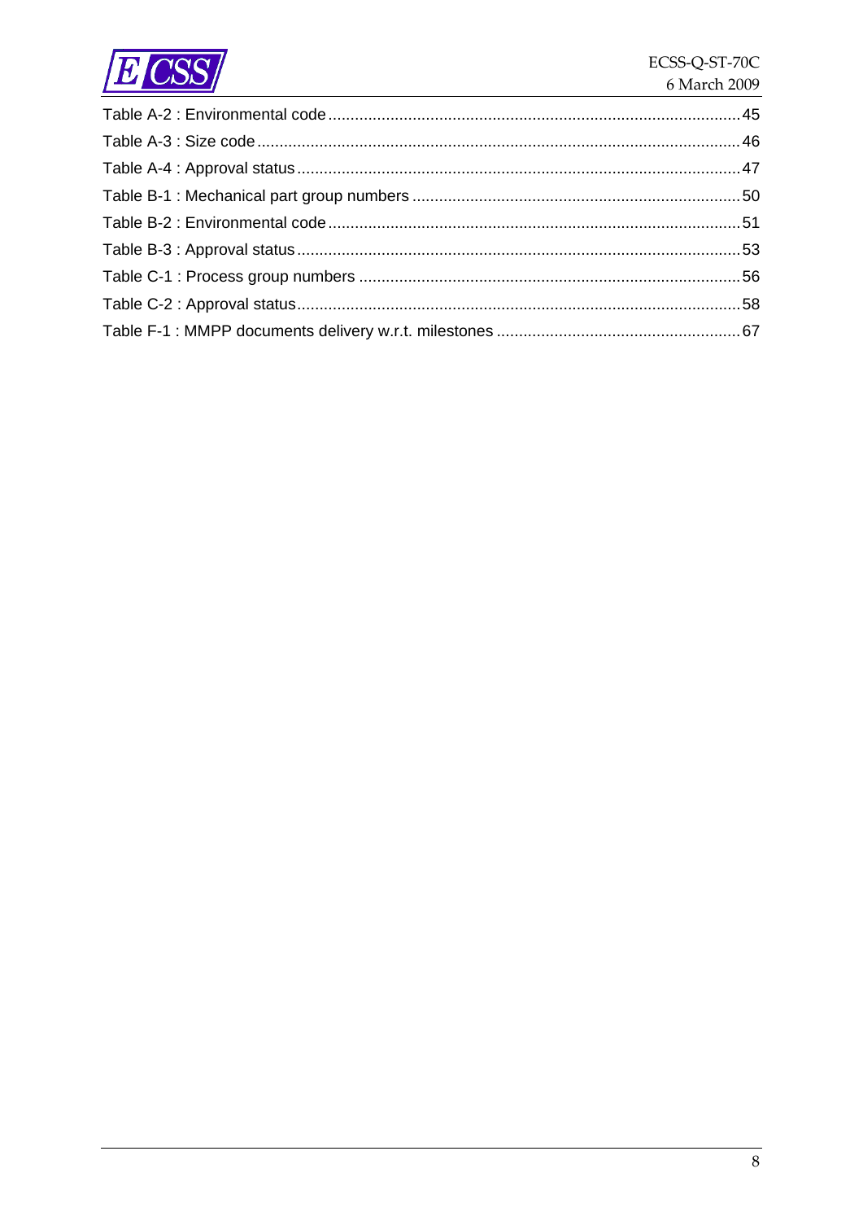Table A-2 : Environmental code ........................................................................................ 45

Table A-3 : Size code ..................................................................................................... 46

Table A-4 : Approval status ............................................................................................ 47

Table B-1 : Mechanical part group numbers .................................................................... 50

Table B-2 : Environmental code ........................................................................................ 51

Table B-3 : Approval status ............................................................................................. 53

Table C-1 : Process group numbers ................................................................................ 56

Table C-2 : Approval status ............................................................................................. 58

Table F-1 : MMPP documents delivery w.r.t. milestones ................................................ 67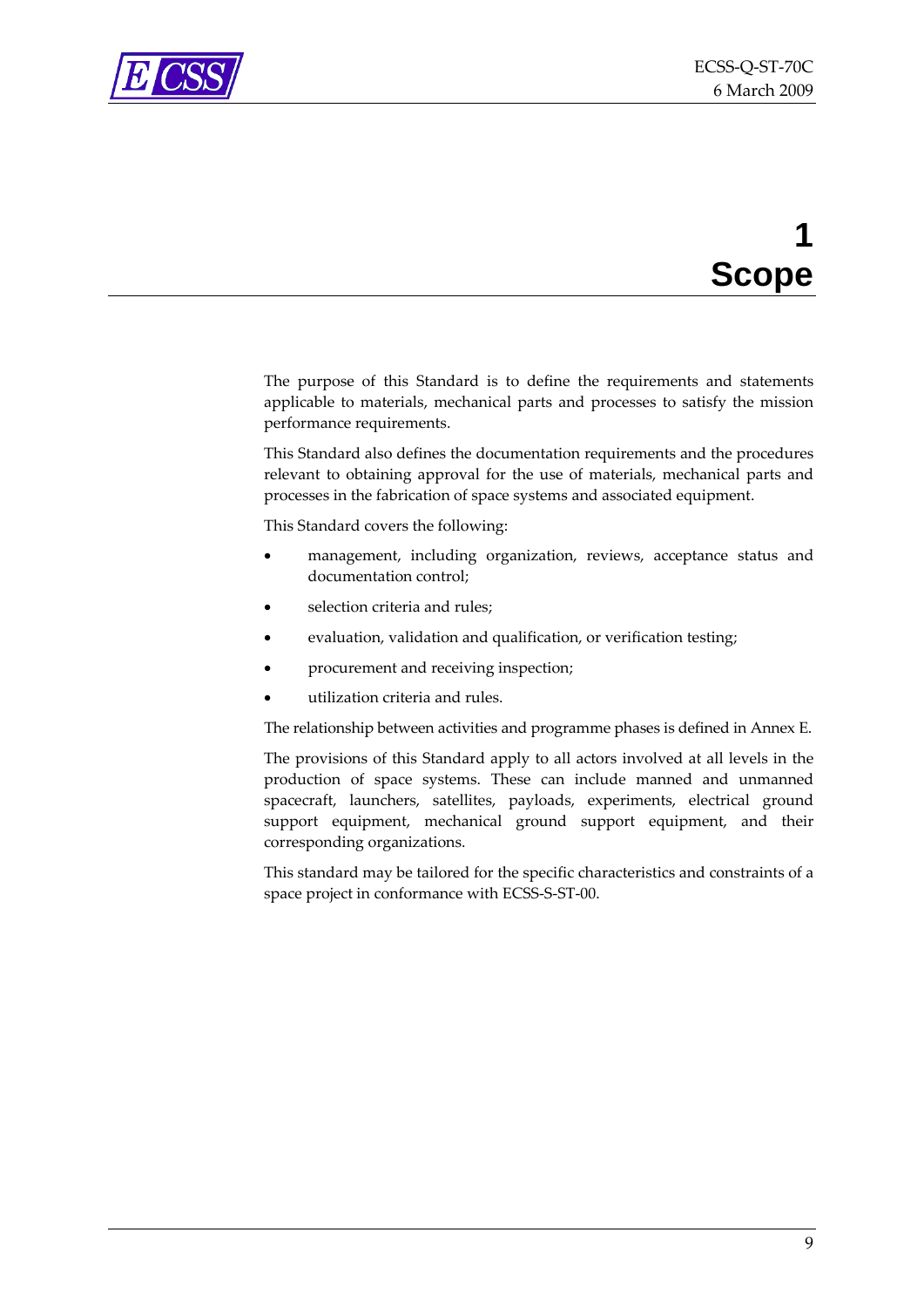# 1 Scope

The purpose of this Standard is to define the requirements and statements applicable to materials, mechanical parts and processes to satisfy the mission performance requirements.

This Standard also defines the documentation requirements and the procedures relevant to obtaining approval for the use of materials, mechanical parts and processes in the fabrication of space systems and associated equipment.

This Standard covers the following:

- management, including organization, reviews, acceptance status and documentation control;
- selection criteria and rules;
- evaluation, validation and qualification, or verification testing;
- procurement and receiving inspection;
- utilization criteria and rules.

The relationship between activities and programme phases is defined in Annex E.

The provisions of this Standard apply to all actors involved at all levels in the production of space systems. These can include manned and unmanned spacecraft, launchers, satellites, payloads, experiments, electrical ground support equipment, mechanical ground support equipment, and their corresponding organizations.

This standard may be tailored for the specific characteristics and constraints of a space project in conformance with ECSS-S-ST-00.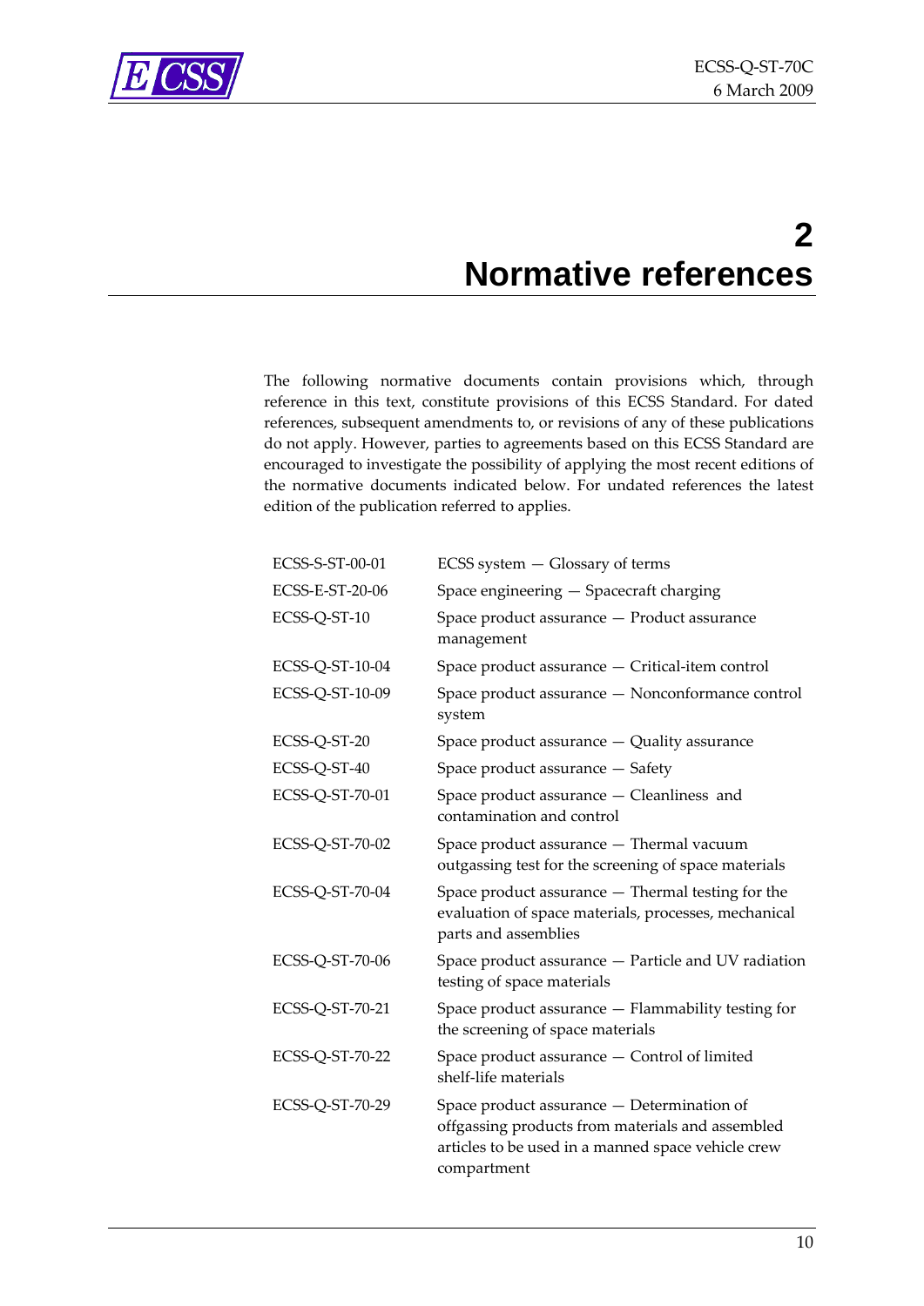# 2 Normative references

The following normative documents contain provisions which, through reference in this text, constitute provisions of this ECSS Standard. For dated references, subsequent amendments to, or revisions of any of these publications do not apply. However, parties to agreements based on this ECSS Standard are encouraged to investigate the possibility of applying the most recent editions of the normative documents indicated below. For undated references the latest edition of the publication referred to applies.

| | |
|---|---|
| ECSS-S-ST-00-01 | ECSS system — Glossary of terms |
| ECSS-E-ST-20-06 | Space engineering — Spacecraft charging |
| ECSS-Q-ST-10 | Space product assurance — Product assurance management |
| ECSS-Q-ST-10-04 | Space product assurance — Critical-item control |
| ECSS-Q-ST-10-09 | Space product assurance — Nonconformance control system |
| ECSS-Q-ST-20 | Space product assurance — Quality assurance |
| ECSS-Q-ST-40 | Space product assurance — Safety |
| ECSS-Q-ST-70-01 | Space product assurance — Cleanliness and contamination and control |
| ECSS-Q-ST-70-02 | Space product assurance — Thermal vacuum outgassing test for the screening of space materials |
| ECSS-Q-ST-70-04 | Space product assurance — Thermal testing for the evaluation of space materials, processes, mechanical parts and assemblies |
| ECSS-Q-ST-70-06 | Space product assurance — Particle and UV radiation testing of space materials |
| ECSS-Q-ST-70-21 | Space product assurance — Flammability testing for the screening of space materials |
| ECSS-Q-ST-70-22 | Space product assurance — Control of limited shelf-life materials |
| ECSS-Q-ST-70-29 | Space product assurance — Determination of offgassing products from materials and assembled articles to be used in a manned space vehicle crew compartment |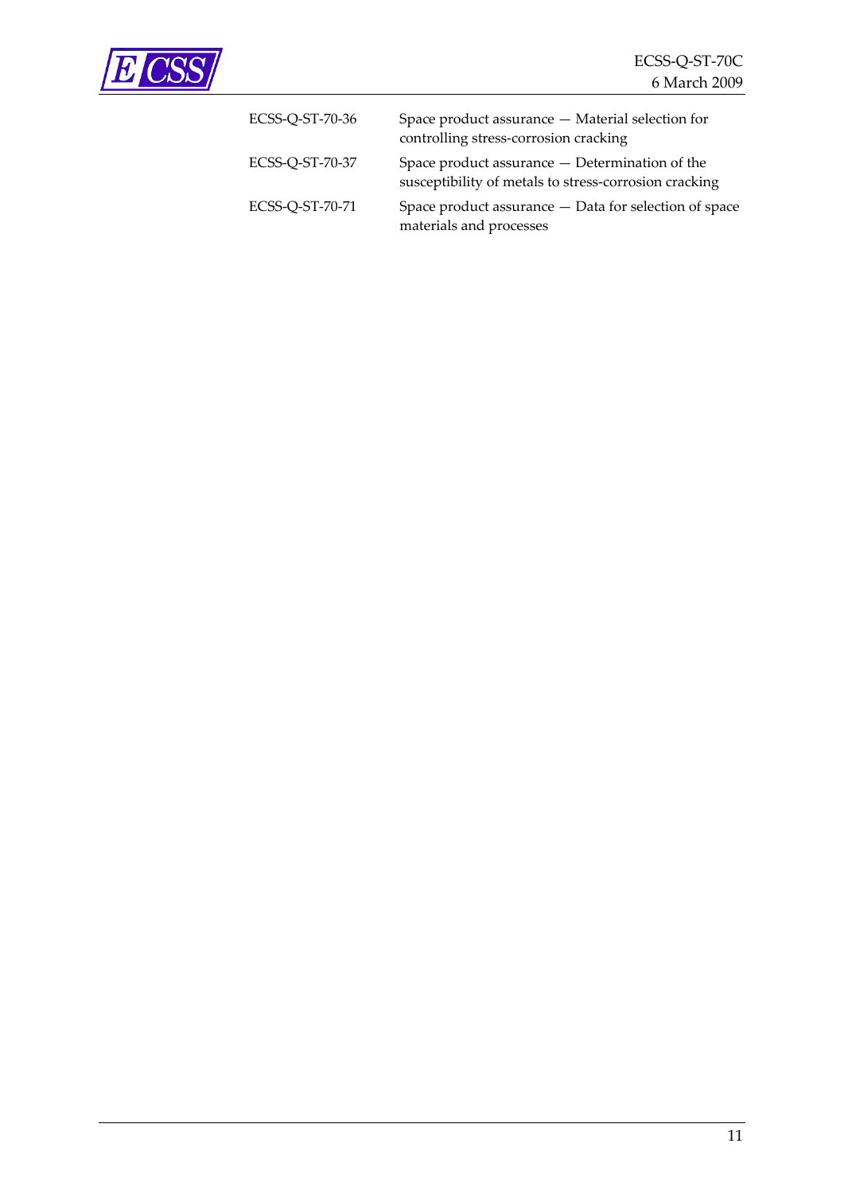| | |
|---|---|
| ECSS-Q-ST-70-36 | Space product assurance — Material selection for controlling stress-corrosion cracking |
| ECSS-Q-ST-70-37 | Space product assurance — Determination of the susceptibility of metals to stress-corrosion cracking |
| ECSS-Q-ST-70-71 | Space product assurance — Data for selection of space materials and processes |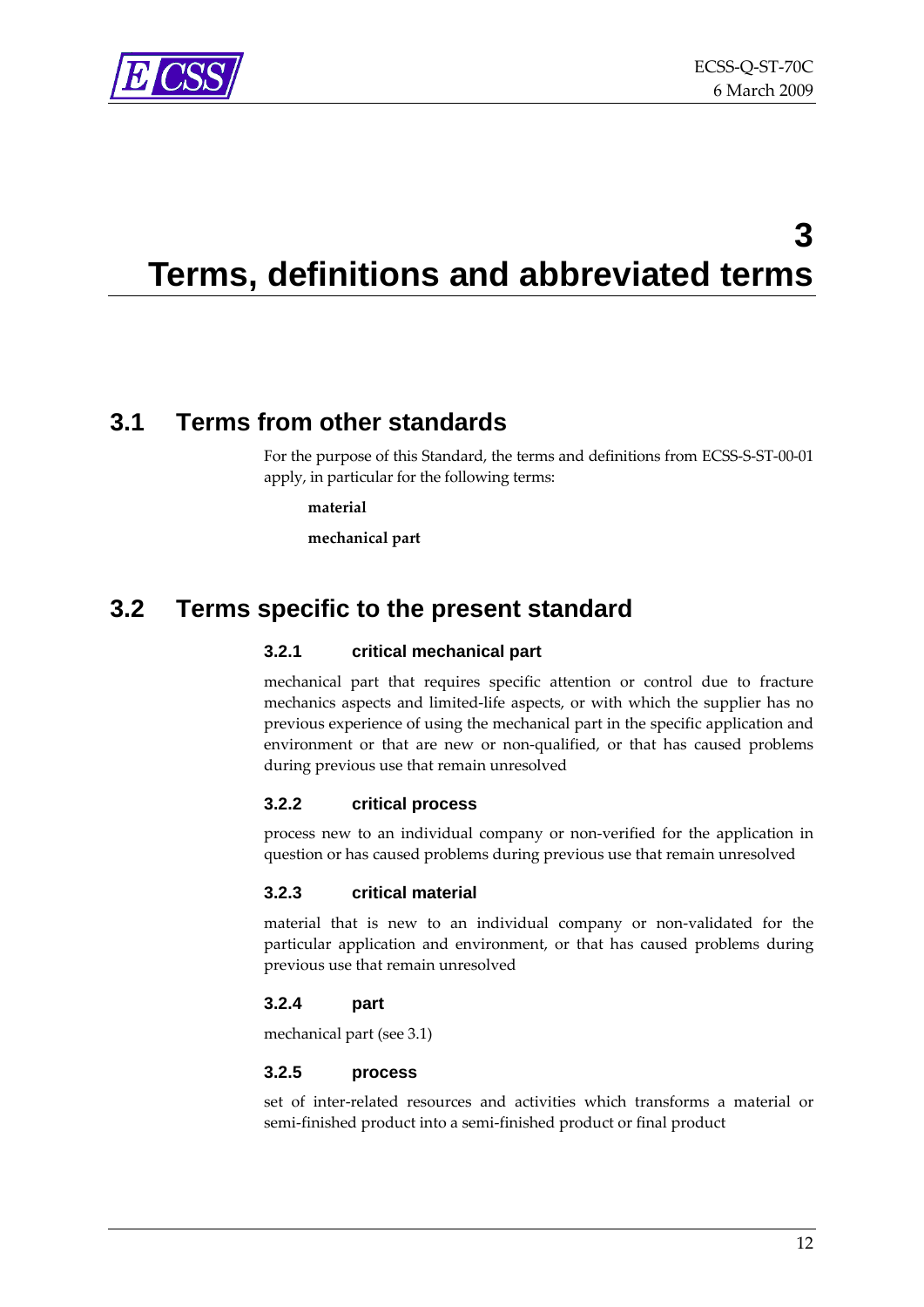# 3 Terms, definitions and abbreviated terms

## 3.1 Terms from other standards

For the purpose of this Standard, the terms and definitions from ECSS-S-ST-00-01 apply, in particular for the following terms:

**material**

**mechanical part**

## 3.2 Terms specific to the present standard

### 3.2.1 critical mechanical part

mechanical part that requires specific attention or control due to fracture mechanics aspects and limited-life aspects, or with which the supplier has no previous experience of using the mechanical part in the specific application and environment or that are new or non-qualified, or that has caused problems during previous use that remain unresolved

### 3.2.2 critical process

process new to an individual company or non-verified for the application in question or has caused problems during previous use that remain unresolved

### 3.2.3 critical material

material that is new to an individual company or non-validated for the particular application and environment, or that has caused problems during previous use that remain unresolved

### 3.2.4 part

mechanical part (see 3.1)

### 3.2.5 process

set of inter-related resources and activities which transforms a material or semi-finished product into a semi-finished product or final product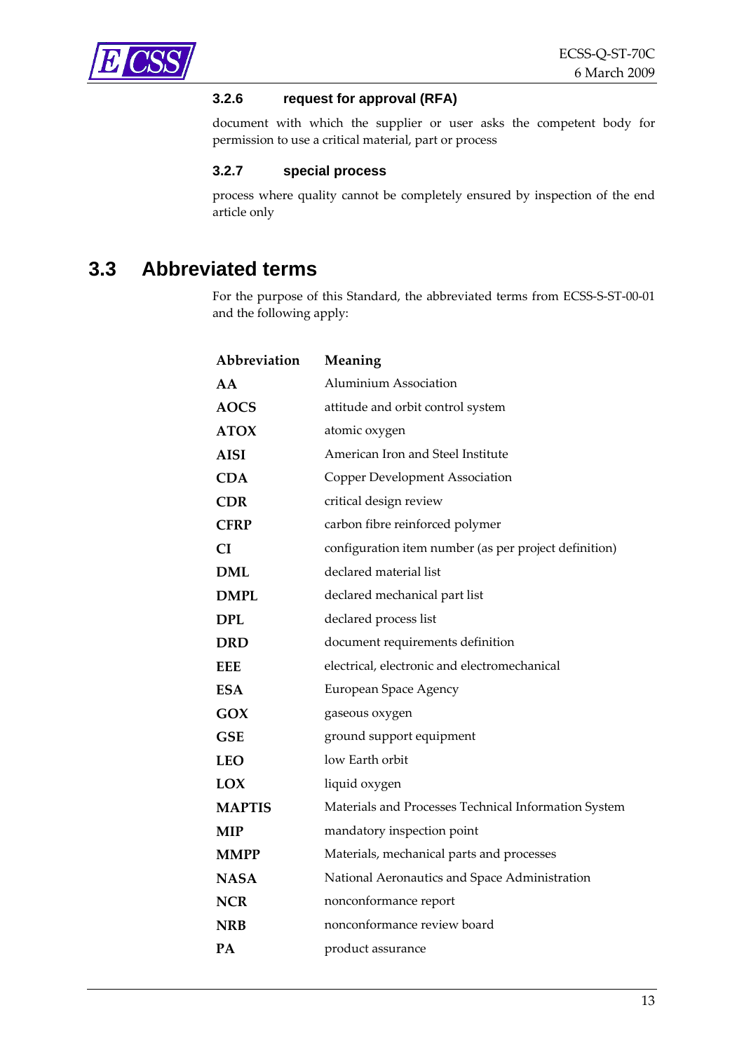### 3.2.6 request for approval (RFA)

document with which the supplier or user asks the competent body for permission to use a critical material, part or process

### 3.2.7 special process

process where quality cannot be completely ensured by inspection of the end article only

## 3.3 Abbreviated terms

For the purpose of this Standard, the abbreviated terms from ECSS-S-ST-00-01 and the following apply:

| Abbreviation | Meaning |
|---|---|
| **AA** | Aluminium Association |
| **AOCS** | attitude and orbit control system |
| **ATOX** | atomic oxygen |
| **AISI** | American Iron and Steel Institute |
| **CDA** | Copper Development Association |
| **CDR** | critical design review |
| **CFRP** | carbon fibre reinforced polymer |
| **CI** | configuration item number (as per project definition) |
| **DML** | declared material list |
| **DMPL** | declared mechanical part list |
| **DPL** | declared process list |
| **DRD** | document requirements definition |
| **EEE** | electrical, electronic and electromechanical |
| **ESA** | European Space Agency |
| **GOX** | gaseous oxygen |
| **GSE** | ground support equipment |
| **LEO** | low Earth orbit |
| **LOX** | liquid oxygen |
| **MAPTIS** | Materials and Processes Technical Information System |
| **MIP** | mandatory inspection point |
| **MMPP** | Materials, mechanical parts and processes |
| **NASA** | National Aeronautics and Space Administration |
| **NCR** | nonconformance report |
| **NRB** | nonconformance review board |
| **PA** | product assurance |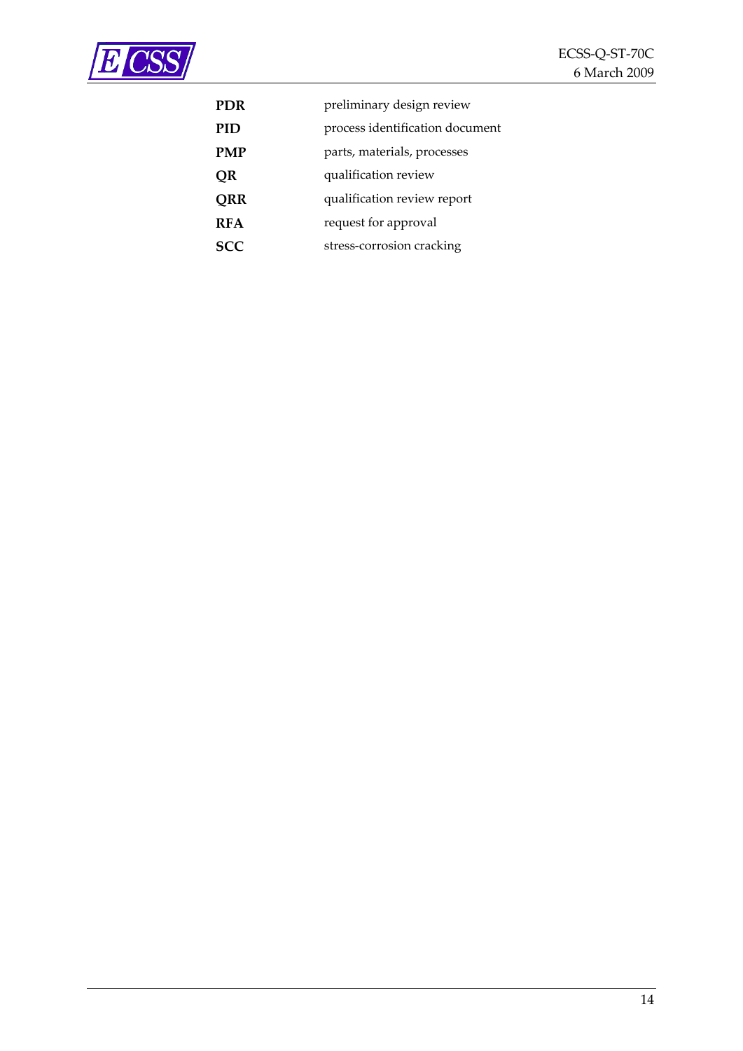| | |
|---|---|
| **PDR** | preliminary design review |
| **PID** | process identification document |
| **PMP** | parts, materials, processes |
| **QR** | qualification review |
| **QRR** | qualification review report |
| **RFA** | request for approval |
| **SCC** | stress-corrosion cracking |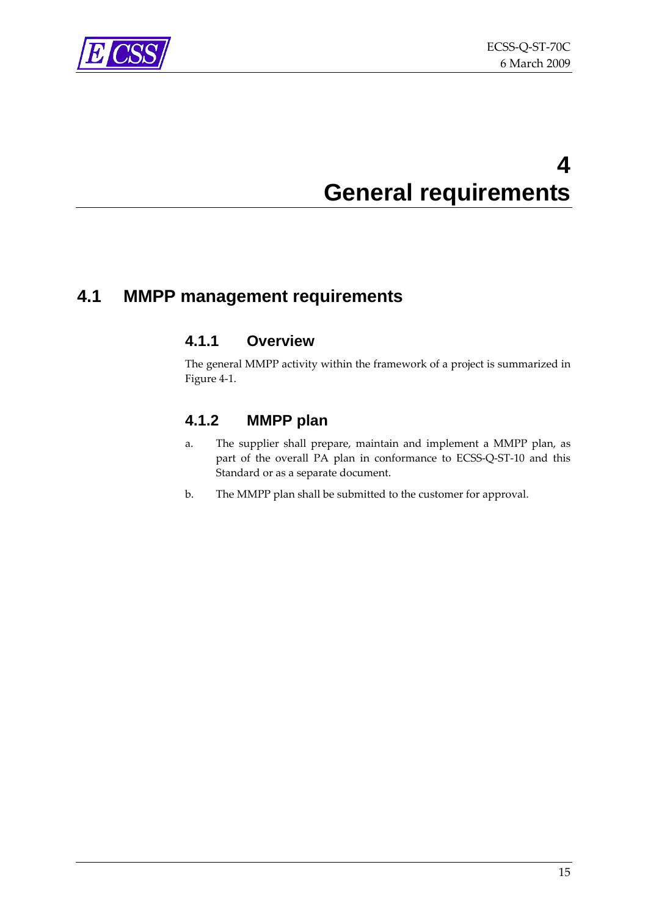# 4 General requirements

## 4.1 MMPP management requirements

### 4.1.1 Overview

The general MMPP activity within the framework of a project is summarized in Figure 4-1.

### 4.1.2 MMPP plan

a. The supplier shall prepare, maintain and implement a MMPP plan, as part of the overall PA plan in conformance to ECSS-Q-ST-10 and this Standard or as a separate document.

b. The MMPP plan shall be submitted to the customer for approval.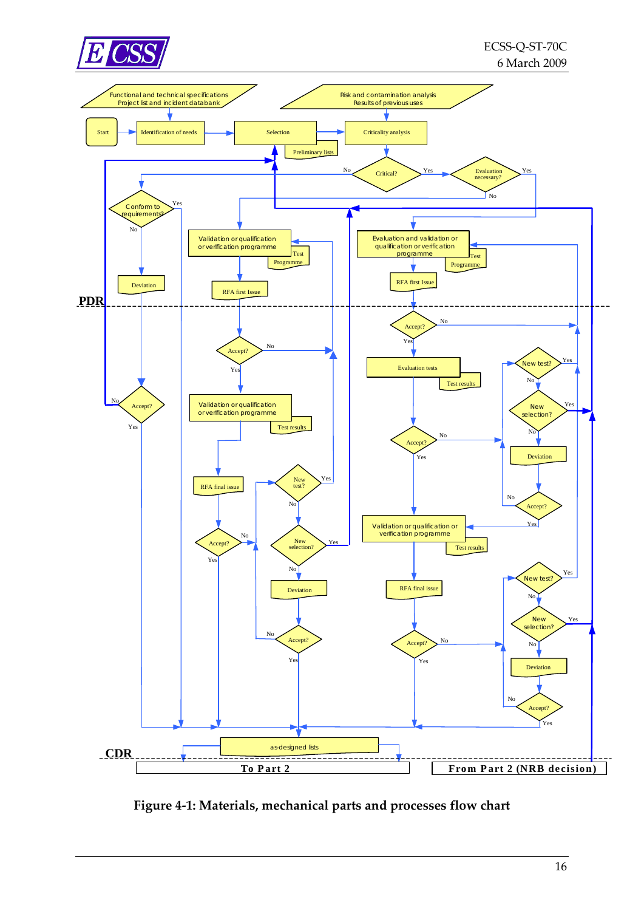Figure 4-1: Materials, mechanical parts and processes flow chart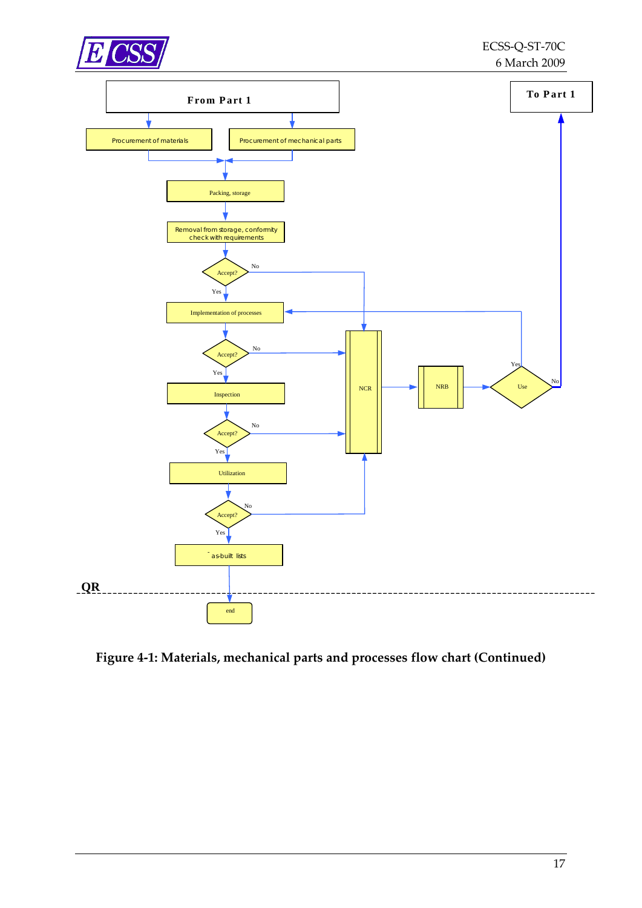From Part 1

To Part 1

Procurement of materials

Procurement of mechanical parts

Packing, storage

Removal from storage, conformity check with requirements

Accept?

No

Yes

Implementation of processes

Accept?

No

Yes

Inspection

Accept?

No

Yes

Utilization

Accept?

No

Yes

as-built lists

NCR

NRB

Use

Yes

No

QR

end

**Figure 4-1: Materials, mechanical parts and processes flow chart (Continued)**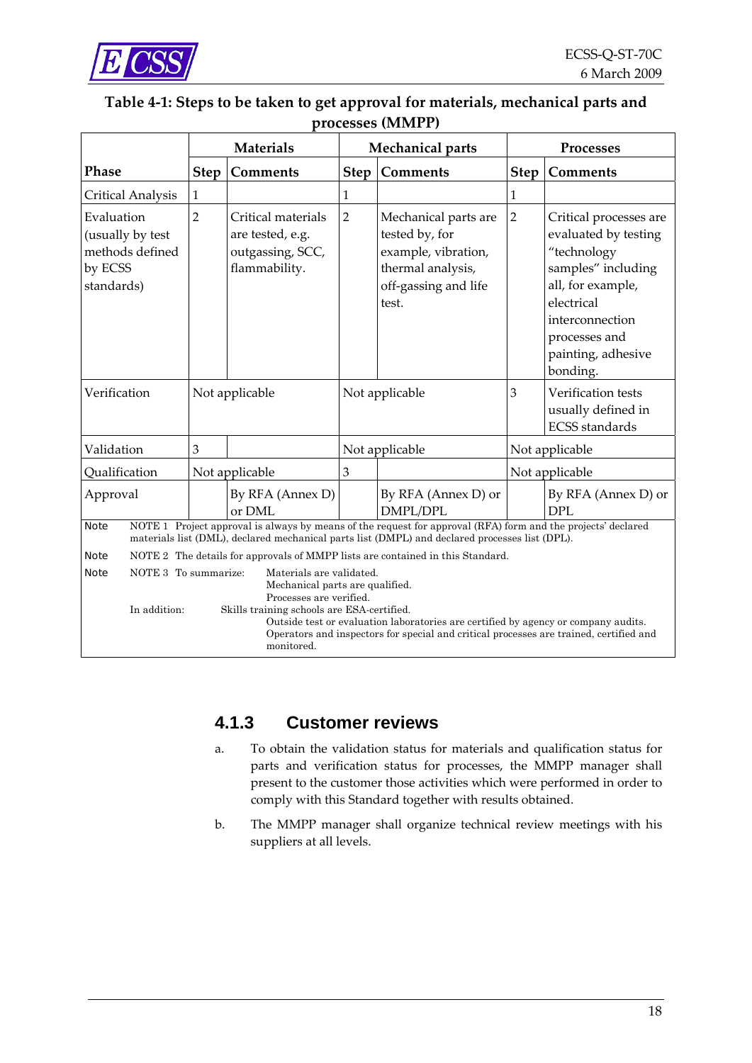**Table 4-1: Steps to be taken to get approval for materials, mechanical parts and processes (MMPP)**

| | Materials | | Mechanical parts | | Processes | |
|---|---|---|---|---|---|---|
| Phase | Step | Comments | Step | Comments | Step | Comments |
| Critical Analysis | 1 | | 1 | | 1 | |
| Evaluation (usually by test methods defined by ECSS standards) | 2 | Critical materials are tested, e.g. outgassing, SCC, flammability. | 2 | Mechanical parts are tested by, for example, vibration, thermal analysis, off-gassing and life test. | 2 | Critical processes are evaluated by testing "technology samples" including all, for example, electrical interconnection processes and painting, adhesive bonding. |
| Verification | Not applicable | | Not applicable | | 3 | Verification tests usually defined in ECSS standards |
| Validation | 3 | | Not applicable | | Not applicable | |
| Qualification | Not applicable | | 3 | | Not applicable | |
| Approval | | By RFA (Annex D) or DML | | By RFA (Annex D) or DMPL/DPL | | By RFA (Annex D) or DPL |

NOTE 1 Project approval is always by means of the request for approval (RFA) form and the projects' declared materials list (DML), declared mechanical parts list (DMPL) and declared processes list (DPL).

NOTE 2 The details for approvals of MMPP lists are contained in this Standard.

NOTE 3 To summarize:
Materials are validated.
Mechanical parts are qualified.
Processes are verified.

In addition:
Skills training schools are ESA-certified.
Outside test or evaluation laboratories are certified by agency or company audits.
Operators and inspectors for special and critical processes are trained, certified and monitored.

### 4.1.3 Customer reviews

a. To obtain the validation status for materials and qualification status for parts and verification status for processes, the MMPP manager shall present to the customer those activities which were performed in order to comply with this Standard together with results obtained.

b. The MMPP manager shall organize technical review meetings with his suppliers at all levels.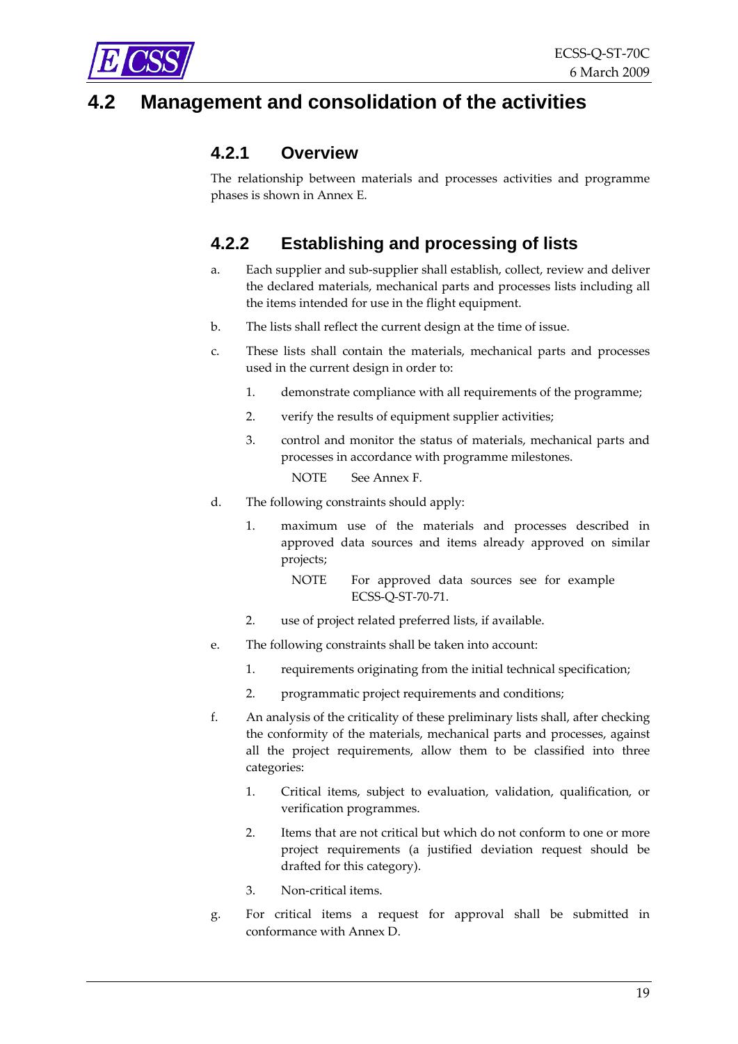## 4.2 Management and consolidation of the activities

### 4.2.1 Overview

The relationship between materials and processes activities and programme phases is shown in Annex E.

### 4.2.2 Establishing and processing of lists

a. Each supplier and sub-supplier shall establish, collect, review and deliver the declared materials, mechanical parts and processes lists including all the items intended for use in the flight equipment.

b. The lists shall reflect the current design at the time of issue.

c. These lists shall contain the materials, mechanical parts and processes used in the current design in order to:

   1. demonstrate compliance with all requirements of the programme;

   2. verify the results of equipment supplier activities;

   3. control and monitor the status of materials, mechanical parts and processes in accordance with programme milestones.

      NOTE See Annex F.

d. The following constraints should apply:

   1. maximum use of the materials and processes described in approved data sources and items already approved on similar projects;

      NOTE For approved data sources see for example ECSS-Q-ST-70-71.

   2. use of project related preferred lists, if available.

e. The following constraints shall be taken into account:

   1. requirements originating from the initial technical specification;

   2. programmatic project requirements and conditions;

f. An analysis of the criticality of these preliminary lists shall, after checking the conformity of the materials, mechanical parts and processes, against all the project requirements, allow them to be classified into three categories:

   1. Critical items, subject to evaluation, validation, qualification, or verification programmes.

   2. Items that are not critical but which do not conform to one or more project requirements (a justified deviation request should be drafted for this category).

   3. Non-critical items.

g. For critical items a request for approval shall be submitted in conformance with Annex D.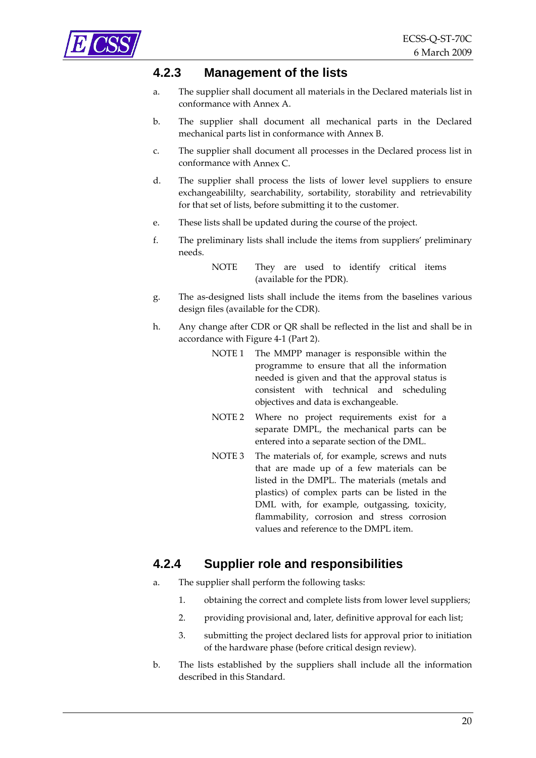### 4.2.3 Management of the lists

a. The supplier shall document all materials in the Declared materials list in conformance with Annex A.

b. The supplier shall document all mechanical parts in the Declared mechanical parts list in conformance with Annex B.

c. The supplier shall document all processes in the Declared process list in conformance with Annex C.

d. The supplier shall process the lists of lower level suppliers to ensure exchangeabililty, searchability, sortability, storability and retrievability for that set of lists, before submitting it to the customer.

e. These lists shall be updated during the course of the project.

f. The preliminary lists shall include the items from suppliers' preliminary needs.

NOTE They are used to identify critical items (available for the PDR).

g. The as-designed lists shall include the items from the baselines various design files (available for the CDR).

h. Any change after CDR or QR shall be reflected in the list and shall be in accordance with Figure 4-1 (Part 2).

NOTE 1 The MMPP manager is responsible within the programme to ensure that all the information needed is given and that the approval status is consistent with technical and scheduling objectives and data is exchangeable.

NOTE 2 Where no project requirements exist for a separate DMPL, the mechanical parts can be entered into a separate section of the DML.

NOTE 3 The materials of, for example, screws and nuts that are made up of a few materials can be listed in the DMPL. The materials (metals and plastics) of complex parts can be listed in the DML with, for example, outgassing, toxicity, flammability, corrosion and stress corrosion values and reference to the DMPL item.

### 4.2.4 Supplier role and responsibilities

a. The supplier shall perform the following tasks:

1. obtaining the correct and complete lists from lower level suppliers;
2. providing provisional and, later, definitive approval for each list;
3. submitting the project declared lists for approval prior to initiation of the hardware phase (before critical design review).

b. The lists established by the suppliers shall include all the information described in this Standard.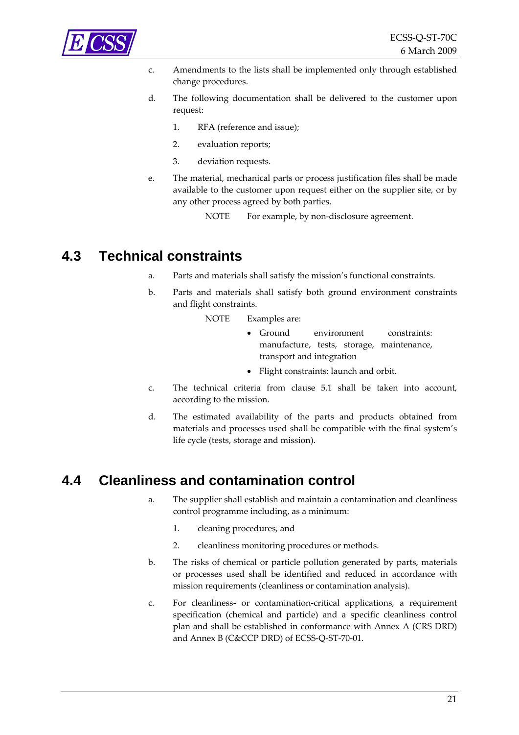c. Amendments to the lists shall be implemented only through established change procedures.

d. The following documentation shall be delivered to the customer upon request:

   1. RFA (reference and issue);
   2. evaluation reports;
   3. deviation requests.

e. The material, mechanical parts or process justification files shall be made available to the customer upon request either on the supplier site, or by any other process agreed by both parties.

   NOTE For example, by non-disclosure agreement.

## 4.3 Technical constraints

a. Parts and materials shall satisfy the mission's functional constraints.

b. Parts and materials shall satisfy both ground environment constraints and flight constraints.

   NOTE Examples are:

   - Ground environment constraints: manufacture, tests, storage, maintenance, transport and integration
   - Flight constraints: launch and orbit.

c. The technical criteria from clause 5.1 shall be taken into account, according to the mission.

d. The estimated availability of the parts and products obtained from materials and processes used shall be compatible with the final system's life cycle (tests, storage and mission).

## 4.4 Cleanliness and contamination control

a. The supplier shall establish and maintain a contamination and cleanliness control programme including, as a minimum:

   1. cleaning procedures, and
   2. cleanliness monitoring procedures or methods.

b. The risks of chemical or particle pollution generated by parts, materials or processes used shall be identified and reduced in accordance with mission requirements (cleanliness or contamination analysis).

c. For cleanliness- or contamination-critical applications, a requirement specification (chemical and particle) and a specific cleanliness control plan and shall be established in conformance with Annex A (CRS DRD) and Annex B (C&CCP DRD) of ECSS-Q-ST-70-01.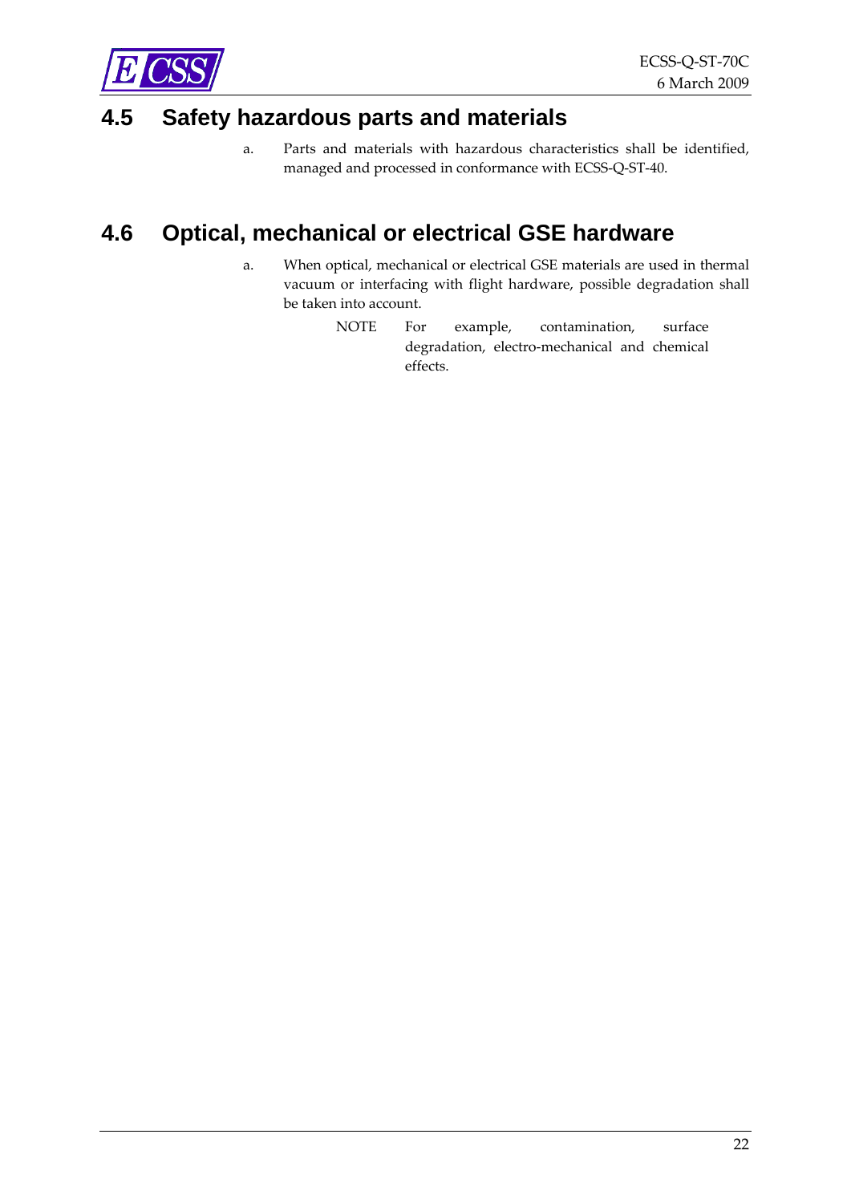## 4.5 Safety hazardous parts and materials

a. Parts and materials with hazardous characteristics shall be identified, managed and processed in conformance with ECSS-Q-ST-40.

## 4.6 Optical, mechanical or electrical GSE hardware

a. When optical, mechanical or electrical GSE materials are used in thermal vacuum or interfacing with flight hardware, possible degradation shall be taken into account.

NOTE For example, contamination, surface degradation, electro-mechanical and chemical effects.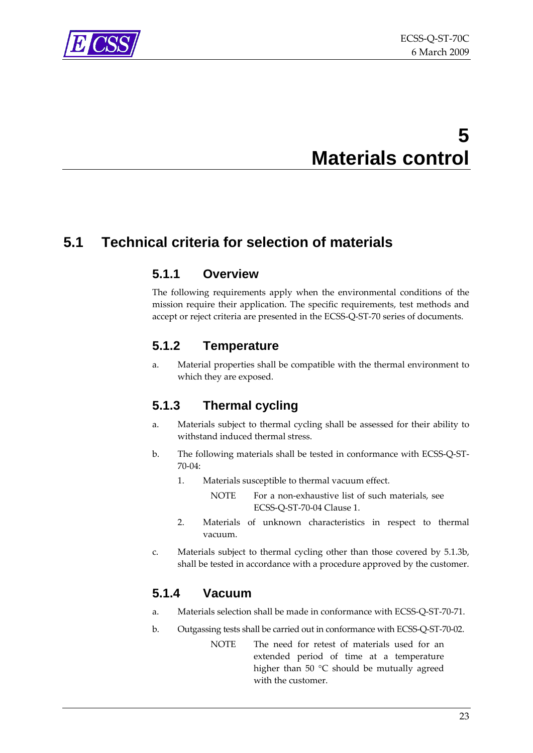# 5 Materials control

## 5.1 Technical criteria for selection of materials

### 5.1.1 Overview

The following requirements apply when the environmental conditions of the mission require their application. The specific requirements, test methods and accept or reject criteria are presented in the ECSS-Q-ST-70 series of documents.

### 5.1.2 Temperature

a. Material properties shall be compatible with the thermal environment to which they are exposed.

### 5.1.3 Thermal cycling

a. Materials subject to thermal cycling shall be assessed for their ability to withstand induced thermal stress.

b. The following materials shall be tested in conformance with ECSS-Q-ST-70-04:

   1. Materials susceptible to thermal vacuum effect.

      NOTE For a non-exhaustive list of such materials, see ECSS-Q-ST-70-04 Clause 1.

   2. Materials of unknown characteristics in respect to thermal vacuum.

c. Materials subject to thermal cycling other than those covered by 5.1.3b, shall be tested in accordance with a procedure approved by the customer.

### 5.1.4 Vacuum

a. Materials selection shall be made in conformance with ECSS-Q-ST-70-71.

b. Outgassing tests shall be carried out in conformance with ECSS-Q-ST-70-02.

   NOTE The need for retest of materials used for an extended period of time at a temperature higher than 50 °C should be mutually agreed with the customer.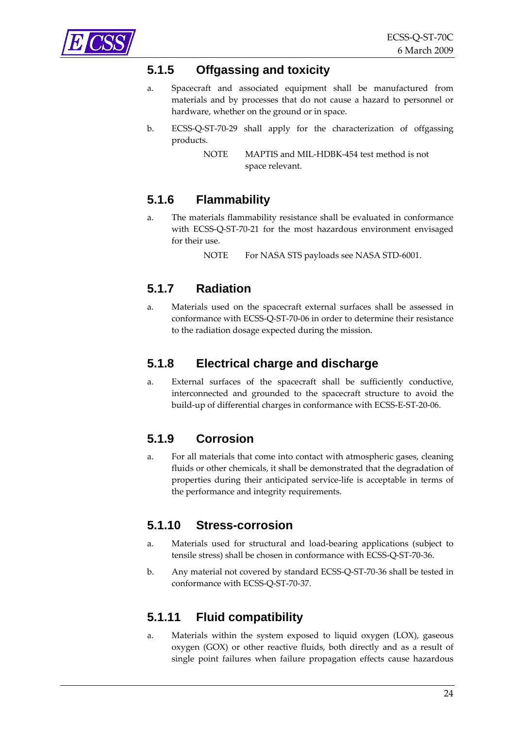### 5.1.5 Offgassing and toxicity

a. Spacecraft and associated equipment shall be manufactured from materials and by processes that do not cause a hazard to personnel or hardware, whether on the ground or in space.

b. ECSS-Q-ST-70-29 shall apply for the characterization of offgassing products.

   NOTE MAPTIS and MIL-HDBK-454 test method is not space relevant.

### 5.1.6 Flammability

a. The materials flammability resistance shall be evaluated in conformance with ECSS-Q-ST-70-21 for the most hazardous environment envisaged for their use.

   NOTE For NASA STS payloads see NASA STD-6001.

### 5.1.7 Radiation

a. Materials used on the spacecraft external surfaces shall be assessed in conformance with ECSS-Q-ST-70-06 in order to determine their resistance to the radiation dosage expected during the mission.

### 5.1.8 Electrical charge and discharge

a. External surfaces of the spacecraft shall be sufficiently conductive, interconnected and grounded to the spacecraft structure to avoid the build-up of differential charges in conformance with ECSS-E-ST-20-06.

### 5.1.9 Corrosion

a. For all materials that come into contact with atmospheric gases, cleaning fluids or other chemicals, it shall be demonstrated that the degradation of properties during their anticipated service-life is acceptable in terms of the performance and integrity requirements.

### 5.1.10 Stress-corrosion

a. Materials used for structural and load-bearing applications (subject to tensile stress) shall be chosen in conformance with ECSS-Q-ST-70-36.

b. Any material not covered by standard ECSS-Q-ST-70-36 shall be tested in conformance with ECSS-Q-ST-70-37.

### 5.1.11 Fluid compatibility

a. Materials within the system exposed to liquid oxygen (LOX), gaseous oxygen (GOX) or other reactive fluids, both directly and as a result of single point failures when failure propagation effects cause hazardous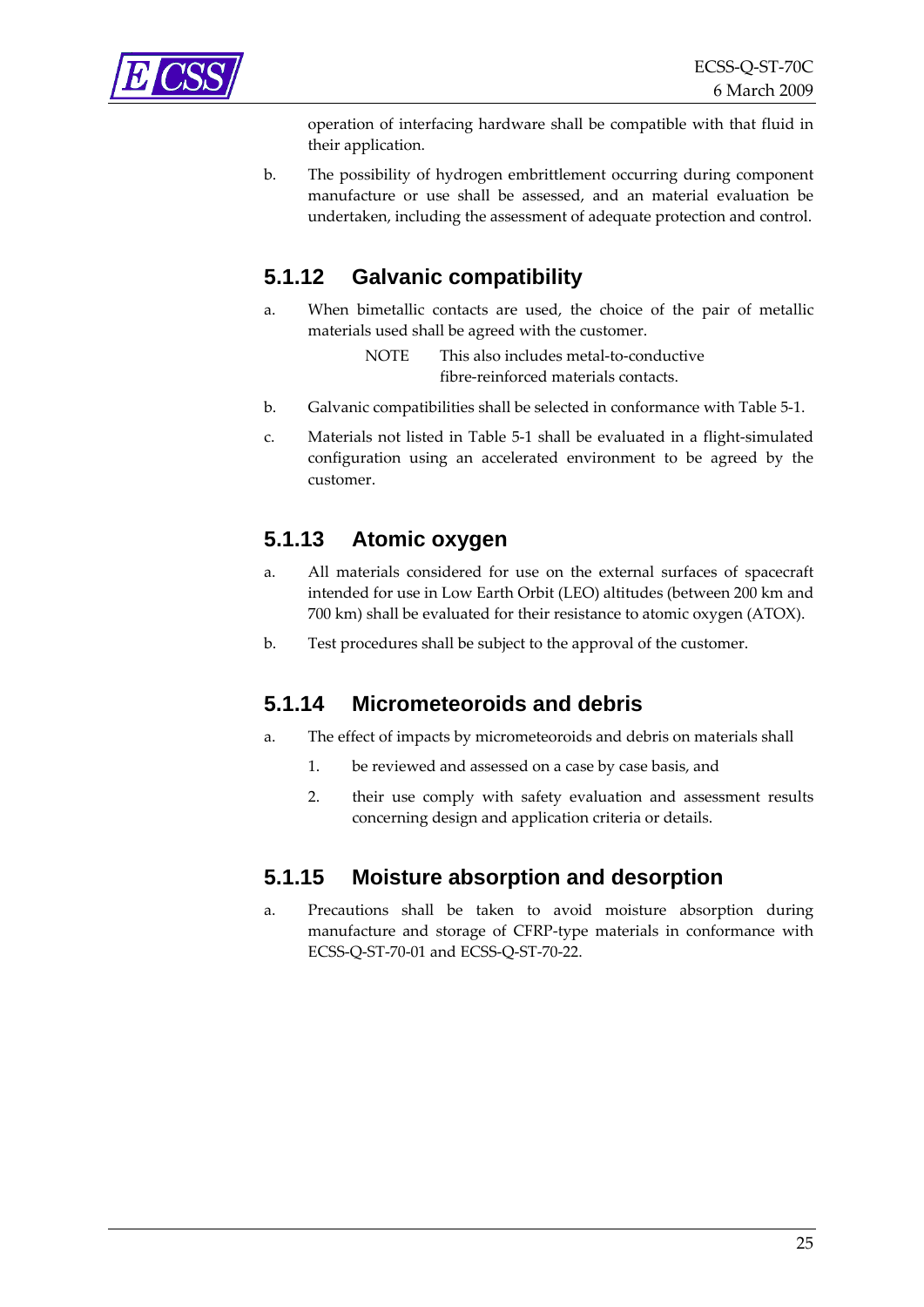operation of interfacing hardware shall be compatible with that fluid in their application.

b. The possibility of hydrogen embrittlement occurring during component manufacture or use shall be assessed, and an material evaluation be undertaken, including the assessment of adequate protection and control.

### 5.1.12 Galvanic compatibility

a. When bimetallic contacts are used, the choice of the pair of metallic materials used shall be agreed with the customer.

   NOTE This also includes metal-to-conductive fibre-reinforced materials contacts.

b. Galvanic compatibilities shall be selected in conformance with Table 5-1.

c. Materials not listed in Table 5-1 shall be evaluated in a flight-simulated configuration using an accelerated environment to be agreed by the customer.

### 5.1.13 Atomic oxygen

a. All materials considered for use on the external surfaces of spacecraft intended for use in Low Earth Orbit (LEO) altitudes (between 200 km and 700 km) shall be evaluated for their resistance to atomic oxygen (ATOX).

b. Test procedures shall be subject to the approval of the customer.

### 5.1.14 Micrometeoroids and debris

a. The effect of impacts by micrometeoroids and debris on materials shall

   1. be reviewed and assessed on a case by case basis, and

   2. their use comply with safety evaluation and assessment results concerning design and application criteria or details.

### 5.1.15 Moisture absorption and desorption

a. Precautions shall be taken to avoid moisture absorption during manufacture and storage of CFRP-type materials in conformance with ECSS-Q-ST-70-01 and ECSS-Q-ST-70-22.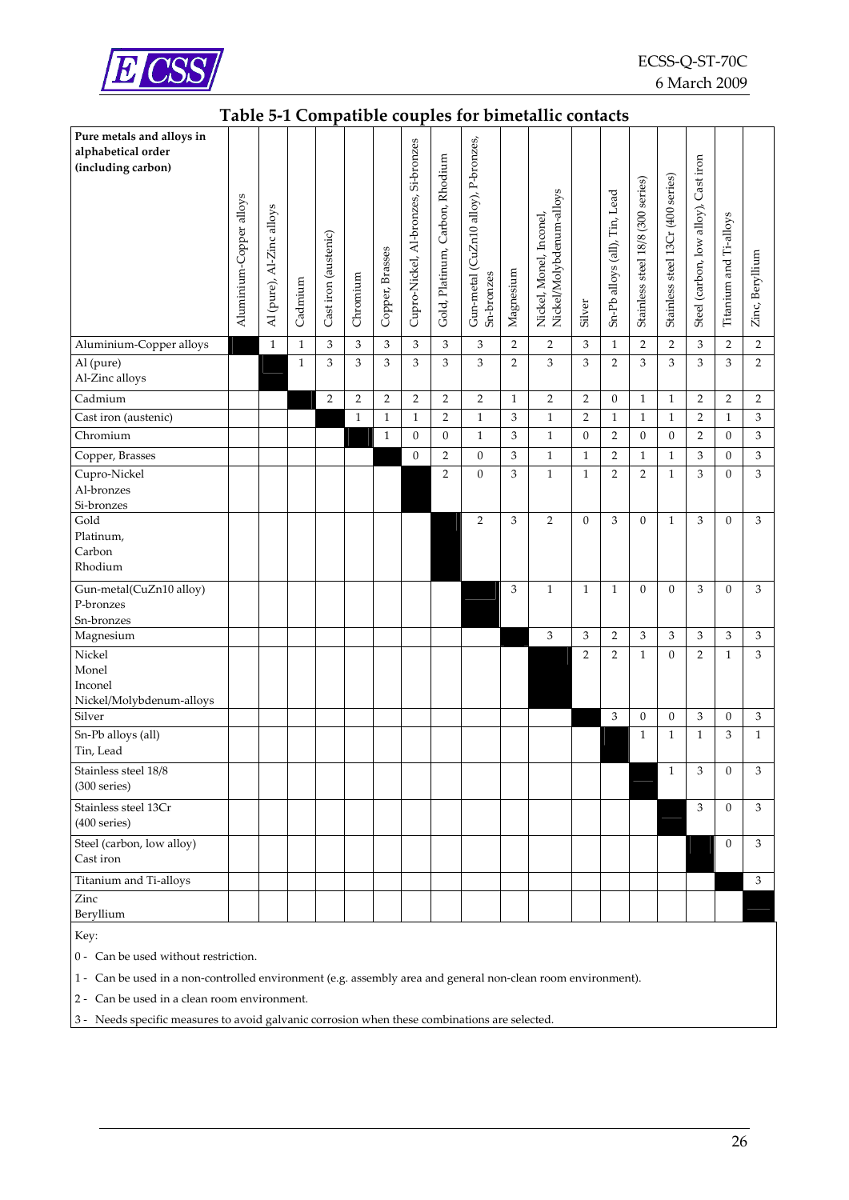## Table 5-1 Compatible couples for bimetallic contacts

| Pure metals and alloys in alphabetical order (including carbon) | Aluminium-Copper alloys | Al (pure), Al-Zinc alloys | Cadmium | Cast iron (austenic) | Chromium | Copper, Brasses | Cupro-Nickel, Al-bronzes, Si-bronzes | Gold, Platinum, Carbon, Rhodium | Gun-metal (CuZn10 alloy), P-bronzes, Sn-bronzes | Magnesium | Nickel, Monel, Inconel, Nickel/Molybdenum-alloys | Silver | Sn-Pb alloys (all), Tin, Lead | Stainless steel 18/8 (300 series) | Stainless steel 13Cr (400 series) | Steel (carbon, low alloy), Cast iron | Titanium and Ti-alloys | Zinc, Beryllium |
|---|---|---|---|---|---|---|---|---|---|---|---|---|---|---|---|---|---|---|
| Aluminium-Copper alloys | | 1 | 1 | 3 | 3 | 3 | 3 | 3 | 3 | 2 | 2 | 3 | 1 | 2 | 2 | 3 | 2 | 2 |
| Al (pure) Al-Zinc alloys | | | 1 | 3 | 3 | 3 | 3 | 3 | 3 | 2 | 3 | 3 | 2 | 3 | 3 | 3 | 3 | 2 |
| Cadmium | | | | 2 | 2 | 2 | 2 | 2 | 2 | 1 | 2 | 2 | 0 | 1 | 1 | 2 | 2 | 2 |
| Cast iron (austenic) | | | | | 1 | 1 | 1 | 2 | 1 | 3 | 1 | 2 | 1 | 1 | 1 | 2 | 1 | 3 |
| Chromium | | | | | | 1 | 0 | 0 | 1 | 3 | 1 | 0 | 2 | 0 | 0 | 2 | 0 | 3 |
| Copper, Brasses | | | | | | | 0 | 2 | 0 | 3 | 1 | 1 | 2 | 1 | 1 | 3 | 0 | 3 |
| Cupro-Nickel Al-bronzes Si-bronzes | | | | | | | | 2 | 0 | 3 | 1 | 1 | 2 | 2 | 1 | 3 | 0 | 3 |
| Gold Platinum, Carbon Rhodium | | | | | | | | | 2 | 3 | 2 | 0 | 3 | 0 | 1 | 3 | 0 | 3 |
| Gun-metal(CuZn10 alloy) P-bronzes Sn-bronzes | | | | | | | | | | 3 | 1 | 1 | 1 | 0 | 0 | 3 | 0 | 3 |
| Magnesium | | | | | | | | | | | 3 | 3 | 2 | 3 | 3 | 3 | 3 | 3 |
| Nickel Monel Inconel Nickel/Molybdenum-alloys | | | | | | | | | | | | 2 | 2 | 1 | 0 | 2 | 1 | 3 |
| Silver | | | | | | | | | | | | | 3 | 0 | 0 | 3 | 0 | 3 |
| Sn-Pb alloys (all) Tin, Lead | | | | | | | | | | | | | | 1 | 1 | 1 | 3 | 1 |
| Stainless steel 18/8 (300 series) | | | | | | | | | | | | | | | 1 | 3 | 0 | 3 |
| Stainless steel 13Cr (400 series) | | | | | | | | | | | | | | | | 3 | 0 | 3 |
| Steel (carbon, low alloy) Cast iron | | | | | | | | | | | | | | | | | 0 | 3 |
| Titanium and Ti-alloys | | | | | | | | | | | | | | | | | | 3 |
| Zinc Beryllium | | | | | | | | | | | | | | | | | | |

Key:

0 - Can be used without restriction.

1 - Can be used in a non-controlled environment (e.g. assembly area and general non-clean room environment).

2 - Can be used in a clean room environment.

3 - Needs specific measures to avoid galvanic corrosion when these combinations are selected.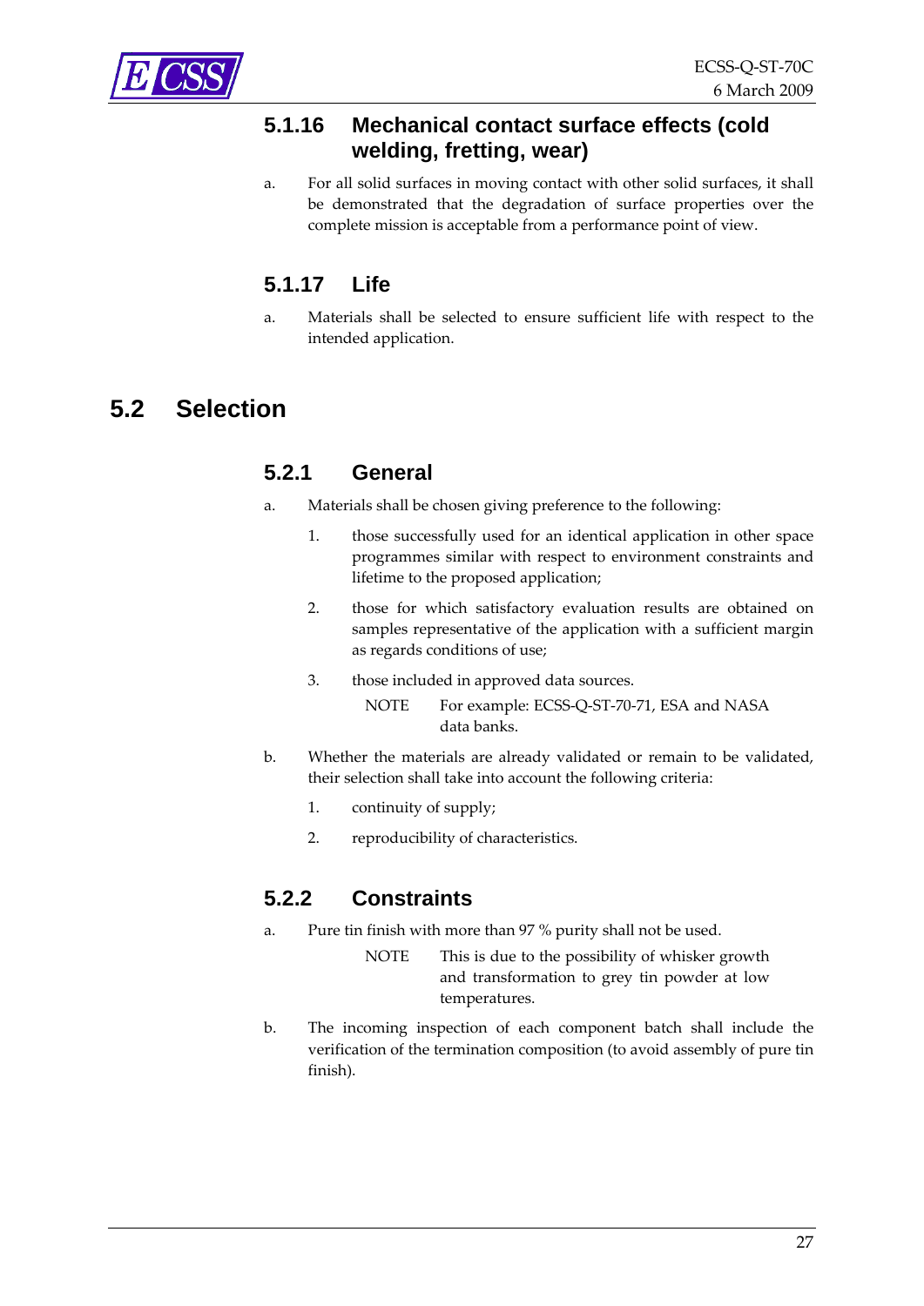### 5.1.16 Mechanical contact surface effects (cold welding, fretting, wear)

a. For all solid surfaces in moving contact with other solid surfaces, it shall be demonstrated that the degradation of surface properties over the complete mission is acceptable from a performance point of view.

### 5.1.17 Life

a. Materials shall be selected to ensure sufficient life with respect to the intended application.

## 5.2 Selection

### 5.2.1 General

a. Materials shall be chosen giving preference to the following:

   1. those successfully used for an identical application in other space programmes similar with respect to environment constraints and lifetime to the proposed application;

   2. those for which satisfactory evaluation results are obtained on samples representative of the application with a sufficient margin as regards conditions of use;

   3. those included in approved data sources.

      NOTE For example: ECSS-Q-ST-70-71, ESA and NASA data banks.

b. Whether the materials are already validated or remain to be validated, their selection shall take into account the following criteria:

   1. continuity of supply;

   2. reproducibility of characteristics.

### 5.2.2 Constraints

a. Pure tin finish with more than 97 % purity shall not be used.

   NOTE This is due to the possibility of whisker growth and transformation to grey tin powder at low temperatures.

b. The incoming inspection of each component batch shall include the verification of the termination composition (to avoid assembly of pure tin finish).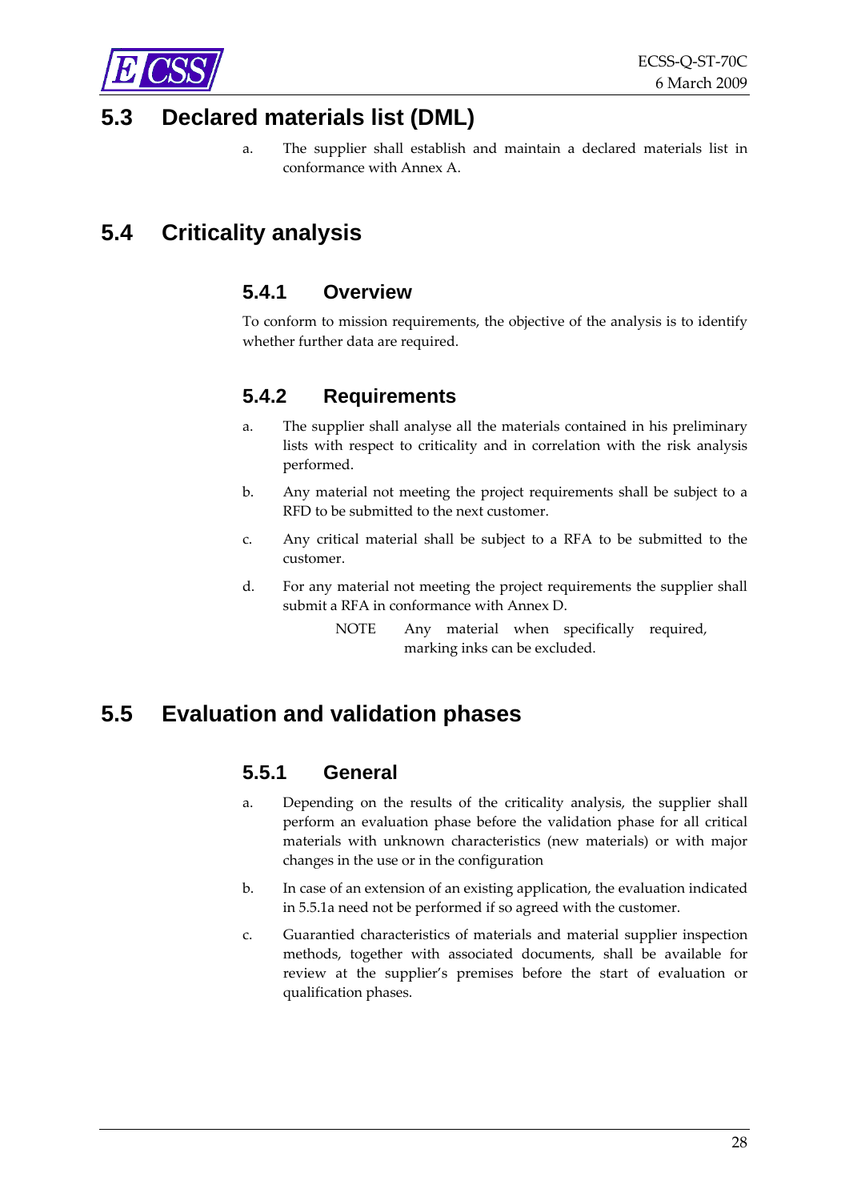## 5.3 Declared materials list (DML)

a. The supplier shall establish and maintain a declared materials list in conformance with Annex A.

## 5.4 Criticality analysis

### 5.4.1 Overview

To conform to mission requirements, the objective of the analysis is to identify whether further data are required.

### 5.4.2 Requirements

a. The supplier shall analyse all the materials contained in his preliminary lists with respect to criticality and in correlation with the risk analysis performed.

b. Any material not meeting the project requirements shall be subject to a RFD to be submitted to the next customer.

c. Any critical material shall be subject to a RFA to be submitted to the customer.

d. For any material not meeting the project requirements the supplier shall submit a RFA in conformance with Annex D.

NOTE Any material when specifically required, marking inks can be excluded.

## 5.5 Evaluation and validation phases

### 5.5.1 General

a. Depending on the results of the criticality analysis, the supplier shall perform an evaluation phase before the validation phase for all critical materials with unknown characteristics (new materials) or with major changes in the use or in the configuration

b. In case of an extension of an existing application, the evaluation indicated in 5.5.1a need not be performed if so agreed with the customer.

c. Guarantied characteristics of materials and material supplier inspection methods, together with associated documents, shall be available for review at the supplier's premises before the start of evaluation or qualification phases.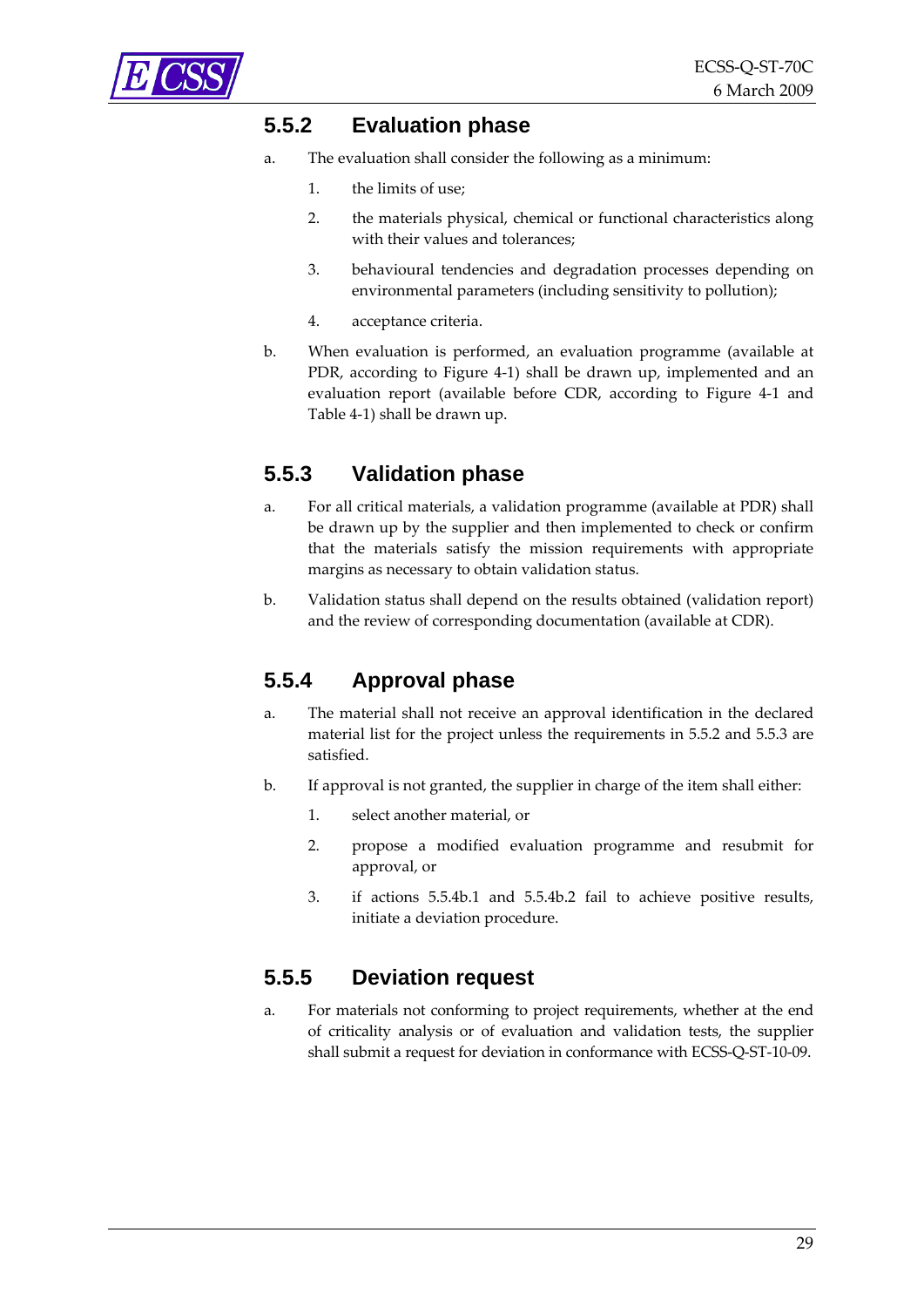### 5.5.2 Evaluation phase

a. The evaluation shall consider the following as a minimum:

 1. the limits of use;

 2. the materials physical, chemical or functional characteristics along with their values and tolerances;

 3. behavioural tendencies and degradation processes depending on environmental parameters (including sensitivity to pollution);

 4. acceptance criteria.

b. When evaluation is performed, an evaluation programme (available at PDR, according to Figure 4-1) shall be drawn up, implemented and an evaluation report (available before CDR, according to Figure 4-1 and Table 4-1) shall be drawn up.

### 5.5.3 Validation phase

a. For all critical materials, a validation programme (available at PDR) shall be drawn up by the supplier and then implemented to check or confirm that the materials satisfy the mission requirements with appropriate margins as necessary to obtain validation status.

b. Validation status shall depend on the results obtained (validation report) and the review of corresponding documentation (available at CDR).

### 5.5.4 Approval phase

a. The material shall not receive an approval identification in the declared material list for the project unless the requirements in 5.5.2 and 5.5.3 are satisfied.

b. If approval is not granted, the supplier in charge of the item shall either:

 1. select another material, or

 2. propose a modified evaluation programme and resubmit for approval, or

 3. if actions 5.5.4b.1 and 5.5.4b.2 fail to achieve positive results, initiate a deviation procedure.

### 5.5.5 Deviation request

a. For materials not conforming to project requirements, whether at the end of criticality analysis or of evaluation and validation tests, the supplier shall submit a request for deviation in conformance with ECSS-Q-ST-10-09.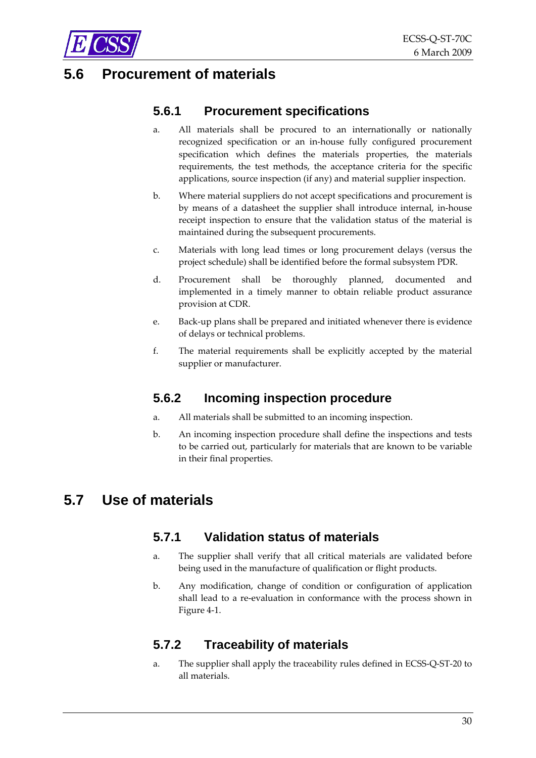## 5.6 Procurement of materials

### 5.6.1 Procurement specifications

a. All materials shall be procured to an internationally or nationally recognized specification or an in-house fully configured procurement specification which defines the materials properties, the materials requirements, the test methods, the acceptance criteria for the specific applications, source inspection (if any) and material supplier inspection.

b. Where material suppliers do not accept specifications and procurement is by means of a datasheet the supplier shall introduce internal, in-house receipt inspection to ensure that the validation status of the material is maintained during the subsequent procurements.

c. Materials with long lead times or long procurement delays (versus the project schedule) shall be identified before the formal subsystem PDR.

d. Procurement shall be thoroughly planned, documented and implemented in a timely manner to obtain reliable product assurance provision at CDR.

e. Back-up plans shall be prepared and initiated whenever there is evidence of delays or technical problems.

f. The material requirements shall be explicitly accepted by the material supplier or manufacturer.

### 5.6.2 Incoming inspection procedure

a. All materials shall be submitted to an incoming inspection.

b. An incoming inspection procedure shall define the inspections and tests to be carried out, particularly for materials that are known to be variable in their final properties.

## 5.7 Use of materials

### 5.7.1 Validation status of materials

a. The supplier shall verify that all critical materials are validated before being used in the manufacture of qualification or flight products.

b. Any modification, change of condition or configuration of application shall lead to a re-evaluation in conformance with the process shown in Figure 4-1.

### 5.7.2 Traceability of materials

a. The supplier shall apply the traceability rules defined in ECSS-Q-ST-20 to all materials.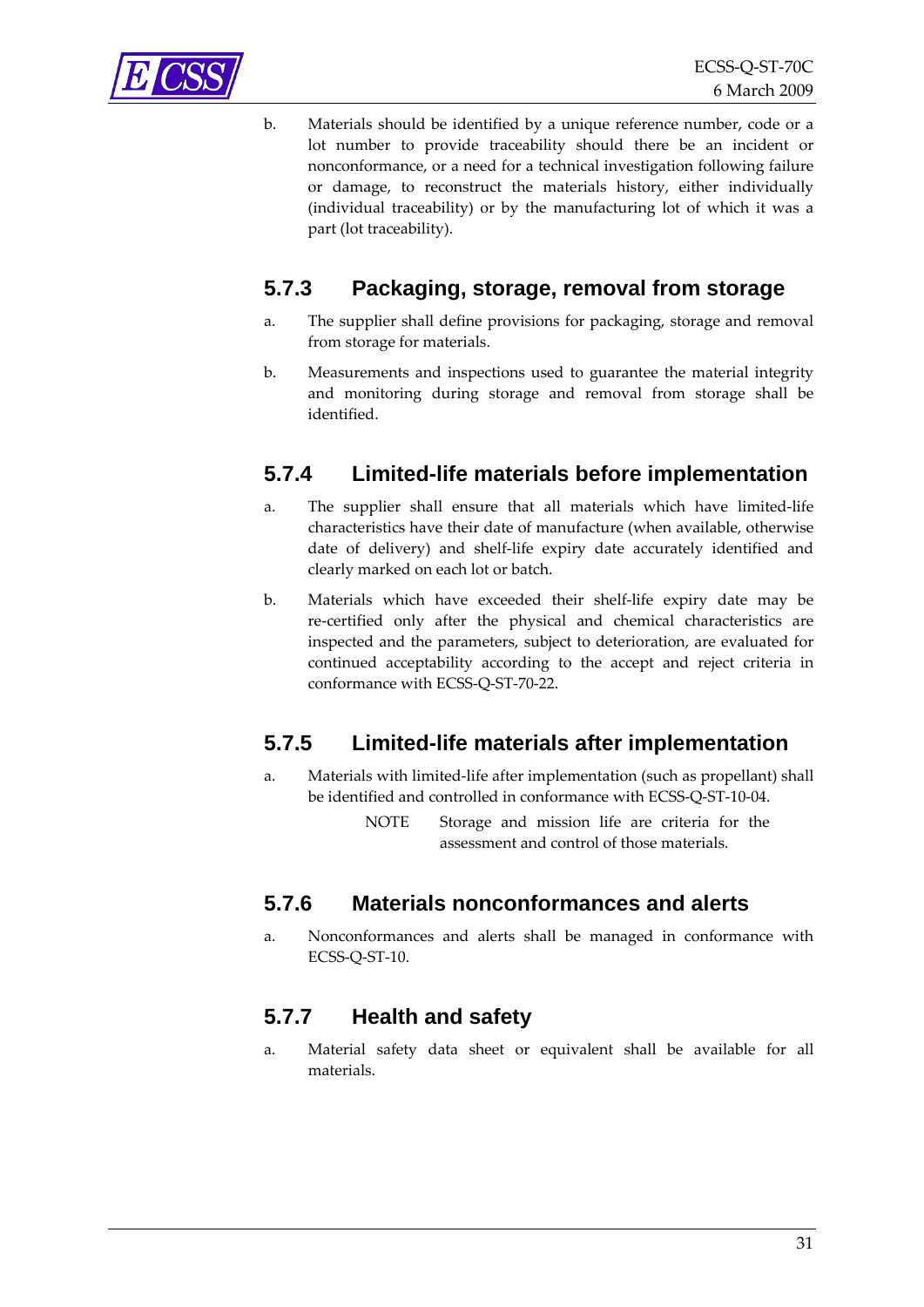b. Materials should be identified by a unique reference number, code or a lot number to provide traceability should there be an incident or nonconformance, or a need for a technical investigation following failure or damage, to reconstruct the materials history, either individually (individual traceability) or by the manufacturing lot of which it was a part (lot traceability).

### 5.7.3 Packaging, storage, removal from storage

a. The supplier shall define provisions for packaging, storage and removal from storage for materials.

b. Measurements and inspections used to guarantee the material integrity and monitoring during storage and removal from storage shall be identified.

### 5.7.4 Limited-life materials before implementation

a. The supplier shall ensure that all materials which have limited-life characteristics have their date of manufacture (when available, otherwise date of delivery) and shelf-life expiry date accurately identified and clearly marked on each lot or batch.

b. Materials which have exceeded their shelf-life expiry date may be re-certified only after the physical and chemical characteristics are inspected and the parameters, subject to deterioration, are evaluated for continued acceptability according to the accept and reject criteria in conformance with ECSS-Q-ST-70-22.

### 5.7.5 Limited-life materials after implementation

a. Materials with limited-life after implementation (such as propellant) shall be identified and controlled in conformance with ECSS-Q-ST-10-04.

NOTE Storage and mission life are criteria for the assessment and control of those materials.

### 5.7.6 Materials nonconformances and alerts

a. Nonconformances and alerts shall be managed in conformance with ECSS-Q-ST-10.

### 5.7.7 Health and safety

a. Material safety data sheet or equivalent shall be available for all materials.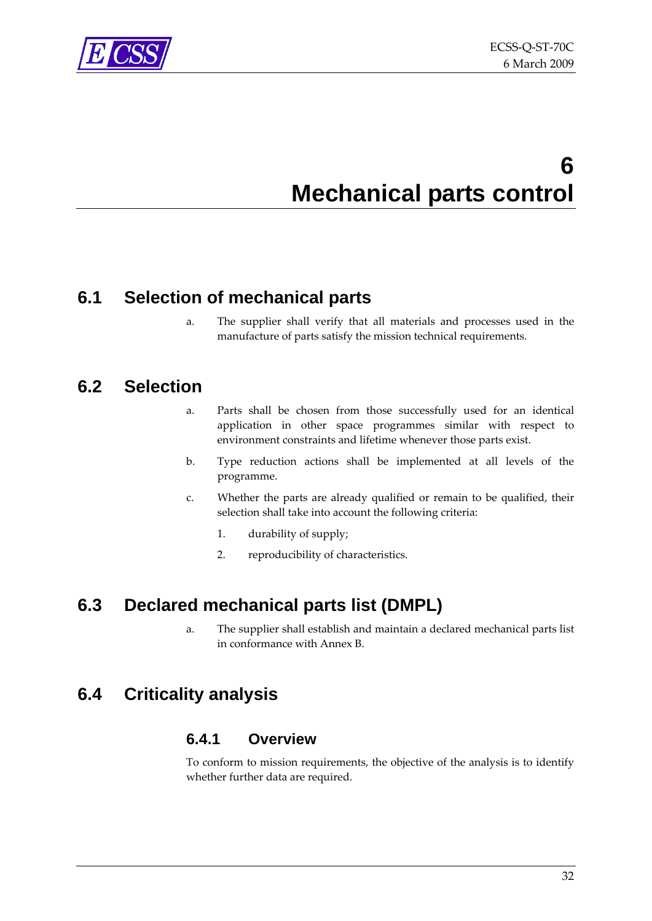# 6 Mechanical parts control

## 6.1 Selection of mechanical parts

a. The supplier shall verify that all materials and processes used in the manufacture of parts satisfy the mission technical requirements.

## 6.2 Selection

a. Parts shall be chosen from those successfully used for an identical application in other space programmes similar with respect to environment constraints and lifetime whenever those parts exist.

b. Type reduction actions shall be implemented at all levels of the programme.

c. Whether the parts are already qualified or remain to be qualified, their selection shall take into account the following criteria:

   1. durability of supply;

   2. reproducibility of characteristics.

## 6.3 Declared mechanical parts list (DMPL)

a. The supplier shall establish and maintain a declared mechanical parts list in conformance with Annex B.

## 6.4 Criticality analysis

### 6.4.1 Overview

To conform to mission requirements, the objective of the analysis is to identify whether further data are required.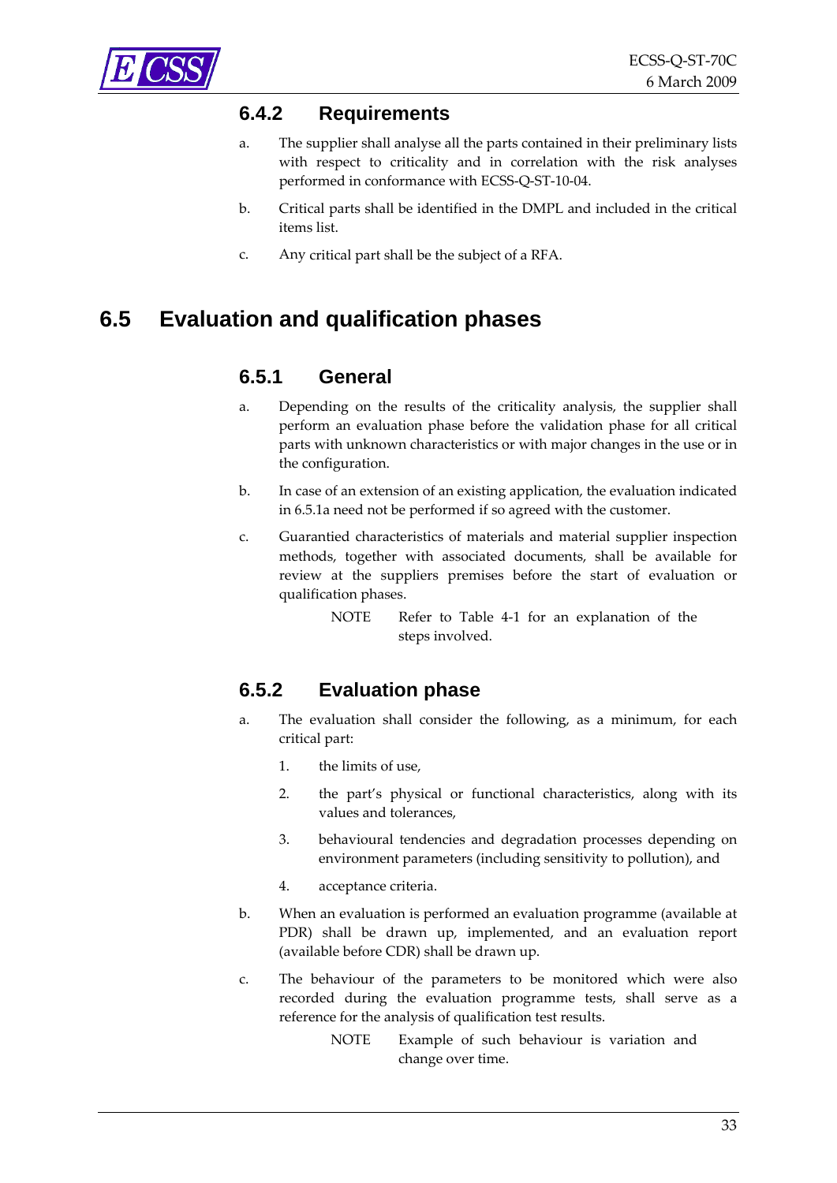### 6.4.2 Requirements

a. The supplier shall analyse all the parts contained in their preliminary lists with respect to criticality and in correlation with the risk analyses performed in conformance with ECSS-Q-ST-10-04.

b. Critical parts shall be identified in the DMPL and included in the critical items list.

c. Any critical part shall be the subject of a RFA.

## 6.5 Evaluation and qualification phases

### 6.5.1 General

a. Depending on the results of the criticality analysis, the supplier shall perform an evaluation phase before the validation phase for all critical parts with unknown characteristics or with major changes in the use or in the configuration.

b. In case of an extension of an existing application, the evaluation indicated in 6.5.1a need not be performed if so agreed with the customer.

c. Guarantied characteristics of materials and material supplier inspection methods, together with associated documents, shall be available for review at the suppliers premises before the start of evaluation or qualification phases.

NOTE Refer to Table 4-1 for an explanation of the steps involved.

### 6.5.2 Evaluation phase

a. The evaluation shall consider the following, as a minimum, for each critical part:

1. the limits of use,
2. the part's physical or functional characteristics, along with its values and tolerances,
3. behavioural tendencies and degradation processes depending on environment parameters (including sensitivity to pollution), and
4. acceptance criteria.

b. When an evaluation is performed an evaluation programme (available at PDR) shall be drawn up, implemented, and an evaluation report (available before CDR) shall be drawn up.

c. The behaviour of the parameters to be monitored which were also recorded during the evaluation programme tests, shall serve as a reference for the analysis of qualification test results.

NOTE Example of such behaviour is variation and change over time.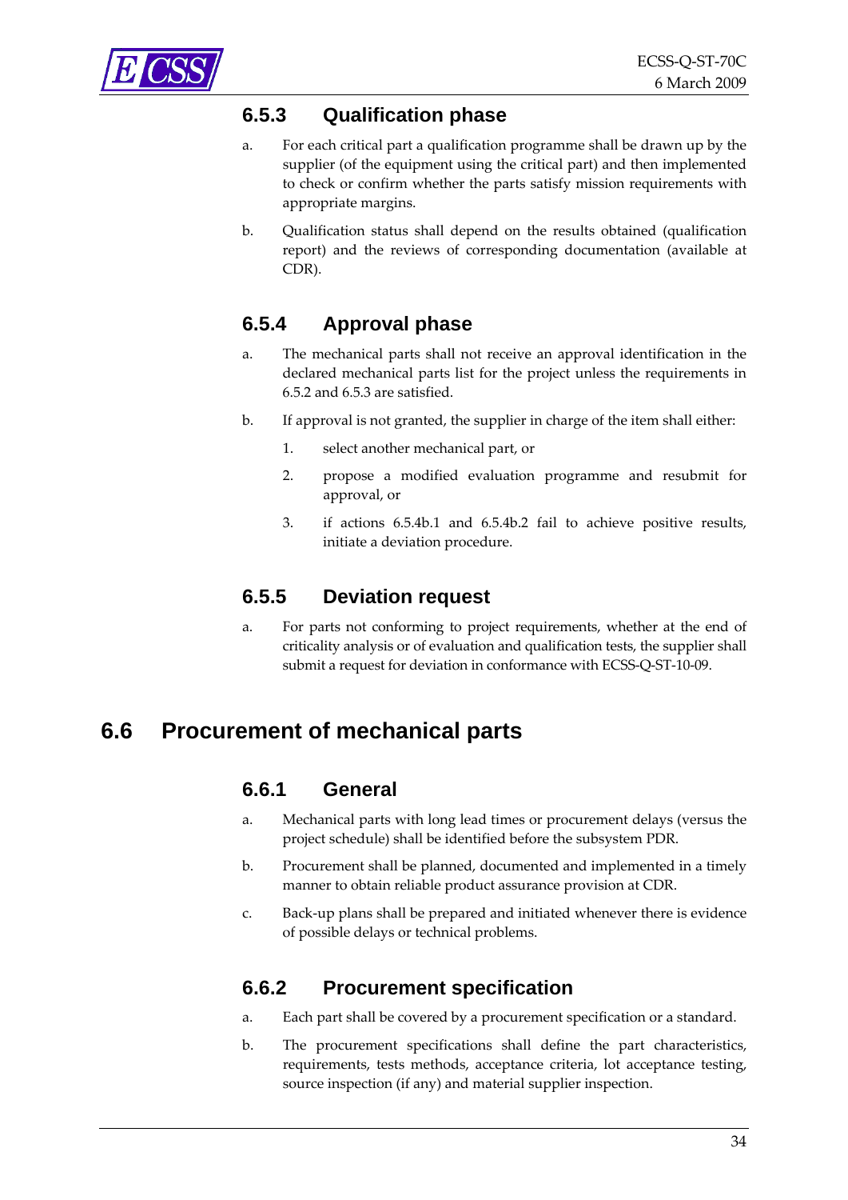### 6.5.3 Qualification phase

a. For each critical part a qualification programme shall be drawn up by the supplier (of the equipment using the critical part) and then implemented to check or confirm whether the parts satisfy mission requirements with appropriate margins.

b. Qualification status shall depend on the results obtained (qualification report) and the reviews of corresponding documentation (available at CDR).

### 6.5.4 Approval phase

a. The mechanical parts shall not receive an approval identification in the declared mechanical parts list for the project unless the requirements in 6.5.2 and 6.5.3 are satisfied.

b. If approval is not granted, the supplier in charge of the item shall either:

   1. select another mechanical part, or

   2. propose a modified evaluation programme and resubmit for approval, or

   3. if actions 6.5.4b.1 and 6.5.4b.2 fail to achieve positive results, initiate a deviation procedure.

### 6.5.5 Deviation request

a. For parts not conforming to project requirements, whether at the end of criticality analysis or of evaluation and qualification tests, the supplier shall submit a request for deviation in conformance with ECSS-Q-ST-10-09.

## 6.6 Procurement of mechanical parts

### 6.6.1 General

a. Mechanical parts with long lead times or procurement delays (versus the project schedule) shall be identified before the subsystem PDR.

b. Procurement shall be planned, documented and implemented in a timely manner to obtain reliable product assurance provision at CDR.

c. Back-up plans shall be prepared and initiated whenever there is evidence of possible delays or technical problems.

### 6.6.2 Procurement specification

a. Each part shall be covered by a procurement specification or a standard.

b. The procurement specifications shall define the part characteristics, requirements, tests methods, acceptance criteria, lot acceptance testing, source inspection (if any) and material supplier inspection.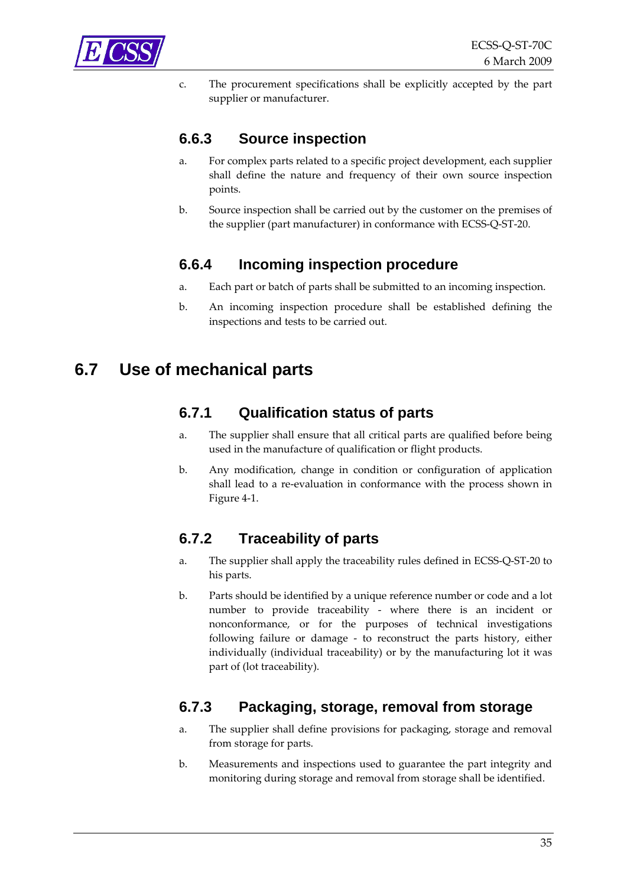c. The procurement specifications shall be explicitly accepted by the part supplier or manufacturer.

### 6.6.3 Source inspection

a. For complex parts related to a specific project development, each supplier shall define the nature and frequency of their own source inspection points.

b. Source inspection shall be carried out by the customer on the premises of the supplier (part manufacturer) in conformance with ECSS-Q-ST-20.

### 6.6.4 Incoming inspection procedure

a. Each part or batch of parts shall be submitted to an incoming inspection.

b. An incoming inspection procedure shall be established defining the inspections and tests to be carried out.

## 6.7 Use of mechanical parts

### 6.7.1 Qualification status of parts

a. The supplier shall ensure that all critical parts are qualified before being used in the manufacture of qualification or flight products.

b. Any modification, change in condition or configuration of application shall lead to a re-evaluation in conformance with the process shown in Figure 4-1.

### 6.7.2 Traceability of parts

a. The supplier shall apply the traceability rules defined in ECSS-Q-ST-20 to his parts.

b. Parts should be identified by a unique reference number or code and a lot number to provide traceability - where there is an incident or nonconformance, or for the purposes of technical investigations following failure or damage - to reconstruct the parts history, either individually (individual traceability) or by the manufacturing lot it was part of (lot traceability).

### 6.7.3 Packaging, storage, removal from storage

a. The supplier shall define provisions for packaging, storage and removal from storage for parts.

b. Measurements and inspections used to guarantee the part integrity and monitoring during storage and removal from storage shall be identified.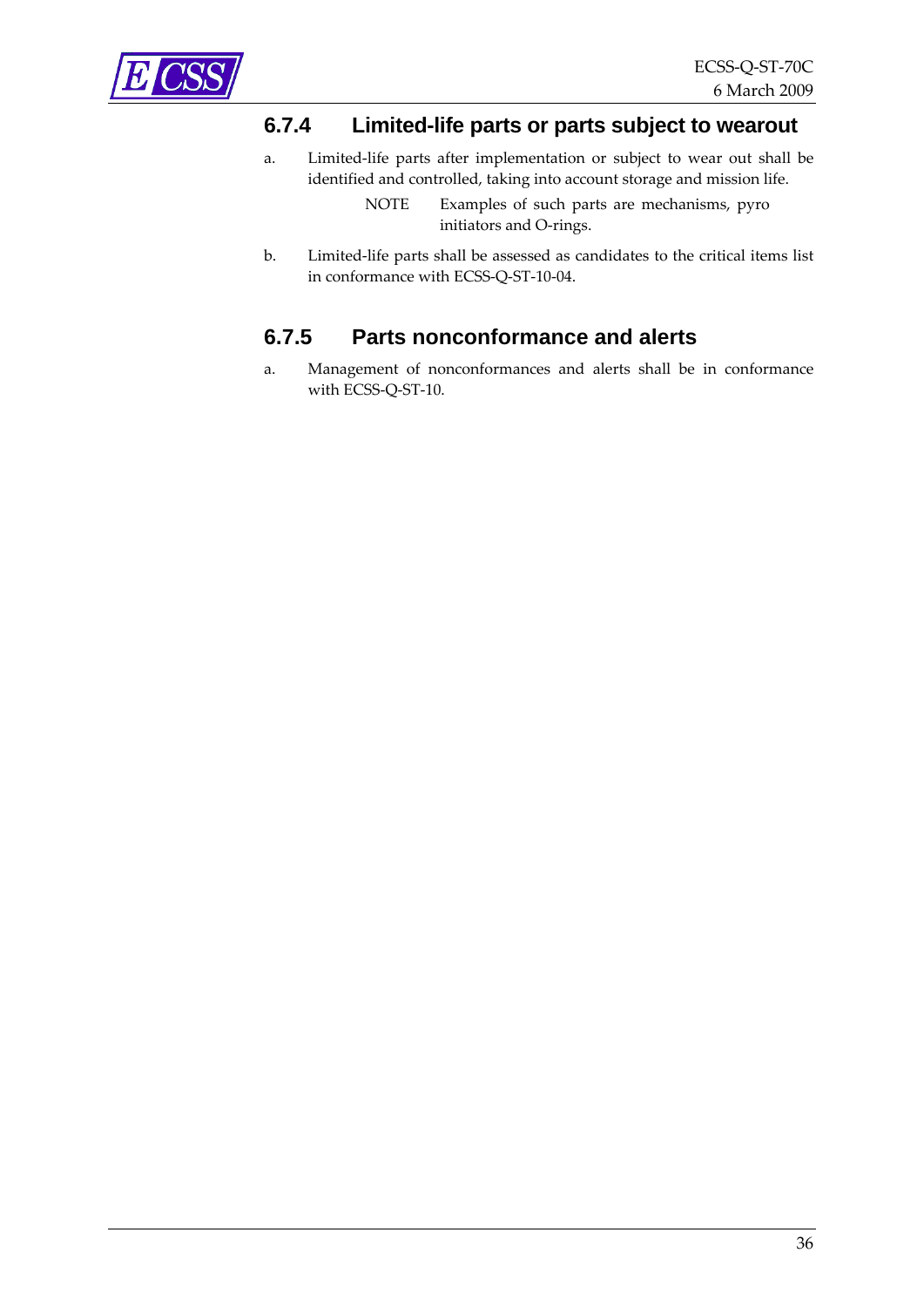### 6.7.4 Limited-life parts or parts subject to wearout

a. Limited-life parts after implementation or subject to wear out shall be identified and controlled, taking into account storage and mission life.

   NOTE Examples of such parts are mechanisms, pyro initiators and O-rings.

b. Limited-life parts shall be assessed as candidates to the critical items list in conformance with ECSS-Q-ST-10-04.

### 6.7.5 Parts nonconformance and alerts

a. Management of nonconformances and alerts shall be in conformance with ECSS-Q-ST-10.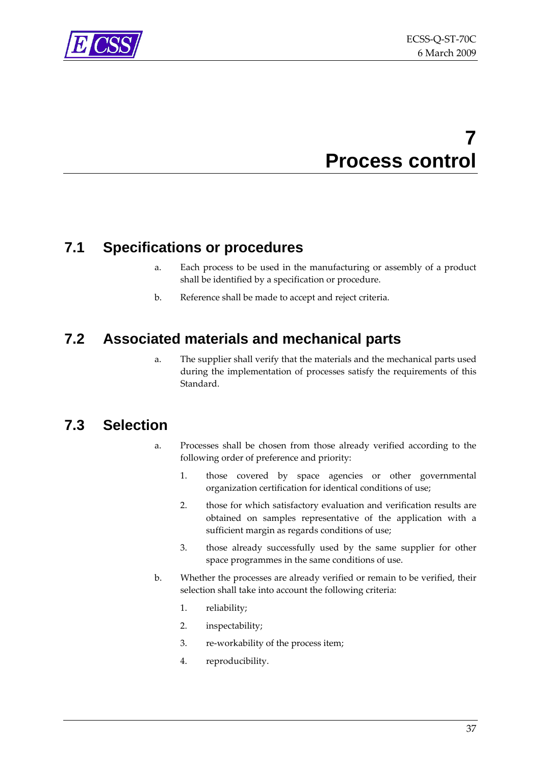# 7 Process control

## 7.1 Specifications or procedures

a. Each process to be used in the manufacturing or assembly of a product shall be identified by a specification or procedure.

b. Reference shall be made to accept and reject criteria.

## 7.2 Associated materials and mechanical parts

a. The supplier shall verify that the materials and the mechanical parts used during the implementation of processes satisfy the requirements of this Standard.

## 7.3 Selection

a. Processes shall be chosen from those already verified according to the following order of preference and priority:

   1. those covered by space agencies or other governmental organization certification for identical conditions of use;

   2. those for which satisfactory evaluation and verification results are obtained on samples representative of the application with a sufficient margin as regards conditions of use;

   3. those already successfully used by the same supplier for other space programmes in the same conditions of use.

b. Whether the processes are already verified or remain to be verified, their selection shall take into account the following criteria:

   1. reliability;

   2. inspectability;

   3. re-workability of the process item;

   4. reproducibility.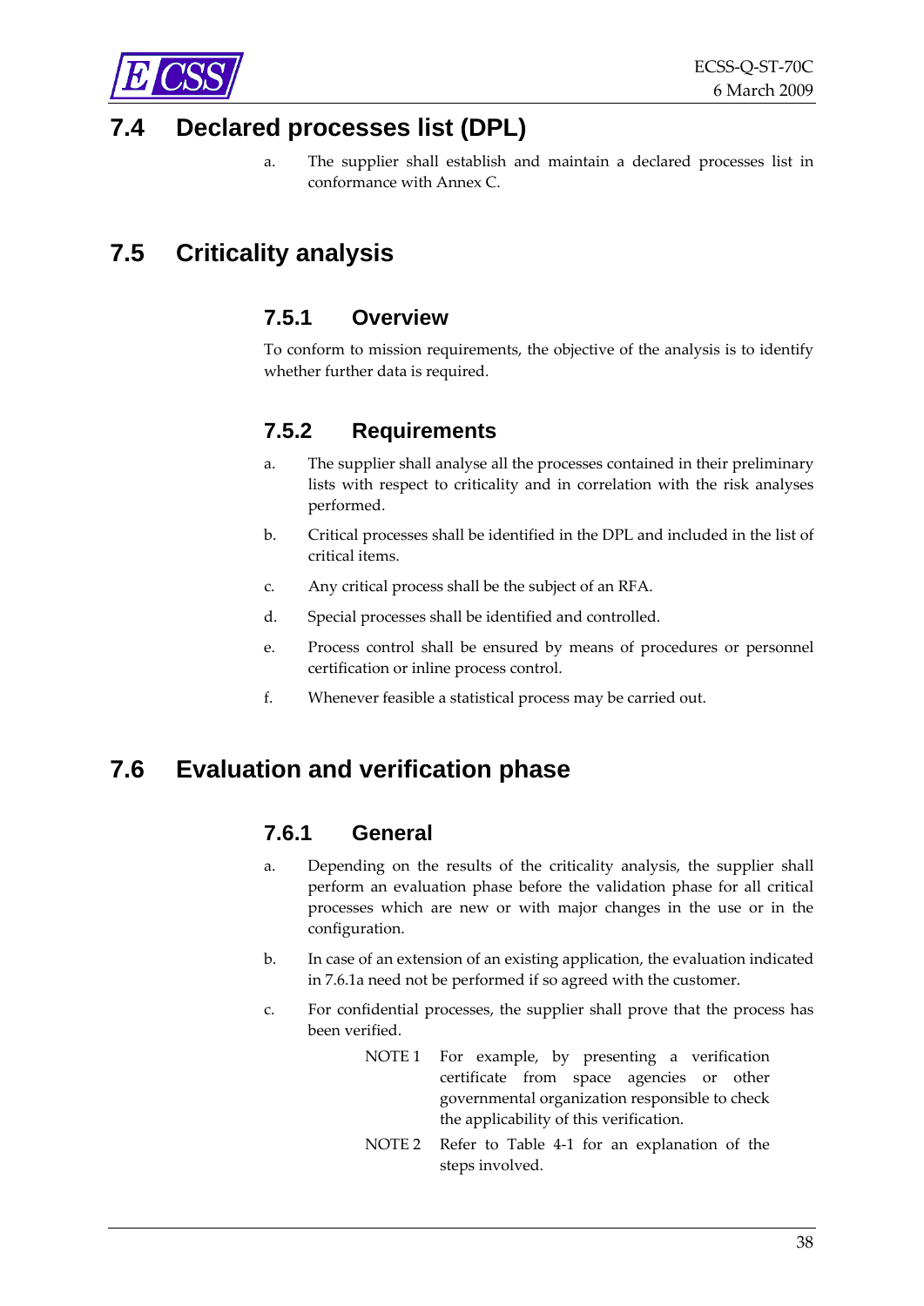## 7.4 Declared processes list (DPL)

a. The supplier shall establish and maintain a declared processes list in conformance with Annex C.

## 7.5 Criticality analysis

### 7.5.1 Overview

To conform to mission requirements, the objective of the analysis is to identify whether further data is required.

### 7.5.2 Requirements

a. The supplier shall analyse all the processes contained in their preliminary lists with respect to criticality and in correlation with the risk analyses performed.

b. Critical processes shall be identified in the DPL and included in the list of critical items.

c. Any critical process shall be the subject of an RFA.

d. Special processes shall be identified and controlled.

e. Process control shall be ensured by means of procedures or personnel certification or inline process control.

f. Whenever feasible a statistical process may be carried out.

## 7.6 Evaluation and verification phase

### 7.6.1 General

a. Depending on the results of the criticality analysis, the supplier shall perform an evaluation phase before the validation phase for all critical processes which are new or with major changes in the use or in the configuration.

b. In case of an extension of an existing application, the evaluation indicated in 7.6.1a need not be performed if so agreed with the customer.

c. For confidential processes, the supplier shall prove that the process has been verified.

NOTE 1 For example, by presenting a verification certificate from space agencies or other governmental organization responsible to check the applicability of this verification.

NOTE 2 Refer to Table 4-1 for an explanation of the steps involved.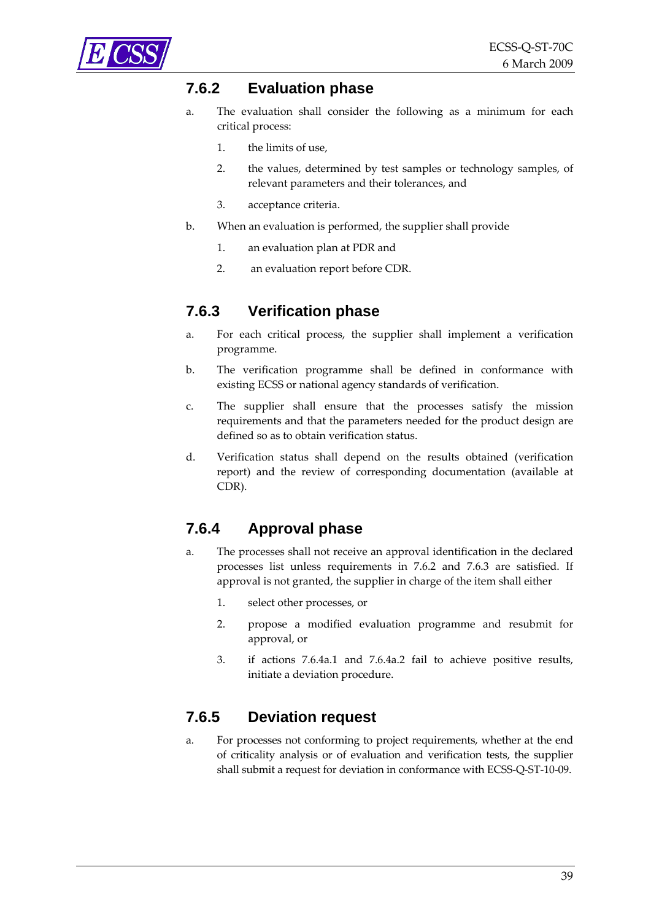### 7.6.2 Evaluation phase

a. The evaluation shall consider the following as a minimum for each critical process:

   1. the limits of use,

   2. the values, determined by test samples or technology samples, of relevant parameters and their tolerances, and

   3. acceptance criteria.

b. When an evaluation is performed, the supplier shall provide

   1. an evaluation plan at PDR and

   2. an evaluation report before CDR.

### 7.6.3 Verification phase

a. For each critical process, the supplier shall implement a verification programme.

b. The verification programme shall be defined in conformance with existing ECSS or national agency standards of verification.

c. The supplier shall ensure that the processes satisfy the mission requirements and that the parameters needed for the product design are defined so as to obtain verification status.

d. Verification status shall depend on the results obtained (verification report) and the review of corresponding documentation (available at CDR).

### 7.6.4 Approval phase

a. The processes shall not receive an approval identification in the declared processes list unless requirements in 7.6.2 and 7.6.3 are satisfied. If approval is not granted, the supplier in charge of the item shall either

   1. select other processes, or

   2. propose a modified evaluation programme and resubmit for approval, or

   3. if actions 7.6.4a.1 and 7.6.4a.2 fail to achieve positive results, initiate a deviation procedure.

### 7.6.5 Deviation request

a. For processes not conforming to project requirements, whether at the end of criticality analysis or of evaluation and verification tests, the supplier shall submit a request for deviation in conformance with ECSS-Q-ST-10-09.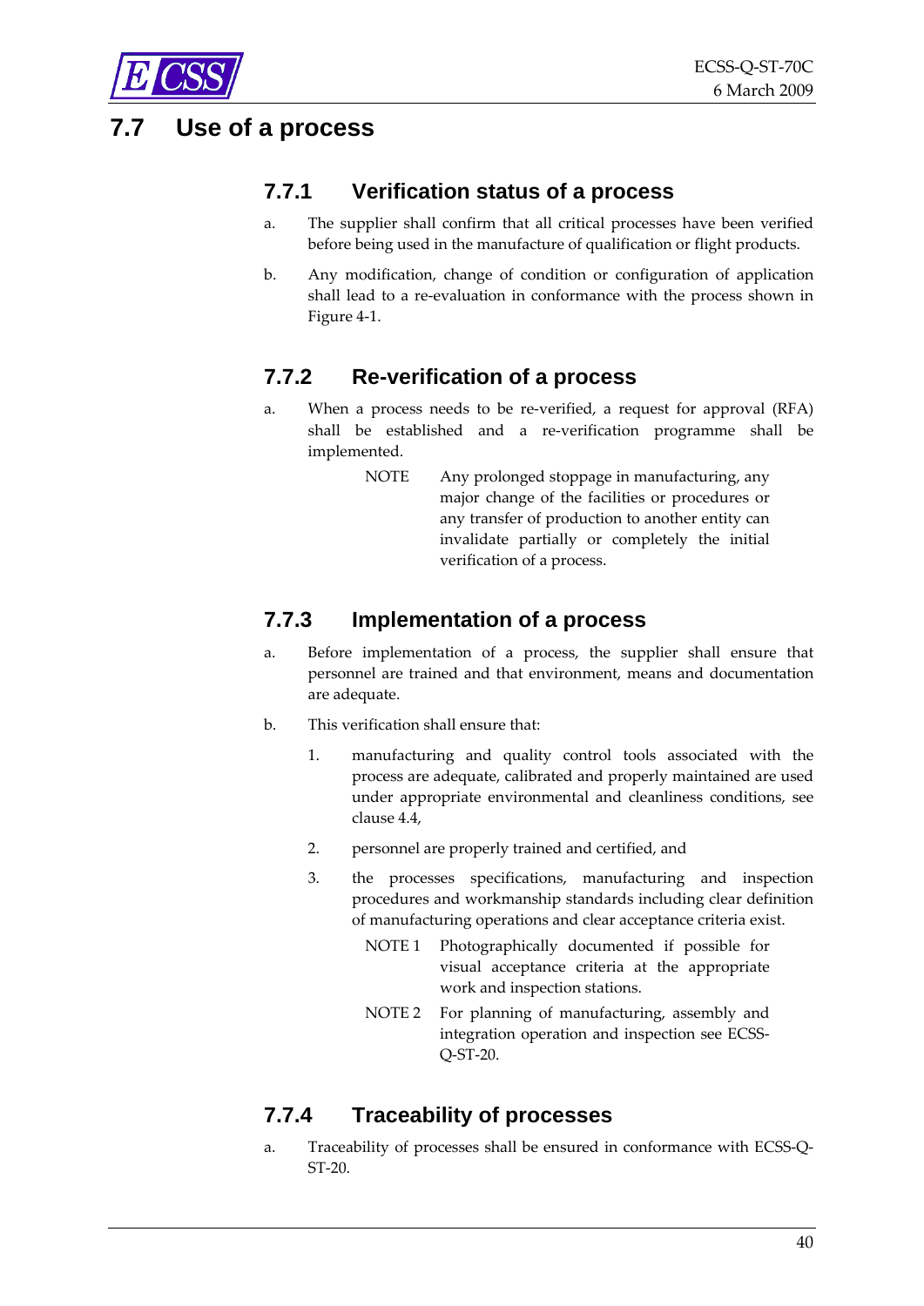## 7.7 Use of a process

### 7.7.1 Verification status of a process

a. The supplier shall confirm that all critical processes have been verified before being used in the manufacture of qualification or flight products.

b. Any modification, change of condition or configuration of application shall lead to a re-evaluation in conformance with the process shown in Figure 4-1.

### 7.7.2 Re-verification of a process

a. When a process needs to be re-verified, a request for approval (RFA) shall be established and a re-verification programme shall be implemented.

   NOTE Any prolonged stoppage in manufacturing, any major change of the facilities or procedures or any transfer of production to another entity can invalidate partially or completely the initial verification of a process.

### 7.7.3 Implementation of a process

a. Before implementation of a process, the supplier shall ensure that personnel are trained and that environment, means and documentation are adequate.

b. This verification shall ensure that:

   1. manufacturing and quality control tools associated with the process are adequate, calibrated and properly maintained are used under appropriate environmental and cleanliness conditions, see clause 4.4,

   2. personnel are properly trained and certified, and

   3. the processes specifications, manufacturing and inspection procedures and workmanship standards including clear definition of manufacturing operations and clear acceptance criteria exist.

      NOTE 1 Photographically documented if possible for visual acceptance criteria at the appropriate work and inspection stations.

      NOTE 2 For planning of manufacturing, assembly and integration operation and inspection see ECSS-Q-ST-20.

### 7.7.4 Traceability of processes

a. Traceability of processes shall be ensured in conformance with ECSS-Q-ST-20.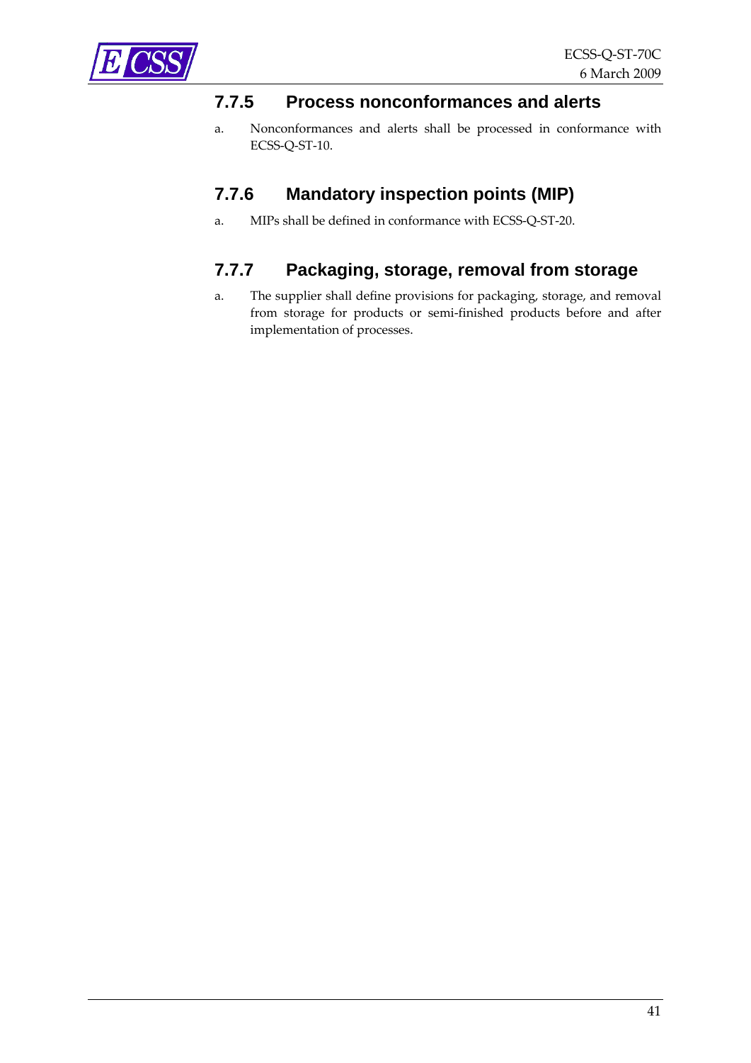### 7.7.5 Process nonconformances and alerts

a. Nonconformances and alerts shall be processed in conformance with ECSS-Q-ST-10.

### 7.7.6 Mandatory inspection points (MIP)

a. MIPs shall be defined in conformance with ECSS-Q-ST-20.

### 7.7.7 Packaging, storage, removal from storage

a. The supplier shall define provisions for packaging, storage, and removal from storage for products or semi-finished products before and after implementation of processes.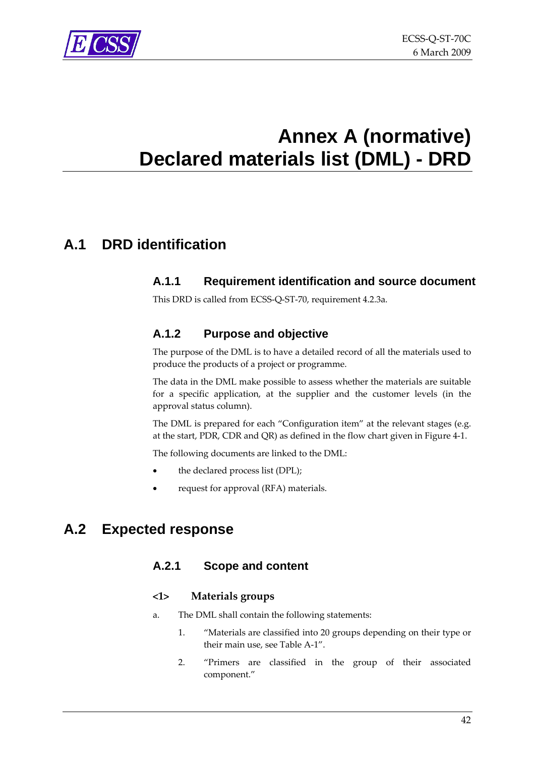# Annex A (normative) Declared materials list (DML) - DRD

## A.1 DRD identification

### A.1.1 Requirement identification and source document

This DRD is called from ECSS-Q-ST-70, requirement 4.2.3a.

### A.1.2 Purpose and objective

The purpose of the DML is to have a detailed record of all the materials used to produce the products of a project or programme.

The data in the DML make possible to assess whether the materials are suitable for a specific application, at the supplier and the customer levels (in the approval status column).

The DML is prepared for each "Configuration item" at the relevant stages (e.g. at the start, PDR, CDR and QR) as defined in the flow chart given in Figure 4-1.

The following documents are linked to the DML:

- the declared process list (DPL);
- request for approval (RFA) materials.

## A.2 Expected response

### A.2.1 Scope and content

**<1> Materials groups**

a. The DML shall contain the following statements:

1. "Materials are classified into 20 groups depending on their type or their main use, see Table A-1".
2. "Primers are classified in the group of their associated component."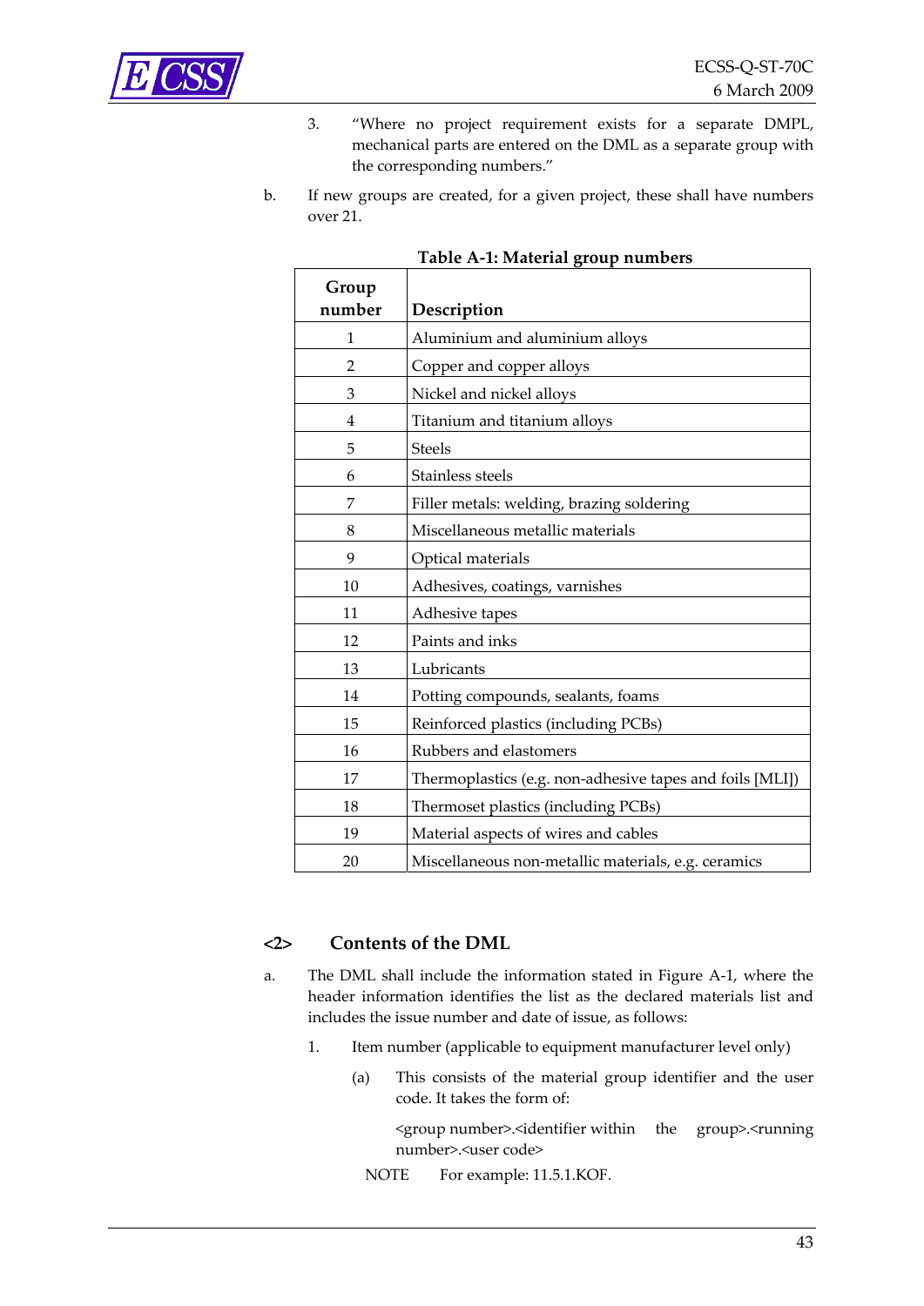3. "Where no project requirement exists for a separate DMPL, mechanical parts are entered on the DML as a separate group with the corresponding numbers."

b. If new groups are created, for a given project, these shall have numbers over 21.

**Table A-1: Material group numbers**

| Group number | Description |
|---|---|
| 1 | Aluminium and aluminium alloys |
| 2 | Copper and copper alloys |
| 3 | Nickel and nickel alloys |
| 4 | Titanium and titanium alloys |
| 5 | Steels |
| 6 | Stainless steels |
| 7 | Filler metals: welding, brazing soldering |
| 8 | Miscellaneous metallic materials |
| 9 | Optical materials |
| 10 | Adhesives, coatings, varnishes |
| 11 | Adhesive tapes |
| 12 | Paints and inks |
| 13 | Lubricants |
| 14 | Potting compounds, sealants, foams |
| 15 | Reinforced plastics (including PCBs) |
| 16 | Rubbers and elastomers |
| 17 | Thermoplastics (e.g. non-adhesive tapes and foils [MLI]) |
| 18 | Thermoset plastics (including PCBs) |
| 19 | Material aspects of wires and cables |
| 20 | Miscellaneous non-metallic materials, e.g. ceramics |

## <2> Contents of the DML

a. The DML shall include the information stated in Figure A-1, where the header information identifies the list as the declared materials list and includes the issue number and date of issue, as follows:

1. Item number (applicable to equipment manufacturer level only)

   (a) This consists of the material group identifier and the user code. It takes the form of:

   <group number>.<identifier within the group>.<running number>.<user code>

   NOTE For example: 11.5.1.KOF.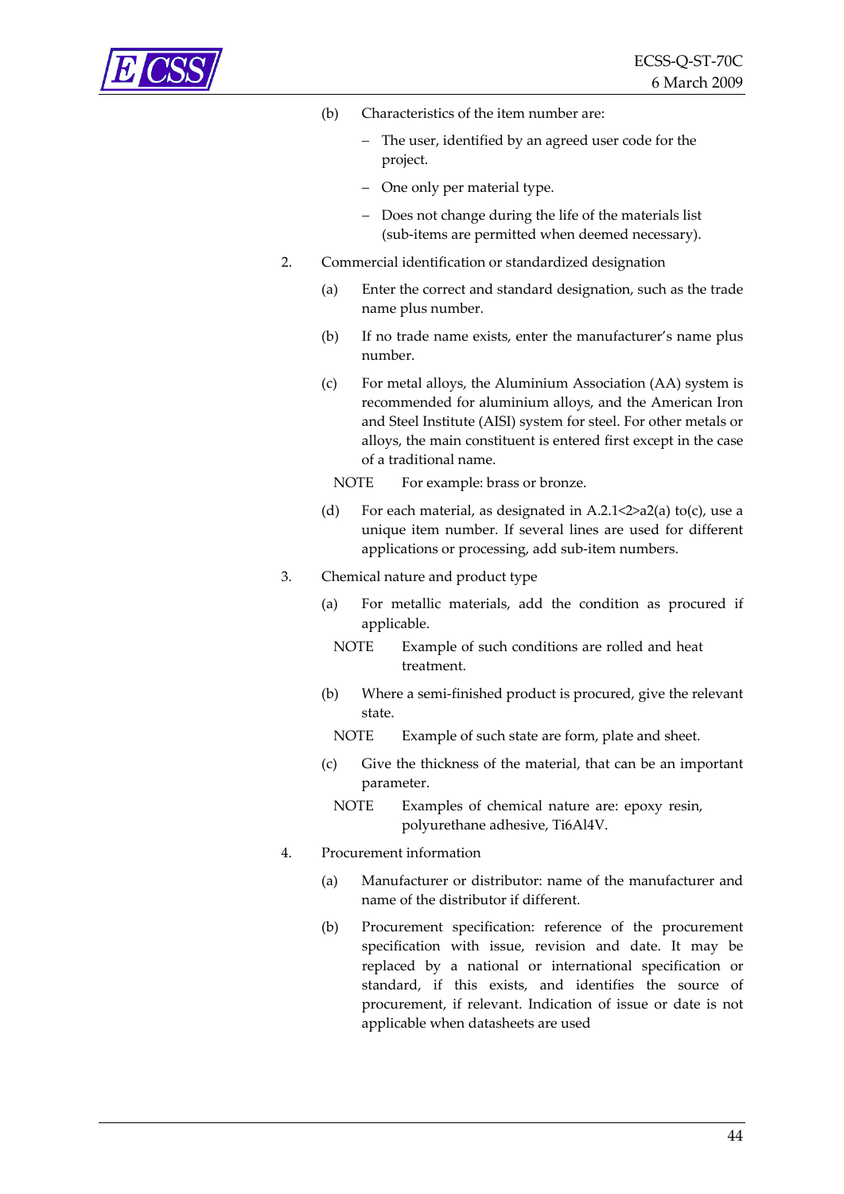(b) Characteristics of the item number are:

- The user, identified by an agreed user code for the project.
- One only per material type.
- Does not change during the life of the materials list (sub-items are permitted when deemed necessary).

2. Commercial identification or standardized designation

(a) Enter the correct and standard designation, such as the trade name plus number.

(b) If no trade name exists, enter the manufacturer's name plus number.

(c) For metal alloys, the Aluminium Association (AA) system is recommended for aluminium alloys, and the American Iron and Steel Institute (AISI) system for steel. For other metals or alloys, the main constituent is entered first except in the case of a traditional name.

NOTE For example: brass or bronze.

(d) For each material, as designated in A.2.1<2>a2(a) to(c), use a unique item number. If several lines are used for different applications or processing, add sub-item numbers.

3. Chemical nature and product type

(a) For metallic materials, add the condition as procured if applicable.

NOTE Example of such conditions are rolled and heat treatment.

(b) Where a semi-finished product is procured, give the relevant state.

NOTE Example of such state are form, plate and sheet.

(c) Give the thickness of the material, that can be an important parameter.

NOTE Examples of chemical nature are: epoxy resin, polyurethane adhesive, Ti6Al4V.

4. Procurement information

(a) Manufacturer or distributor: name of the manufacturer and name of the distributor if different.

(b) Procurement specification: reference of the procurement specification with issue, revision and date. It may be replaced by a national or international specification or standard, if this exists, and identifies the source of procurement, if relevant. Indication of issue or date is not applicable when datasheets are used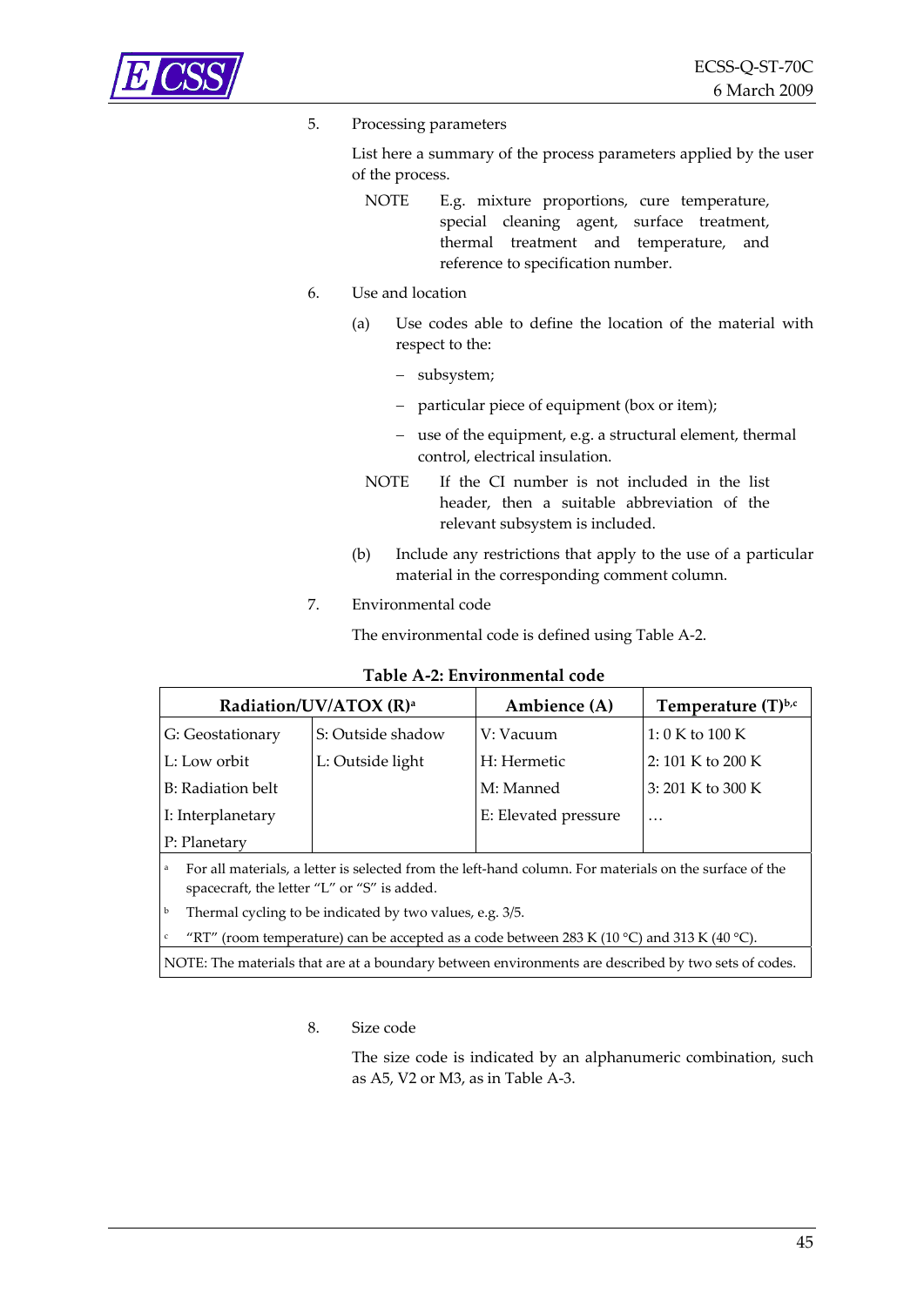5. Processing parameters

   List here a summary of the process parameters applied by the user of the process.

   NOTE E.g. mixture proportions, cure temperature, special cleaning agent, surface treatment, thermal treatment and temperature, and reference to specification number.

6. Use and location

   (a) Use codes able to define the location of the material with respect to the:

   - subsystem;
   - particular piece of equipment (box or item);
   - use of the equipment, e.g. a structural element, thermal control, electrical insulation.

   NOTE If the CI number is not included in the list header, then a suitable abbreviation of the relevant subsystem is included.

   (b) Include any restrictions that apply to the use of a particular material in the corresponding comment column.

7. Environmental code

   The environmental code is defined using Table A-2.

**Table A-2: Environmental code**

| Radiation/UV/ATOX (R)[a] | | Ambience (A) | Temperature (T)[b,c] |
|---|---|---|---|
| G: Geostationary | S: Outside shadow | V: Vacuum | 1: 0 K to 100 K |
| L: Low orbit | L: Outside light | H: Hermetic | 2: 101 K to 200 K |
| B: Radiation belt | | M: Manned | 3: 201 K to 300 K |
| I: Interplanetary | | E: Elevated pressure | … |
| P: Planetary | | | |

[a] For all materials, a letter is selected from the left-hand column. For materials on the surface of the spacecraft, the letter "L" or "S" is added.

[b] Thermal cycling to be indicated by two values, e.g. 3/5.

[c] "RT" (room temperature) can be accepted as a code between 283 K (10 °C) and 313 K (40 °C).

NOTE: The materials that are at a boundary between environments are described by two sets of codes.

8. Size code

   The size code is indicated by an alphanumeric combination, such as A5, V2 or M3, as in Table A-3.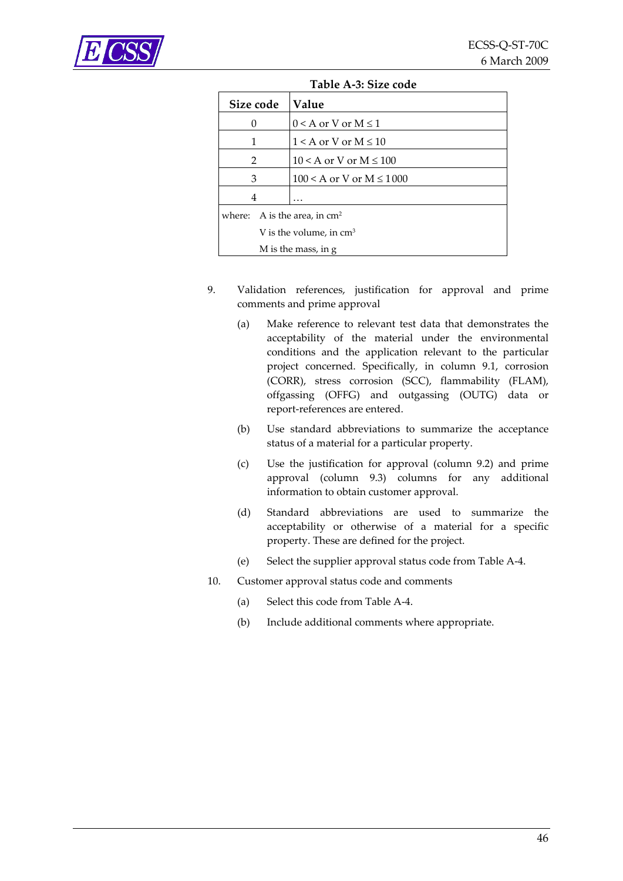**Table A-3: Size code**

| Size code | Value |
|---|---|
| 0 | $0 < A$ or $V$ or $M \leq 1$ |
| 1 | $1 < A$ or $V$ or $M \leq 10$ |
| 2 | $10 < A$ or $V$ or $M \leq 100$ |
| 3 | $100 < A$ or $V$ or $M \leq 1000$ |
| 4 | … |
| where: A is the area, in $cm^2$ <br> V is the volume, in $cm^3$ <br> M is the mass, in g | |

9. Validation references, justification for approval and prime comments and prime approval

   (a) Make reference to relevant test data that demonstrates the acceptability of the material under the environmental conditions and the application relevant to the particular project concerned. Specifically, in column 9.1, corrosion (CORR), stress corrosion (SCC), flammability (FLAM), offgassing (OFFG) and outgassing (OUTG) data or report-references are entered.

   (b) Use standard abbreviations to summarize the acceptance status of a material for a particular property.

   (c) Use the justification for approval (column 9.2) and prime approval (column 9.3) columns for any additional information to obtain customer approval.

   (d) Standard abbreviations are used to summarize the acceptability or otherwise of a material for a specific property. These are defined for the project.

   (e) Select the supplier approval status code from Table A-4.

10. Customer approval status code and comments

    (a) Select this code from Table A-4.

    (b) Include additional comments where appropriate.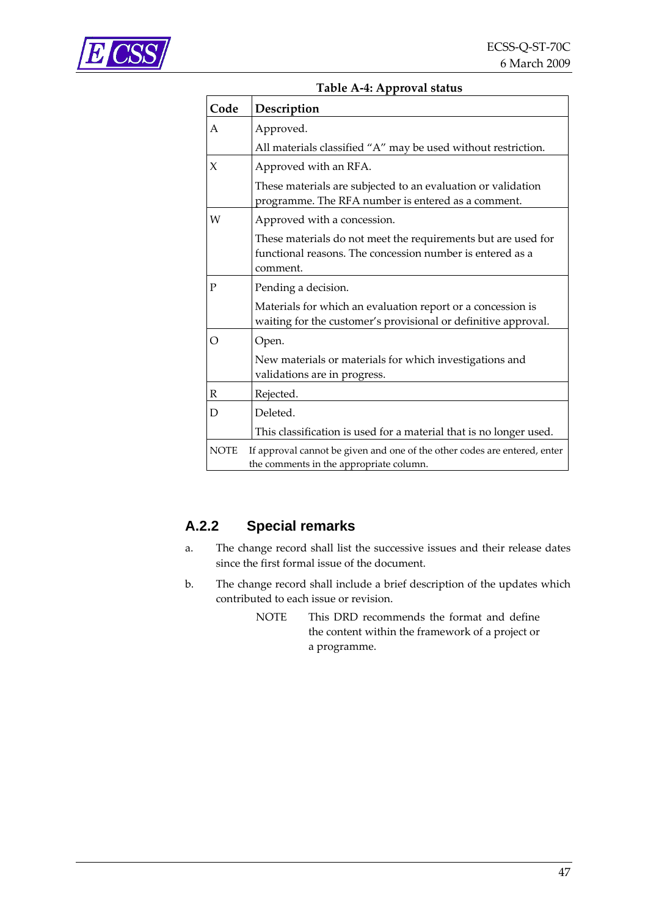**Table A-4: Approval status**

| Code | Description |
|---|---|
| A | Approved.<br>All materials classified "A" may be used without restriction. |
| X | Approved with an RFA.<br>These materials are subjected to an evaluation or validation programme. The RFA number is entered as a comment. |
| W | Approved with a concession.<br>These materials do not meet the requirements but are used for functional reasons. The concession number is entered as a comment. |
| P | Pending a decision.<br>Materials for which an evaluation report or a concession is waiting for the customer's provisional or definitive approval. |
| O | Open.<br>New materials or materials for which investigations and validations are in progress. |
| R | Rejected. |
| D | Deleted.<br>This classification is used for a material that is no longer used. |
| NOTE | If approval cannot be given and one of the other codes are entered, enter the comments in the appropriate column. |

## A.2.2 Special remarks

a. The change record shall list the successive issues and their release dates since the first formal issue of the document.

b. The change record shall include a brief description of the updates which contributed to each issue or revision.

NOTE This DRD recommends the format and define the content within the framework of a project or a programme.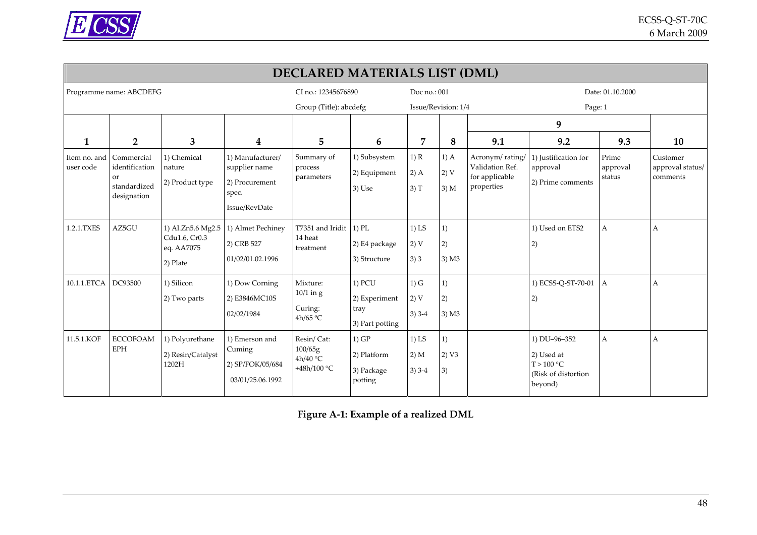| DECLARED MATERIALS LIST (DML) | | | | | | | | | | | |
|---|---|---|---|---|---|---|---|---|---|---|---|
| Programme name: ABCDEFG | | | | CI no.: 12345676890 | | Doc no.: 001 | | | | Date: 01.10.2000 | |
| | | | | Group (Title): abcdefg | | Issue/Revision: 1/4 | | | | Page: 1 | |
| | | | | | | | | 9 | | | |
| **1** | **2** | **3** | **4** | **5** | **6** | **7** | **8** | **9.1** | **9.2** | **9.3** | **10** |
| Item no. and user code | Commercial identification or standardized designation | 1) Chemical nature<br>2) Product type | 1) Manufacturer/ supplier name<br>2) Procurement spec.<br>Issue/RevDate | Summary of process parameters | 1) Subsystem<br>2) Equipment<br>3) Use | 1) R<br>2) A<br>3) T | 1) A<br>2) V<br>3) M | Acronym/ rating/ Validation Ref. for applicable properties | 1) Justification for approval<br>2) Prime comments | Prime approval status | Customer approval status/ comments |
| 1.2.1.TXES | AZ5GU | 1) Al.Zn5.6 Mg2.5 Cdu1.6, Cr0.3 eq. AA7075<br>2) Plate | 1) Almet Pechiney<br>2) CRB 527<br>01/02/01.02.1996 | T7351 and Iridit 14 heat treatment | 1) PL<br>2) E4 package<br>3) Structure | 1) LS<br>2) V<br>3) 3 | 1)<br>2)<br>3) M3 | | 1) Used on ETS2<br>2) | A | A |
| 10.1.1.ETCA | DC93500 | 1) Silicon<br>2) Two parts | 1) Dow Corning<br>2) E3846MC10S<br>02/02/1984 | Mixture:<br>10/1 in g<br>Curing:<br>4h/65 °C | 1) PCU<br>2) Experiment tray<br>3) Part potting | 1) G<br>2) V<br>3) 3-4 | 1)<br>2)<br>3) M3 | | 1) ECSS-Q-ST-70-01<br>2) | A | A |
| 11.5.1.KOF | ECCOFOAM EPH | 1) Polyurethane<br>2) Resin/Catalyst 1202H | 1) Emerson and Cuming<br>2) SP/FOK/05/684<br>03/01/25.06.1992 | Resin/ Cat: 100/65g<br>4h/40 °C<br>+48h/100 °C | 1) GP<br>2) Platform<br>3) Package potting | 1) LS<br>2) M<br>3) 3-4 | 1)<br>2) V3<br>3) | | 1) DU–96–352<br>2) Used at T > 100 °C (Risk of distortion beyond) | A | A |

**Figure A-1: Example of a realized DML**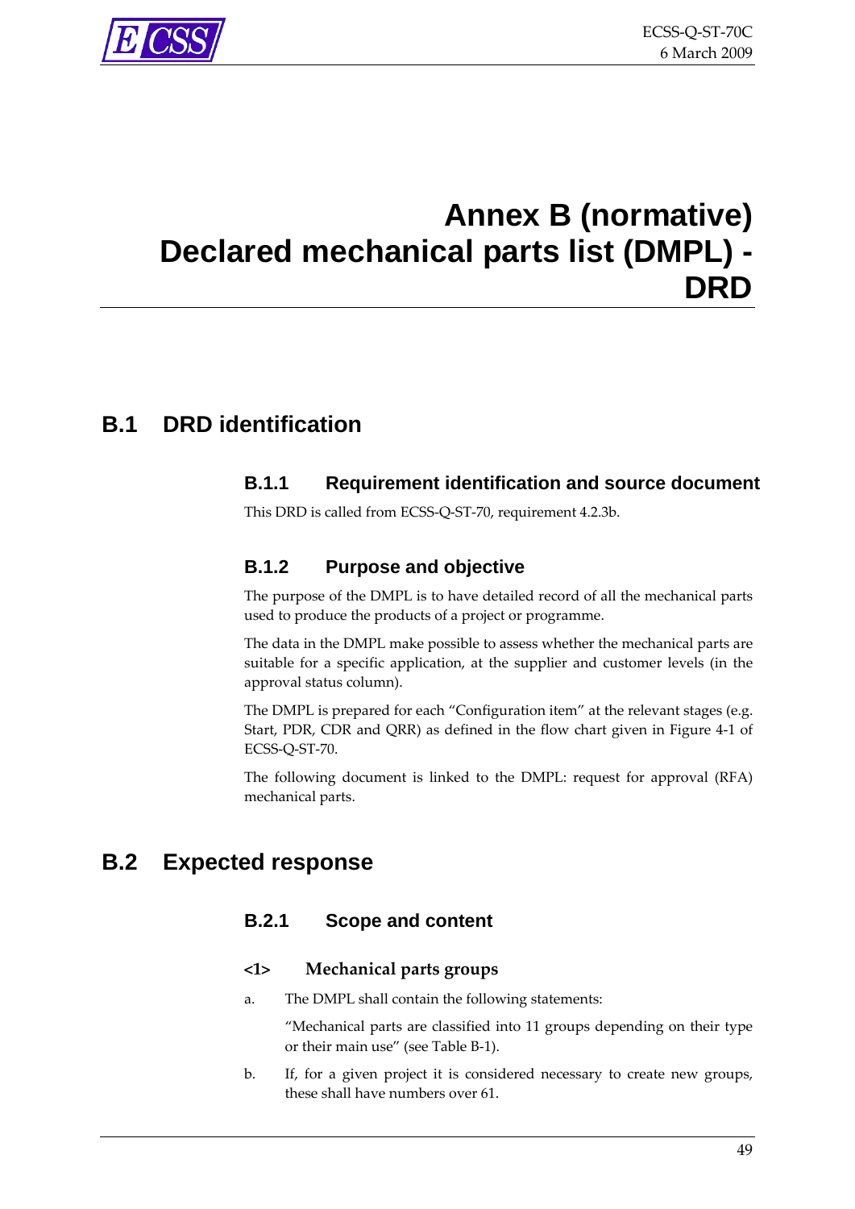# Annex B (normative) Declared mechanical parts list (DMPL) - DRD

## B.1 DRD identification

### B.1.1 Requirement identification and source document

This DRD is called from ECSS-Q-ST-70, requirement 4.2.3b.

### B.1.2 Purpose and objective

The purpose of the DMPL is to have detailed record of all the mechanical parts used to produce the products of a project or programme.

The data in the DMPL make possible to assess whether the mechanical parts are suitable for a specific application, at the supplier and customer levels (in the approval status column).

The DMPL is prepared for each "Configuration item" at the relevant stages (e.g. Start, PDR, CDR and QRR) as defined in the flow chart given in Figure 4-1 of ECSS-Q-ST-70.

The following document is linked to the DMPL: request for approval (RFA) mechanical parts.

## B.2 Expected response

### B.2.1 Scope and content

#### <1> Mechanical parts groups

a. The DMPL shall contain the following statements:

   "Mechanical parts are classified into 11 groups depending on their type or their main use" (see Table B-1).

b. If, for a given project it is considered necessary to create new groups, these shall have numbers over 61.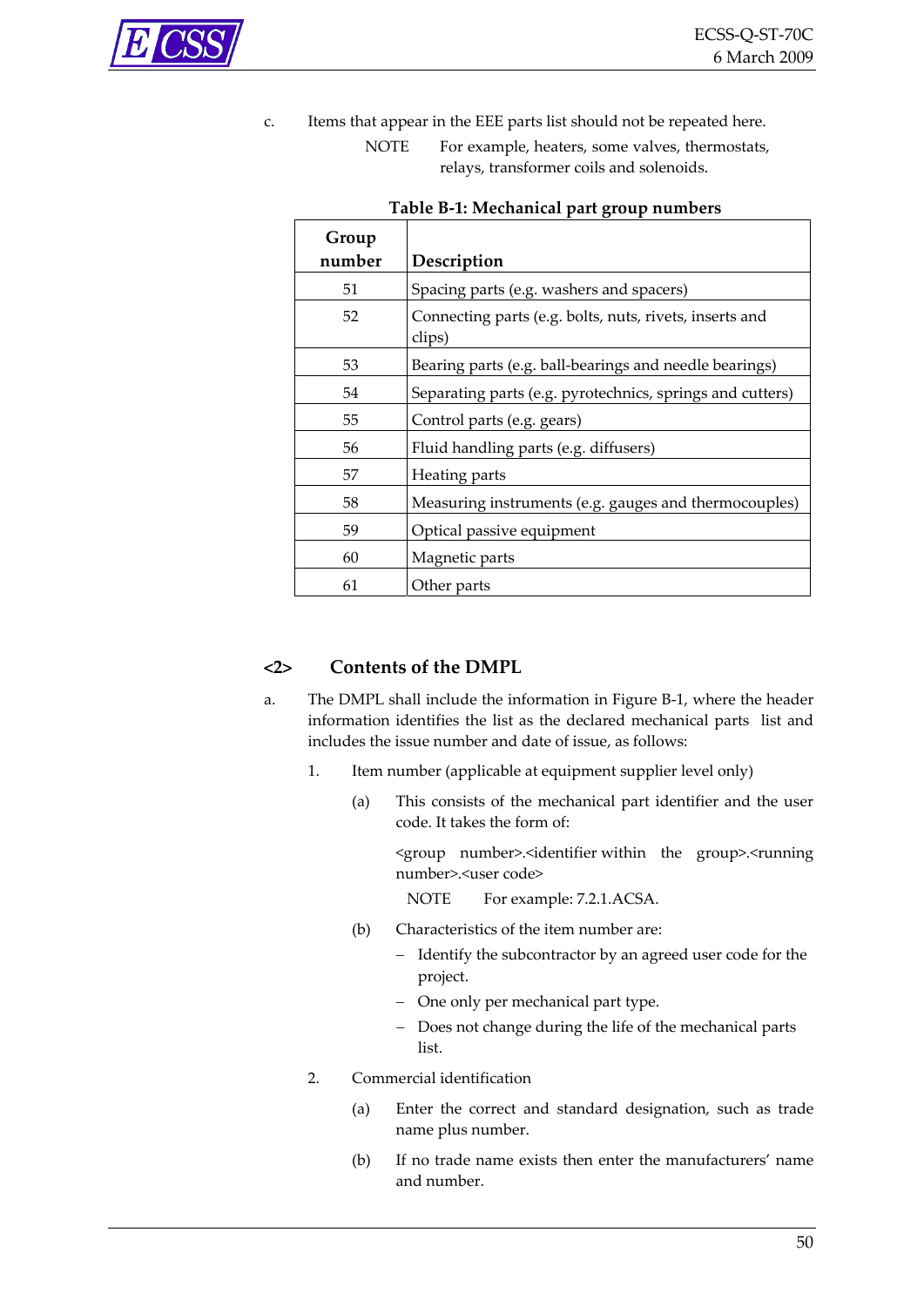c. Items that appear in the EEE parts list should not be repeated here.

NOTE For example, heaters, some valves, thermostats, relays, transformer coils and solenoids.

**Table B-1: Mechanical part group numbers**

| Group number | Description |
|---|---|
| 51 | Spacing parts (e.g. washers and spacers) |
| 52 | Connecting parts (e.g. bolts, nuts, rivets, inserts and clips) |
| 53 | Bearing parts (e.g. ball-bearings and needle bearings) |
| 54 | Separating parts (e.g. pyrotechnics, springs and cutters) |
| 55 | Control parts (e.g. gears) |
| 56 | Fluid handling parts (e.g. diffusers) |
| 57 | Heating parts |
| 58 | Measuring instruments (e.g. gauges and thermocouples) |
| 59 | Optical passive equipment |
| 60 | Magnetic parts |
| 61 | Other parts |

## <2> Contents of the DMPL

a. The DMPL shall include the information in Figure B-1, where the header information identifies the list as the declared mechanical parts list and includes the issue number and date of issue, as follows:

1. Item number (applicable at equipment supplier level only)

   (a) This consists of the mechanical part identifier and the user code. It takes the form of:

   <group number>.<identifier within the group>.<running number>.<user code>

   NOTE For example: 7.2.1.ACSA.

   (b) Characteristics of the item number are:

   - Identify the subcontractor by an agreed user code for the project.
   - One only per mechanical part type.
   - Does not change during the life of the mechanical parts list.

2. Commercial identification

   (a) Enter the correct and standard designation, such as trade name plus number.

   (b) If no trade name exists then enter the manufacturers' name and number.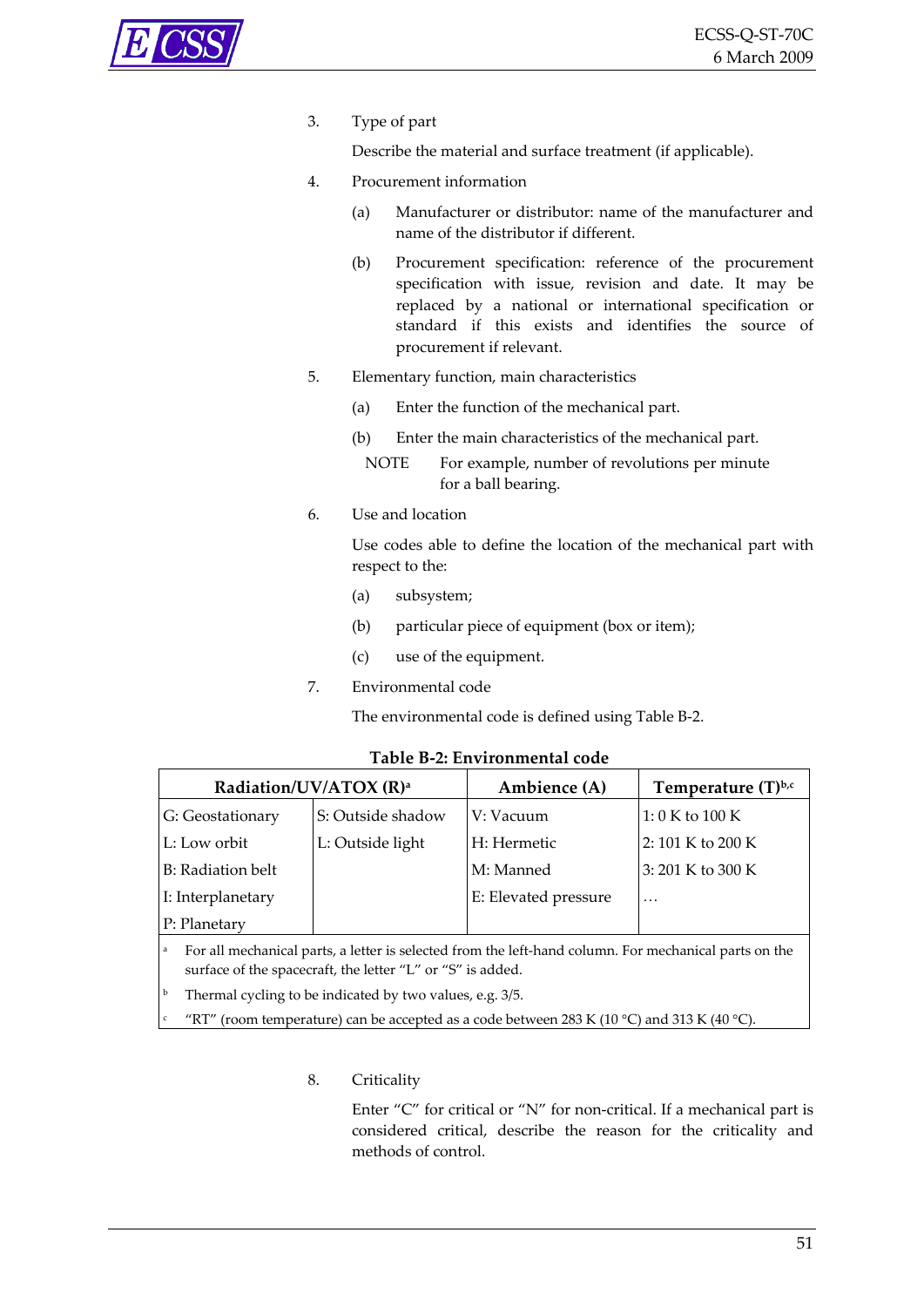3. Type of part

   Describe the material and surface treatment (if applicable).

4. Procurement information

   (a) Manufacturer or distributor: name of the manufacturer and name of the distributor if different.

   (b) Procurement specification: reference of the procurement specification with issue, revision and date. It may be replaced by a national or international specification or standard if this exists and identifies the source of procurement if relevant.

5. Elementary function, main characteristics

   (a) Enter the function of the mechanical part.

   (b) Enter the main characteristics of the mechanical part.

   NOTE For example, number of revolutions per minute for a ball bearing.

6. Use and location

   Use codes able to define the location of the mechanical part with respect to the:

   (a) subsystem;

   (b) particular piece of equipment (box or item);

   (c) use of the equipment.

7. Environmental code

   The environmental code is defined using Table B-2.

**Table B-2: Environmental code**

| Radiation/UV/ATOX (R)[a] | | Ambience (A) | Temperature (T)[b,c] |
|---|---|---|---|
| G: Geostationary | S: Outside shadow | V: Vacuum | 1: 0 K to 100 K |
| L: Low orbit | L: Outside light | H: Hermetic | 2: 101 K to 200 K |
| B: Radiation belt | | M: Manned | 3: 201 K to 300 K |
| I: Interplanetary | | E: Elevated pressure | … |
| P: Planetary | | | |

[a] For all mechanical parts, a letter is selected from the left-hand column. For mechanical parts on the surface of the spacecraft, the letter "L" or "S" is added.

[b] Thermal cycling to be indicated by two values, e.g. 3/5.

[c] "RT" (room temperature) can be accepted as a code between 283 K (10 °C) and 313 K (40 °C).

8. Criticality

   Enter "C" for critical or "N" for non-critical. If a mechanical part is considered critical, describe the reason for the criticality and methods of control.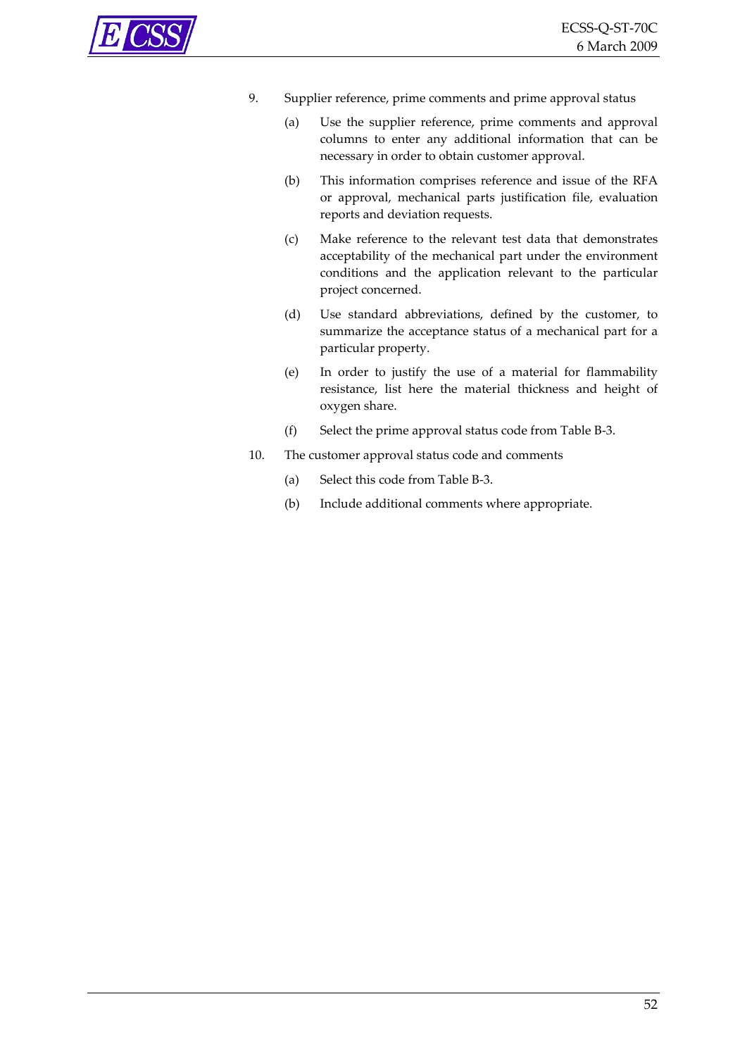9. Supplier reference, prime comments and prime approval status

   (a) Use the supplier reference, prime comments and approval columns to enter any additional information that can be necessary in order to obtain customer approval.

   (b) This information comprises reference and issue of the RFA or approval, mechanical parts justification file, evaluation reports and deviation requests.

   (c) Make reference to the relevant test data that demonstrates acceptability of the mechanical part under the environment conditions and the application relevant to the particular project concerned.

   (d) Use standard abbreviations, defined by the customer, to summarize the acceptance status of a mechanical part for a particular property.

   (e) In order to justify the use of a material for flammability resistance, list here the material thickness and height of oxygen share.

   (f) Select the prime approval status code from Table B-3.

10. The customer approval status code and comments

    (a) Select this code from Table B-3.

    (b) Include additional comments where appropriate.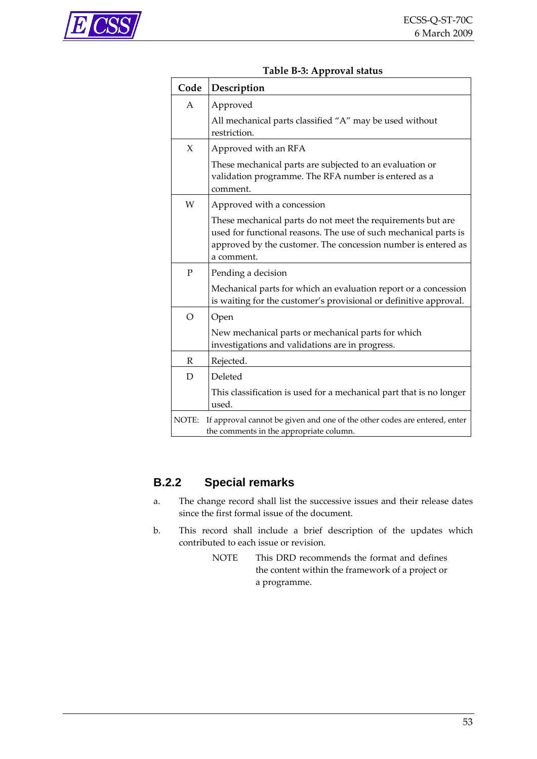**Table B-3: Approval status**

| Code | Description |
|---|---|
| A | Approved<br>All mechanical parts classified "A" may be used without restriction. |
| X | Approved with an RFA<br>These mechanical parts are subjected to an evaluation or validation programme. The RFA number is entered as a comment. |
| W | Approved with a concession<br>These mechanical parts do not meet the requirements but are used for functional reasons. The use of such mechanical parts is approved by the customer. The concession number is entered as a comment. |
| P | Pending a decision<br>Mechanical parts for which an evaluation report or a concession is waiting for the customer's provisional or definitive approval. |
| O | Open<br>New mechanical parts or mechanical parts for which investigations and validations are in progress. |
| R | Rejected. |
| D | Deleted<br>This classification is used for a mechanical part that is no longer used. |
| NOTE: | If approval cannot be given and one of the other codes are entered, enter the comments in the appropriate column. |

### B.2.2 Special remarks

a. The change record shall list the successive issues and their release dates since the first formal issue of the document.

b. This record shall include a brief description of the updates which contributed to each issue or revision.

NOTE This DRD recommends the format and defines the content within the framework of a project or a programme.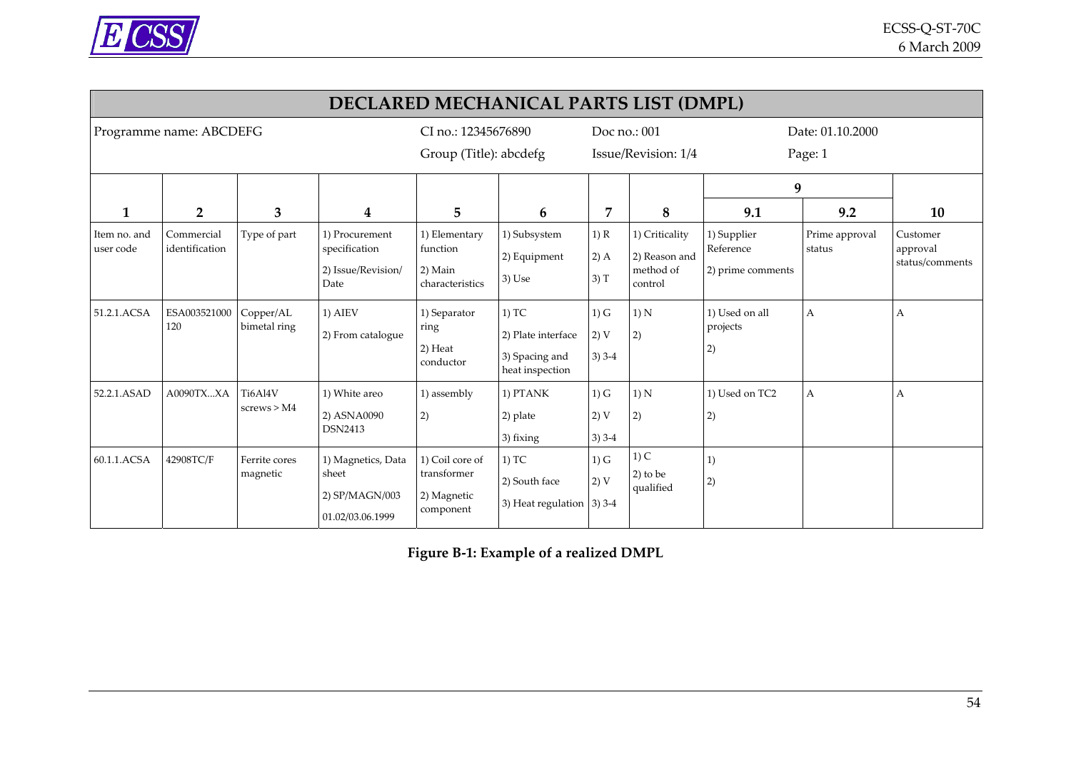| DECLARED MECHANICAL PARTS LIST (DMPL) | | | | | | | | | | |
|---|---|---|---|---|---|---|---|---|---|---|
| Programme name: ABCDEFG | | | | CI no.: 12345676890<br>Group (Title): abcdefg | | Doc no.: 001<br>Issue/Revision: 1/4 | | | Date: 01.10.2000<br>Page: 1 | |
| | | | | | | | | 9 | | |
| 1 | 2 | 3 | 4 | 5 | 6 | 7 | 8 | 9.1 | 9.2 | 10 |
| Item no. and user code | Commercial identification | Type of part | 1) Procurement specification<br>2) Issue/Revision/ Date | 1) Elementary function<br>2) Main characteristics | 1) Subsystem<br>2) Equipment<br>3) Use | 1) R<br>2) A<br>3) T | 1) Criticality<br>2) Reason and method of control | 1) Supplier Reference<br>2) prime comments | Prime approval status | Customer approval status/comments |
| 51.2.1.ACSA | ESA003521000 120 | Copper/AL bimetal ring | 1) AIEV<br>2) From catalogue | 1) Separator ring<br>2) Heat conductor | 1) TC<br>2) Plate interface<br>3) Spacing and heat inspection | 1) G<br>2) V<br>3) 3-4 | 1) N<br>2) | 1) Used on all projects<br>2) | A | A |
| 52.2.1.ASAD | A0090TX...XA | Ti6Al4V screws > M4 | 1) White areo<br>2) ASNA0090 DSN2413 | 1) assembly<br>2) | 1) PTANK<br>2) plate<br>3) fixing | 1) G<br>2) V<br>3) 3-4 | 1) N<br>2) | 1) Used on TC2<br>2) | A | A |
| 60.1.1.ACSA | 42908TC/F | Ferrite cores magnetic | 1) Magnetics, Data sheet<br>2) SP/MAGN/003<br>01.02/03.06.1999 | 1) Coil core of transformer<br>2) Magnetic component | 1) TC<br>2) South face<br>3) Heat regulation | 1) G<br>2) V<br>3) 3-4 | 1) C<br>2) to be qualified | 1)<br>2) | | |

**Figure B-1: Example of a realized DMPL**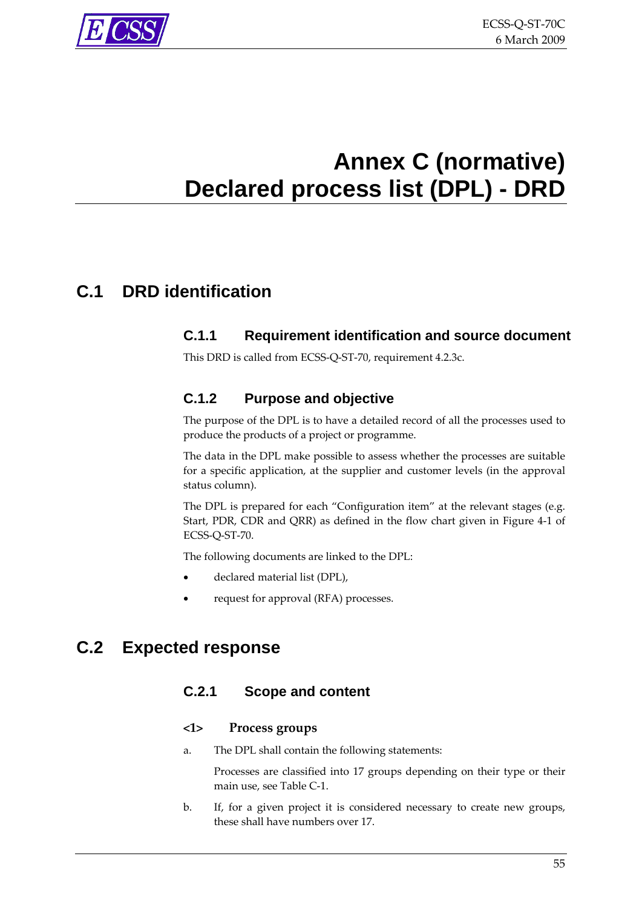# Annex C (normative) Declared process list (DPL) - DRD

## C.1 DRD identification

### C.1.1 Requirement identification and source document

This DRD is called from ECSS-Q-ST-70, requirement 4.2.3c.

### C.1.2 Purpose and objective

The purpose of the DPL is to have a detailed record of all the processes used to produce the products of a project or programme.

The data in the DPL make possible to assess whether the processes are suitable for a specific application, at the supplier and customer levels (in the approval status column).

The DPL is prepared for each "Configuration item" at the relevant stages (e.g. Start, PDR, CDR and QRR) as defined in the flow chart given in Figure 4-1 of ECSS-Q-ST-70.

The following documents are linked to the DPL:

- declared material list (DPL),
- request for approval (RFA) processes.

## C.2 Expected response

### C.2.1 Scope and content

#### <1> Process groups

a. The DPL shall contain the following statements:

   Processes are classified into 17 groups depending on their type or their main use, see Table C-1.

b. If, for a given project it is considered necessary to create new groups, these shall have numbers over 17.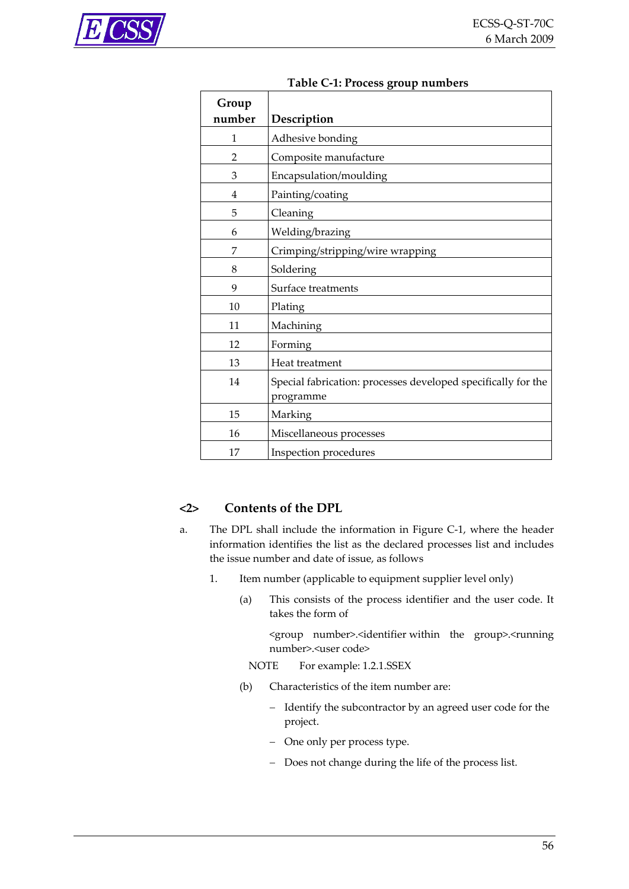**Table C-1: Process group numbers**

| Group number | Description |
|---|---|
| 1 | Adhesive bonding |
| 2 | Composite manufacture |
| 3 | Encapsulation/moulding |
| 4 | Painting/coating |
| 5 | Cleaning |
| 6 | Welding/brazing |
| 7 | Crimping/stripping/wire wrapping |
| 8 | Soldering |
| 9 | Surface treatments |
| 10 | Plating |
| 11 | Machining |
| 12 | Forming |
| 13 | Heat treatment |
| 14 | Special fabrication: processes developed specifically for the programme |
| 15 | Marking |
| 16 | Miscellaneous processes |
| 17 | Inspection procedures |

## <2> Contents of the DPL

a. The DPL shall include the information in Figure C-1, where the header information identifies the list as the declared processes list and includes the issue number and date of issue, as follows

1. Item number (applicable to equipment supplier level only)

   (a) This consists of the process identifier and the user code. It takes the form of

   <group number>.<identifier within the group>.<running number>.<user code>

   NOTE For example: 1.2.1.SSEX

   (b) Characteristics of the item number are:

   - Identify the subcontractor by an agreed user code for the project.
   - One only per process type.
   - Does not change during the life of the process list.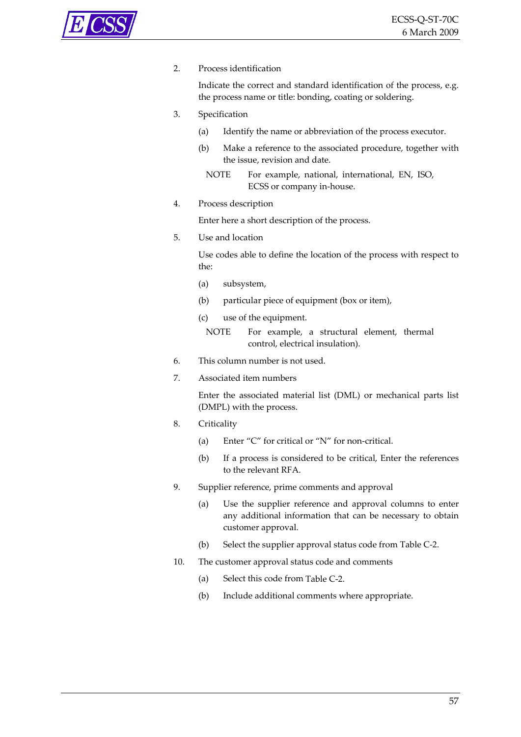2. Process identification

   Indicate the correct and standard identification of the process, e.g. the process name or title: bonding, coating or soldering.

3. Specification

   (a) Identify the name or abbreviation of the process executor.

   (b) Make a reference to the associated procedure, together with the issue, revision and date.

   NOTE For example, national, international, EN, ISO, ECSS or company in-house.

4. Process description

   Enter here a short description of the process.

5. Use and location

   Use codes able to define the location of the process with respect to the:

   (a) subsystem,

   (b) particular piece of equipment (box or item),

   (c) use of the equipment.

   NOTE For example, a structural element, thermal control, electrical insulation).

6. This column number is not used.

7. Associated item numbers

   Enter the associated material list (DML) or mechanical parts list (DMPL) with the process.

8. Criticality

   (a) Enter “C” for critical or “N” for non-critical.

   (b) If a process is considered to be critical, Enter the references to the relevant RFA.

9. Supplier reference, prime comments and approval

   (a) Use the supplier reference and approval columns to enter any additional information that can be necessary to obtain customer approval.

   (b) Select the supplier approval status code from Table C-2.

10. The customer approval status code and comments

    (a) Select this code from Table C-2.

    (b) Include additional comments where appropriate.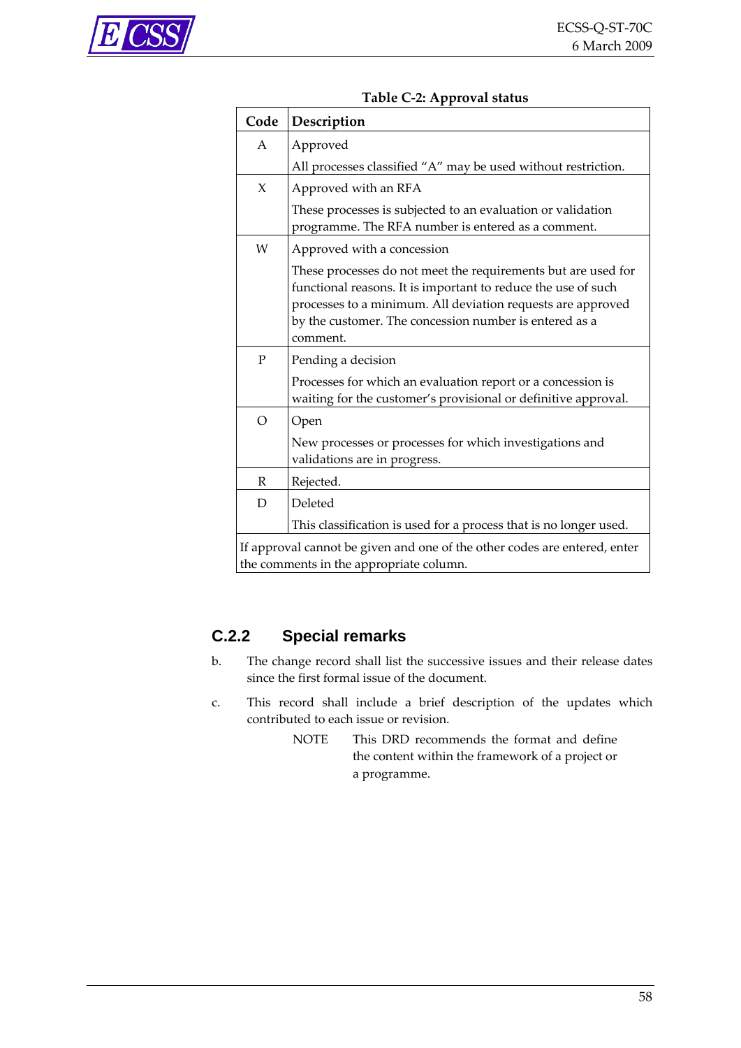**Table C-2: Approval status**

| Code | Description |
|---|---|
| A | Approved<br>All processes classified “A” may be used without restriction. |
| X | Approved with an RFA<br>These processes is subjected to an evaluation or validation programme. The RFA number is entered as a comment. |
| W | Approved with a concession<br>These processes do not meet the requirements but are used for functional reasons. It is important to reduce the use of such processes to a minimum. All deviation requests are approved by the customer. The concession number is entered as a comment. |
| P | Pending a decision<br>Processes for which an evaluation report or a concession is waiting for the customer’s provisional or definitive approval. |
| O | Open<br>New processes or processes for which investigations and validations are in progress. |
| R | Rejected. |
| D | Deleted<br>This classification is used for a process that is no longer used. |
| If approval cannot be given and one of the other codes are entered, enter the comments in the appropriate column. | |

## C.2.2 Special remarks

b. The change record shall list the successive issues and their release dates since the first formal issue of the document.

c. This record shall include a brief description of the updates which contributed to each issue or revision.

NOTE This DRD recommends the format and define the content within the framework of a project or a programme.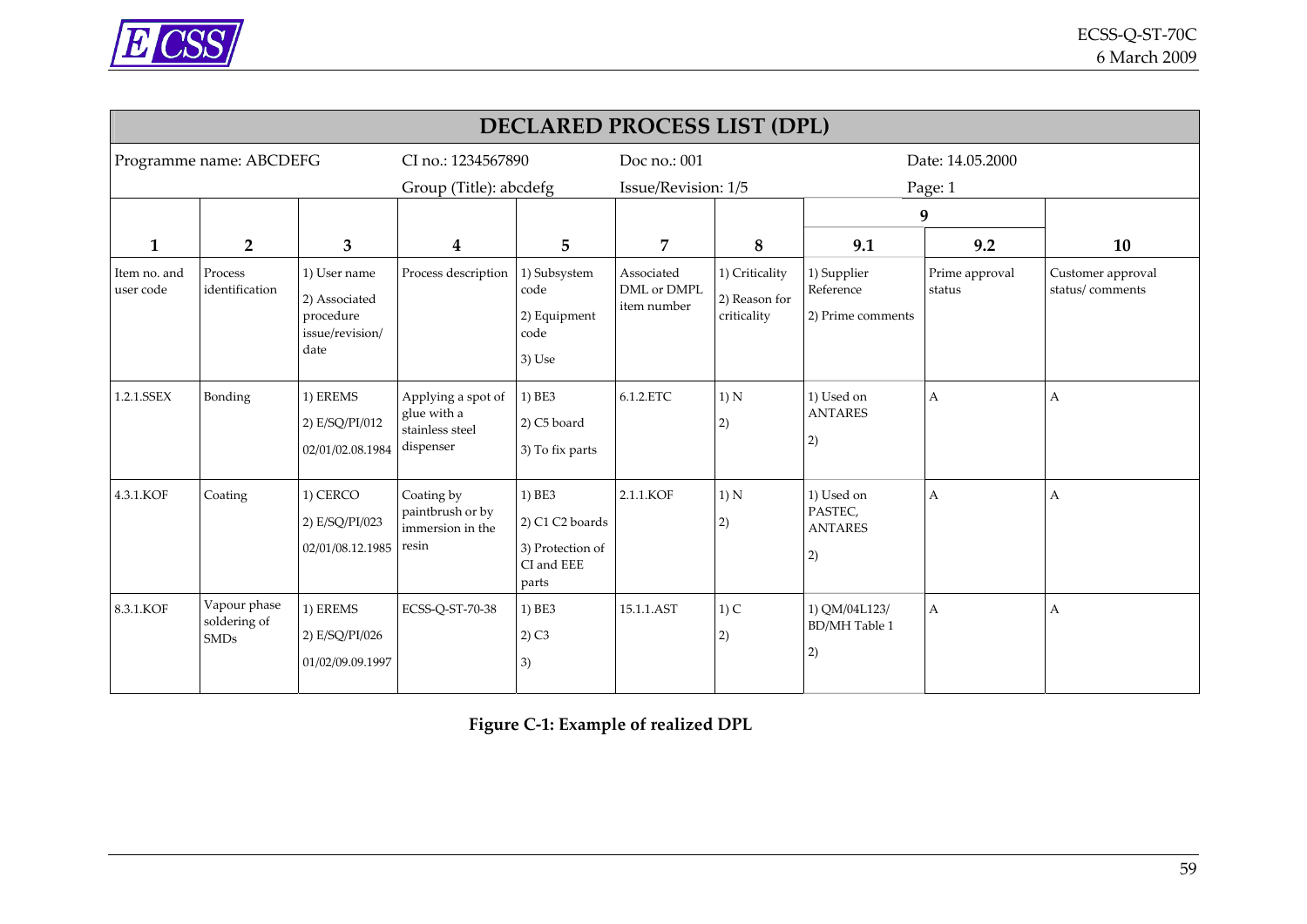| DECLARED PROCESS LIST (DPL) | | | | | | | | | |
|---|---|---|---|---|---|---|---|---|---|
| Programme name: ABCDEFG | | | CI no.: 1234567890<br>Group (Title): abcdefg | | Doc no.: 001<br>Issue/Revision: 1/5 | | | Date: 14.05.2000<br>Page: 1 | |
| | | | | | | | 9 | | |
| 1 | 2 | 3 | 4 | 5 | 7 | 8 | 9.1 | 9.2 | 10 |
| Item no. and user code | Process identification | 1) User name<br>2) Associated procedure issue/revision/ date | Process description | 1) Subsystem code<br>2) Equipment code<br>3) Use | Associated DML or DMPL item number | 1) Criticality<br>2) Reason for criticality | 1) Supplier Reference<br>2) Prime comments | Prime approval status | Customer approval status/ comments |
| 1.2.1.SSEX | Bonding | 1) EREMS<br>2) E/SQ/PI/012<br>02/01/02.08.1984 | Applying a spot of glue with a stainless steel dispenser | 1) BE3<br>2) C5 board<br>3) To fix parts | 6.1.2.ETC | 1) N<br>2) | 1) Used on ANTARES<br>2) | A | A |
| 4.3.1.KOF | Coating | 1) CERCO<br>2) E/SQ/PI/023<br>02/01/08.12.1985 | Coating by paintbrush or by immersion in the resin | 1) BE3<br>2) C1 C2 boards<br>3) Protection of CI and EEE parts | 2.1.1.KOF | 1) N<br>2) | 1) Used on PASTEC, ANTARES<br>2) | A | A |
| 8.3.1.KOF | Vapour phase soldering of SMDs | 1) EREMS<br>2) E/SQ/PI/026<br>01/02/09.09.1997 | ECSS-Q-ST-70-38 | 1) BE3<br>2) C3<br>3) | 15.1.1.AST | 1) C<br>2) | 1) QM/04L123/ BD/MH Table 1<br>2) | A | A |

**Figure C-1: Example of realized DPL**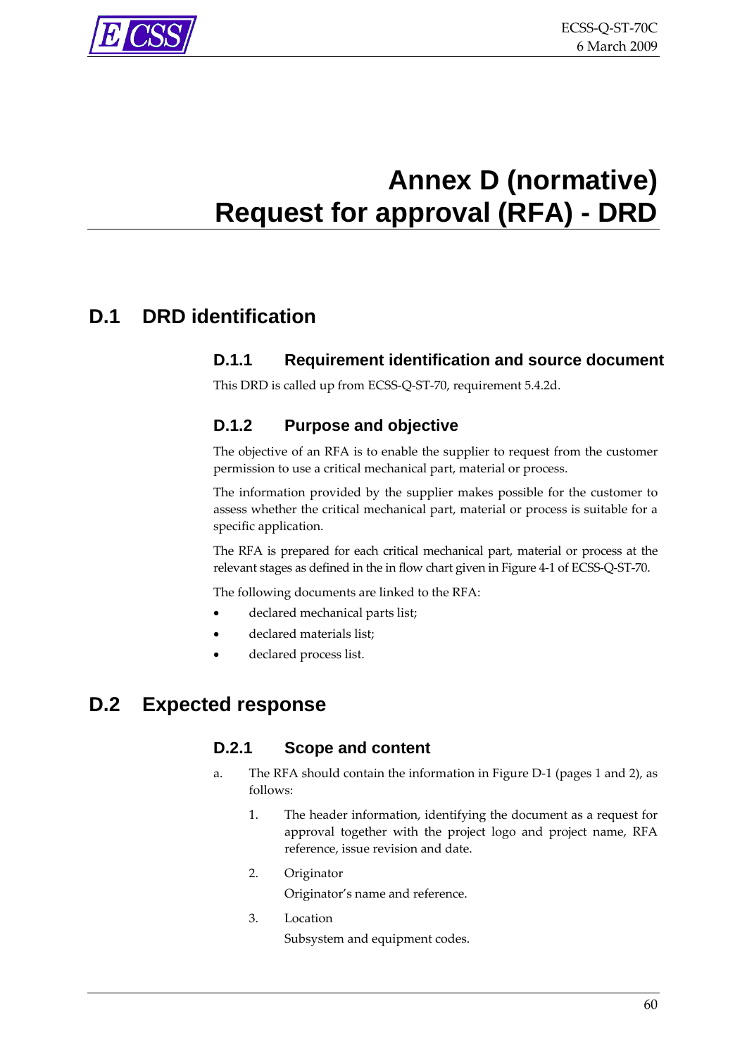# Annex D (normative) Request for approval (RFA) - DRD

## D.1 DRD identification

### D.1.1 Requirement identification and source document

This DRD is called up from ECSS-Q-ST-70, requirement 5.4.2d.

### D.1.2 Purpose and objective

The objective of an RFA is to enable the supplier to request from the customer permission to use a critical mechanical part, material or process.

The information provided by the supplier makes possible for the customer to assess whether the critical mechanical part, material or process is suitable for a specific application.

The RFA is prepared for each critical mechanical part, material or process at the relevant stages as defined in the in flow chart given in Figure 4-1 of ECSS-Q-ST-70.

The following documents are linked to the RFA:

- declared mechanical parts list;
- declared materials list;
- declared process list.

## D.2 Expected response

### D.2.1 Scope and content

a. The RFA should contain the information in Figure D-1 (pages 1 and 2), as follows:

  1. The header information, identifying the document as a request for approval together with the project logo and project name, RFA reference, issue revision and date.

  2. Originator

     Originator's name and reference.

  3. Location

     Subsystem and equipment codes.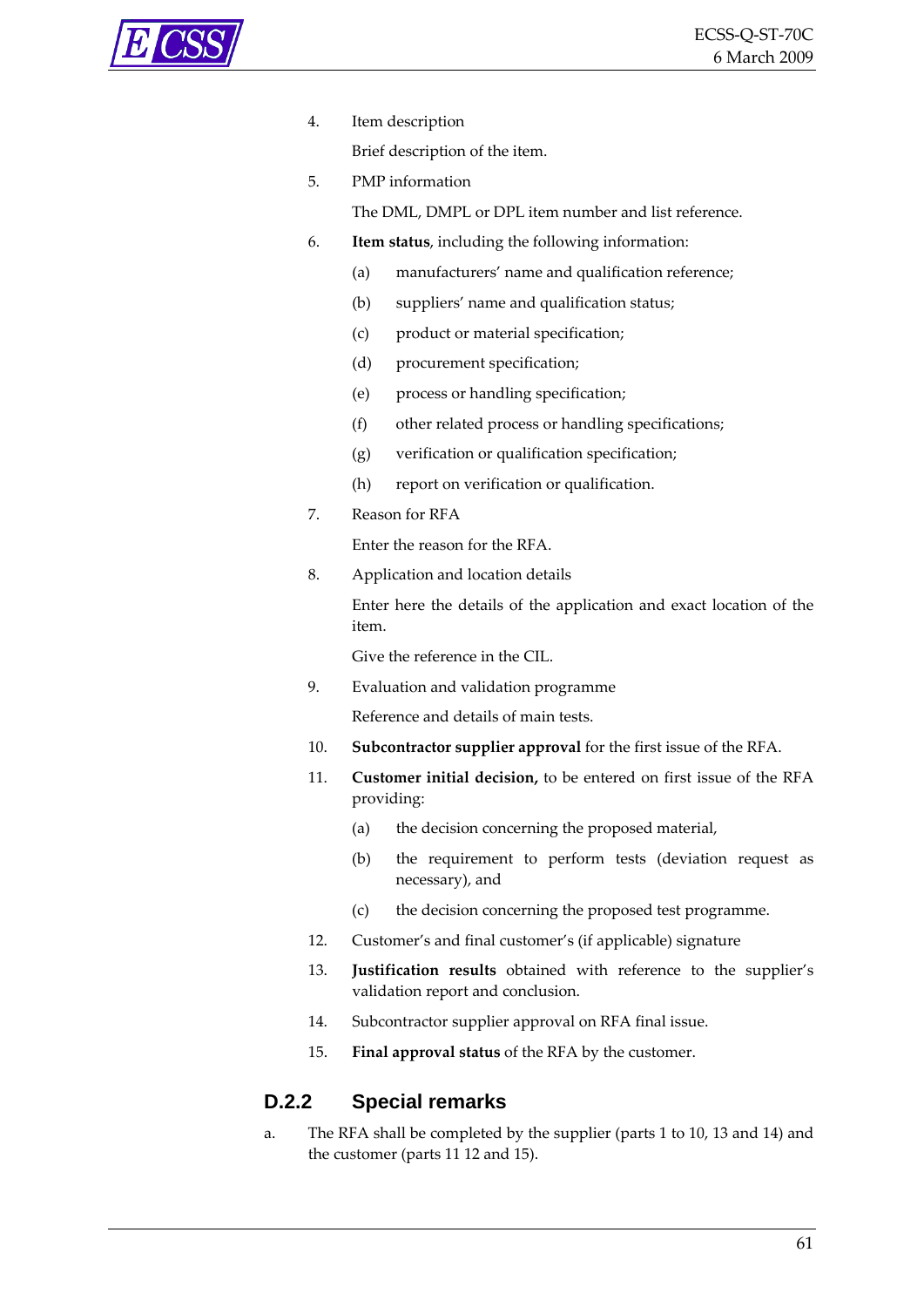4. Item description

   Brief description of the item.

5. PMP information

   The DML, DMPL or DPL item number and list reference.

6. **Item status**, including the following information:

   (a) manufacturers' name and qualification reference;

   (b) suppliers' name and qualification status;

   (c) product or material specification;

   (d) procurement specification;

   (e) process or handling specification;

   (f) other related process or handling specifications;

   (g) verification or qualification specification;

   (h) report on verification or qualification.

7. Reason for RFA

   Enter the reason for the RFA.

8. Application and location details

   Enter here the details of the application and exact location of the item.

   Give the reference in the CIL.

9. Evaluation and validation programme

   Reference and details of main tests.

10. **Subcontractor supplier approval** for the first issue of the RFA.

11. **Customer initial decision,** to be entered on first issue of the RFA providing:

    (a) the decision concerning the proposed material,

    (b) the requirement to perform tests (deviation request as necessary), and

    (c) the decision concerning the proposed test programme.

12. Customer's and final customer's (if applicable) signature

13. **Justification results** obtained with reference to the supplier's validation report and conclusion.

14. Subcontractor supplier approval on RFA final issue.

15. **Final approval status** of the RFA by the customer.

## D.2.2 Special remarks

a. The RFA shall be completed by the supplier (parts 1 to 10, 13 and 14) and the customer (parts 11 12 and 15).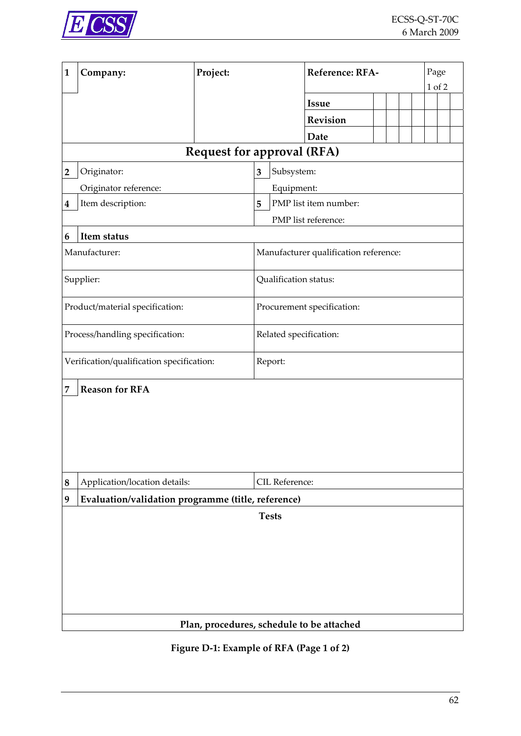| 1 | Company: | Project: | Reference: RFA- | Page 1 of 2 |
|---|---|---|---|---|
| | | | Issue | |
| | | | Revision | |
| | | | Date | |

**Request for approval (RFA)**

| | | | |
|---|---|---|---|
| **2** | Originator:<br>Originator reference: | **3** | Subsystem:<br>Equipment: |
| **4** | Item description: | **5** | PMP list item number:<br>PMP list reference: |

| **6** Item status | |
|---|---|
| Manufacturer: | Manufacturer qualification reference: |
| Supplier: | Qualification status: |
| Product/material specification: | Procurement specification: |
| Process/handling specification: | Related specification: |
| Verification/qualification specification: | Report: |

| **7** Reason for RFA |
|---|
| |

| **8** Application/location details: | CIL Reference: |
|---|---|

| **9** Evaluation/validation programme (title, reference) |
|---|
| **Tests** |
| |
| **Plan, procedures, schedule to be attached** |

Figure D-1: Example of RFA (Page 1 of 2)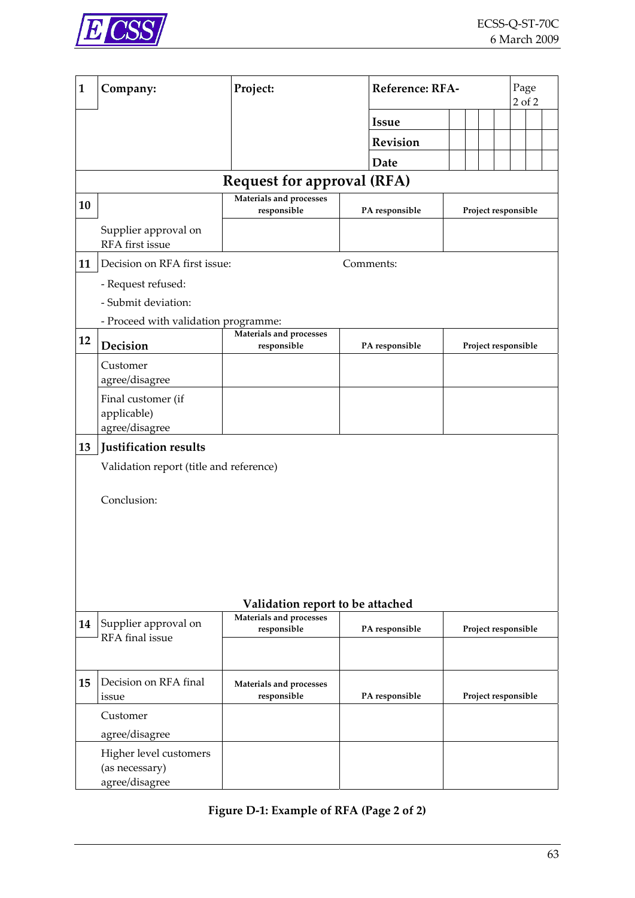| 1 | Company: | Project: | Reference: RFA- | Page 2 of 2 |
|---|---|---|---|---|
| | | | Issue | |
| | | | Revision | |
| | | | Date | |

**Request for approval (RFA)**

| 10 | | Materials and processes responsible | PA responsible | Project responsible |
|---|---|---|---|---|
| | Supplier approval on RFA first issue | | | |

| 11 | Decision on RFA first issue: | Comments: |
|---|---|---|
| | - Request refused: | |
| | - Submit deviation: | |
| | - Proceed with validation programme: | |

| 12 | Decision | Materials and processes responsible | PA responsible | Project responsible |
|---|---|---|---|---|
| | Customer agree/disagree | | | |
| | Final customer (if applicable) agree/disagree | | | |

| 13 | Justification results |
|---|---|
| | Validation report (title and reference) |
| | Conclusion: |
| | **Validation report to be attached** |

| 14 | Supplier approval on RFA final issue | Materials and processes responsible | PA responsible | Project responsible |
|---|---|---|---|---|
| | | | | |

| 15 | Decision on RFA final issue | Materials and processes responsible | PA responsible | Project responsible |
|---|---|---|---|---|
| | Customer agree/disagree | | | |
| | Higher level customers (as necessary) agree/disagree | | | |

**Figure D-1: Example of RFA (Page 2 of 2)**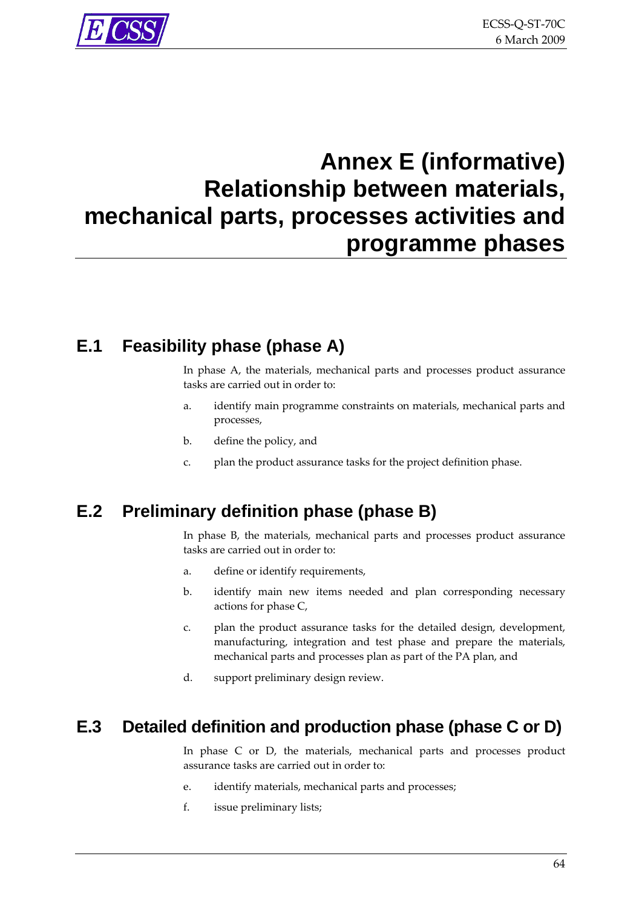# Annex E (informative) Relationship between materials, mechanical parts, processes activities and programme phases

## E.1 Feasibility phase (phase A)

In phase A, the materials, mechanical parts and processes product assurance tasks are carried out in order to:

a. identify main programme constraints on materials, mechanical parts and processes,

b. define the policy, and

c. plan the product assurance tasks for the project definition phase.

## E.2 Preliminary definition phase (phase B)

In phase B, the materials, mechanical parts and processes product assurance tasks are carried out in order to:

a. define or identify requirements,

b. identify main new items needed and plan corresponding necessary actions for phase C,

c. plan the product assurance tasks for the detailed design, development, manufacturing, integration and test phase and prepare the materials, mechanical parts and processes plan as part of the PA plan, and

d. support preliminary design review.

## E.3 Detailed definition and production phase (phase C or D)

In phase C or D, the materials, mechanical parts and processes product assurance tasks are carried out in order to:

e. identify materials, mechanical parts and processes;

f. issue preliminary lists;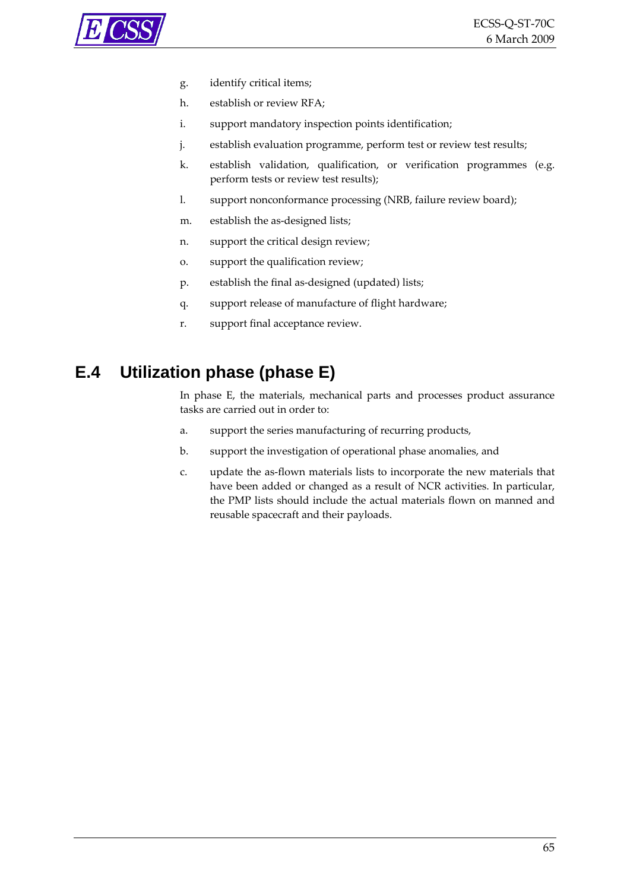g. identify critical items;

h. establish or review RFA;

i. support mandatory inspection points identification;

j. establish evaluation programme, perform test or review test results;

k. establish validation, qualification, or verification programmes (e.g. perform tests or review test results);

l. support nonconformance processing (NRB, failure review board);

m. establish the as-designed lists;

n. support the critical design review;

o. support the qualification review;

p. establish the final as-designed (updated) lists;

q. support release of manufacture of flight hardware;

r. support final acceptance review.

## E.4 Utilization phase (phase E)

In phase E, the materials, mechanical parts and processes product assurance tasks are carried out in order to:

a. support the series manufacturing of recurring products,

b. support the investigation of operational phase anomalies, and

c. update the as-flown materials lists to incorporate the new materials that have been added or changed as a result of NCR activities. In particular, the PMP lists should include the actual materials flown on manned and reusable spacecraft and their payloads.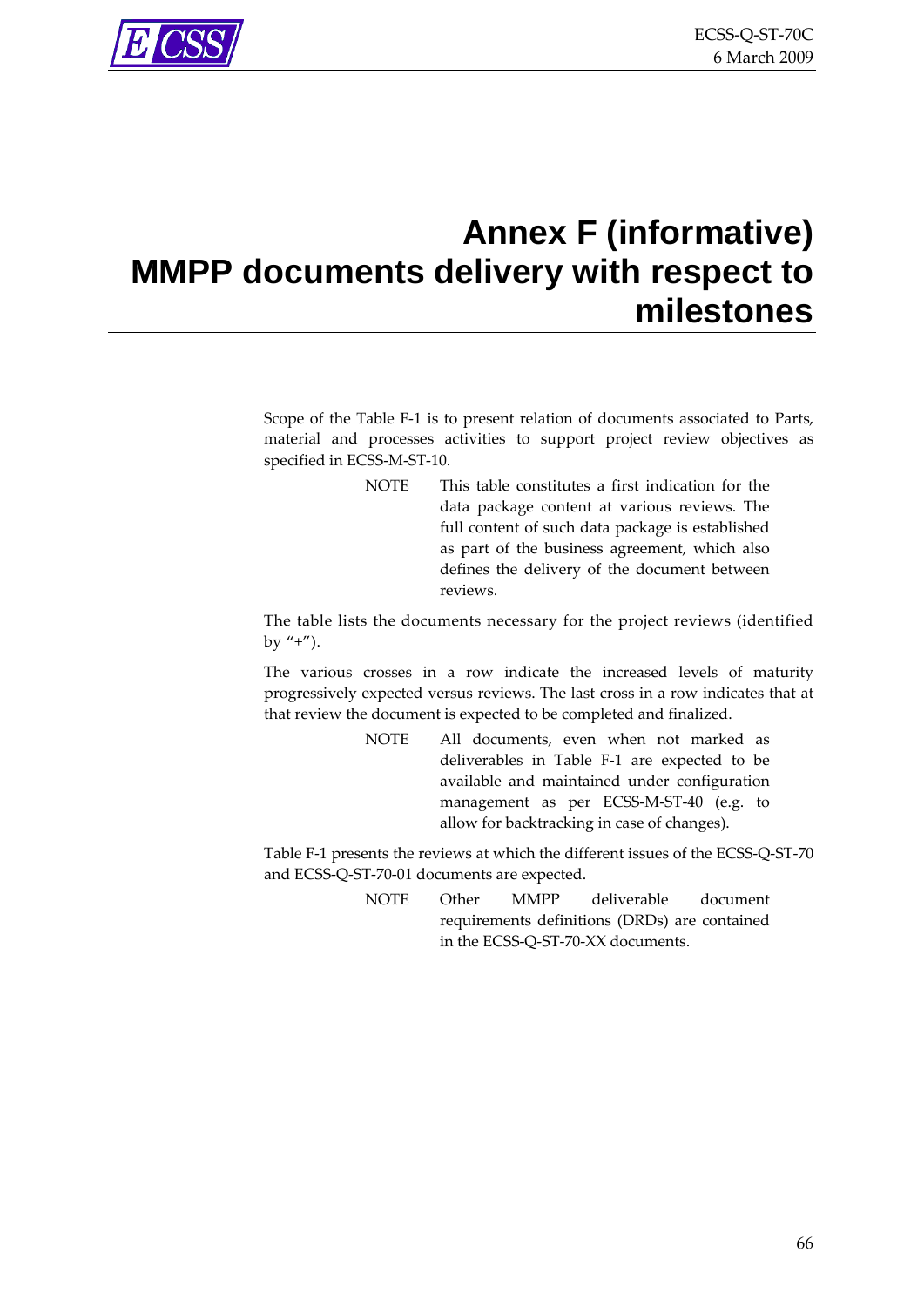# Annex F (informative) MMPP documents delivery with respect to milestones

Scope of the Table F-1 is to present relation of documents associated to Parts, material and processes activities to support project review objectives as specified in ECSS-M-ST-10.

NOTE This table constitutes a first indication for the data package content at various reviews. The full content of such data package is established as part of the business agreement, which also defines the delivery of the document between reviews.

The table lists the documents necessary for the project reviews (identified by "+").

The various crosses in a row indicate the increased levels of maturity progressively expected versus reviews. The last cross in a row indicates that at that review the document is expected to be completed and finalized.

NOTE All documents, even when not marked as deliverables in Table F-1 are expected to be available and maintained under configuration management as per ECSS-M-ST-40 (e.g. to allow for backtracking in case of changes).

Table F-1 presents the reviews at which the different issues of the ECSS-Q-ST-70 and ECSS-Q-ST-70-01 documents are expected.

NOTE Other MMPP deliverable document requirements definitions (DRDs) are contained in the ECSS-Q-ST-70-XX documents.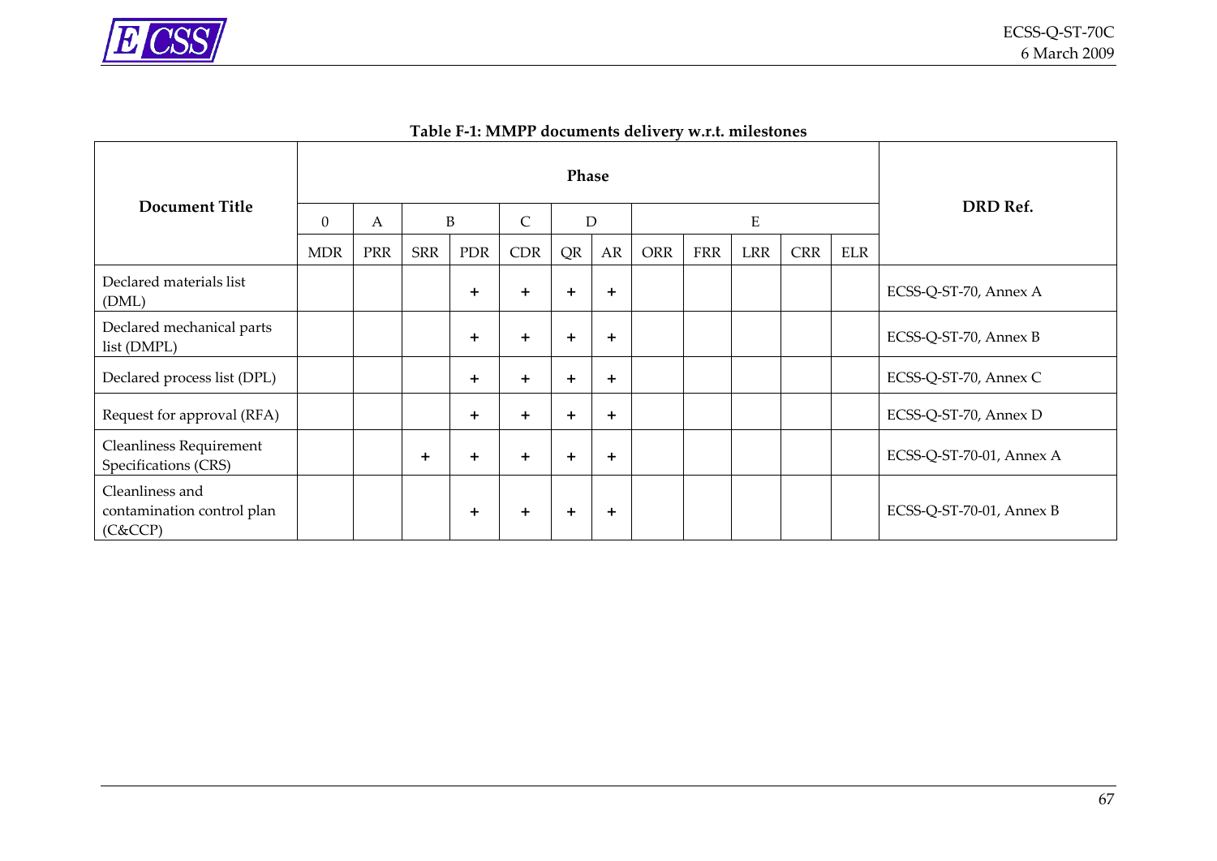**Table F-1: MMPP documents delivery w.r.t. milestones**

| Document Title | Phase | | | | | | | | | | | | DRD Ref. |
|---|---|---|---|---|---|---|---|---|---|---|---|---|---|
| | 0 | A | B | | C | D | | E | | | | | |
| | MDR | PRR | SRR | PDR | CDR | QR | AR | ORR | FRR | LRR | CRR | ELR | |
| Declared materials list (DML) | | | | + | + | + | + | | | | | | ECSS-Q-ST-70, Annex A |
| Declared mechanical parts list (DMPL) | | | | + | + | + | + | | | | | | ECSS-Q-ST-70, Annex B |
| Declared process list (DPL) | | | | + | + | + | + | | | | | | ECSS-Q-ST-70, Annex C |
| Request for approval (RFA) | | | | + | + | + | + | | | | | | ECSS-Q-ST-70, Annex D |
| Cleanliness Requirement Specifications (CRS) | | | + | + | + | + | + | | | | | | ECSS-Q-ST-70-01, Annex A |
| Cleanliness and contamination control plan (C&CCP) | | | | + | + | + | + | | | | | | ECSS-Q-ST-70-01, Annex B |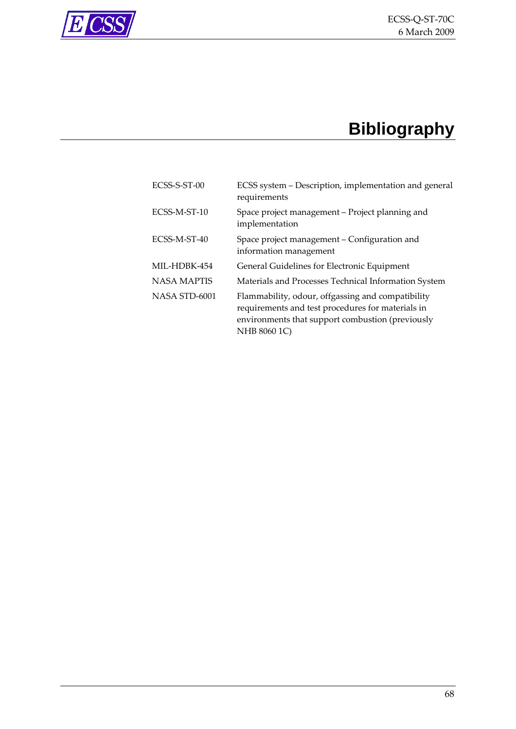# Bibliography

| | |
|---|---|
| ECSS-S-ST-00 | ECSS system – Description, implementation and general requirements |
| ECSS-M-ST-10 | Space project management – Project planning and implementation |
| ECSS-M-ST-40 | Space project management – Configuration and information management |
| MIL-HDBK-454 | General Guidelines for Electronic Equipment |
| NASA MAPTIS | Materials and Processes Technical Information System |
| NASA STD-6001 | Flammability, odour, offgassing and compatibility requirements and test procedures for materials in environments that support combustion (previously NHB 8060 1C) |